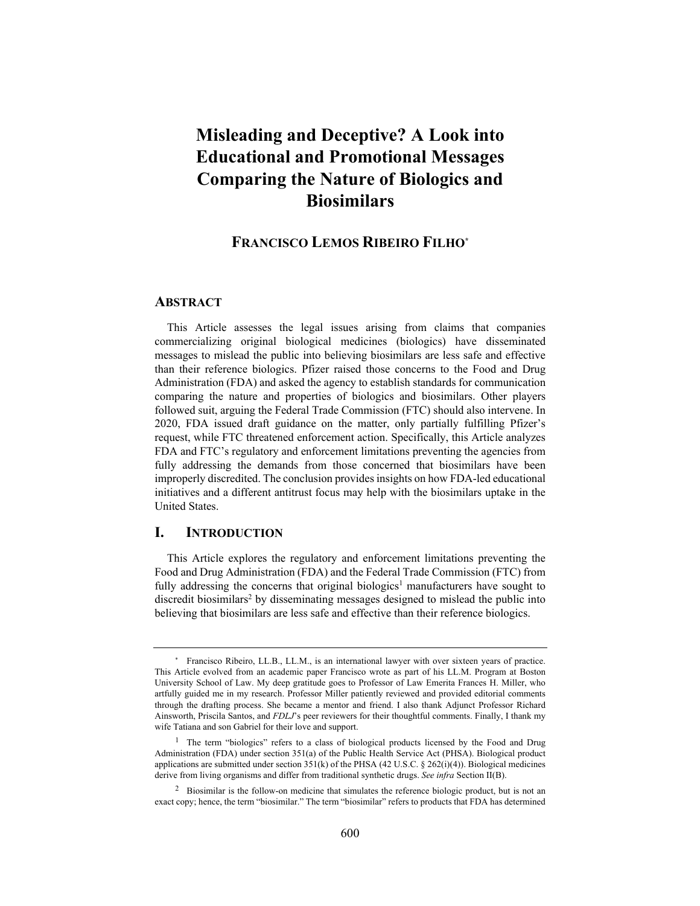# Misleading and Deceptive? A Look into Educational and Promotional Messages Comparing the Nature of Biologics and Biosimilars

**FRANCISCO LEMOS RIBEIRO FILHO***

## ABSTRACT

This Article assesses the legal issues arising from claims that companies commercializing original biological medicines (biologics) have disseminated messages to mislead the public into believing biosimilars are less safe and effective than their reference biologics. Pfizer raised those concerns to the Food and Drug Administration (FDA) and asked the agency to establish standards for communication comparing the nature and properties of biologics and biosimilars. Other players followed suit, arguing the Federal Trade Commission (FTC) should also intervene. In 2020, FDA issued draft guidance on the matter, only partially fulfilling Pfizer's request, while FTC threatened enforcement action. Specifically, this Article analyzes FDA and FTC's regulatory and enforcement limitations preventing the agencies from fully addressing the demands from those concerned that biosimilars have been improperly discredited. The conclusion provides insights on how FDA-led educational initiatives and a different antitrust focus may help with the biosimilars uptake in the United States.

## I. INTRODUCTION

This Article explores the regulatory and enforcement limitations preventing the Food and Drug Administration (FDA) and the Federal Trade Commission (FTC) from fully addressing the concerns that original biologics[1] manufacturers have sought to discredit biosimilars[2] by disseminating messages designed to mislead the public into believing that biosimilars are less safe and effective than their reference biologics.

---

\* Francisco Ribeiro, LL.B., LL.M., is an international lawyer with over sixteen years of practice. This Article evolved from an academic paper Francisco wrote as part of his LL.M. Program at Boston University School of Law. My deep gratitude goes to Professor of Law Emerita Frances H. Miller, who artfully guided me in my research. Professor Miller patiently reviewed and provided editorial comments through the drafting process. She became a mentor and friend. I also thank Adjunct Professor Richard Ainsworth, Priscila Santos, and *FDLJ*'s peer reviewers for their thoughtful comments. Finally, I thank my wife Tatiana and son Gabriel for their love and support.

[1] The term "biologics" refers to a class of biological products licensed by the Food and Drug Administration (FDA) under section 351(a) of the Public Health Service Act (PHSA). Biological product applications are submitted under section 351(k) of the PHSA (42 U.S.C. § 262(i)(4)). Biological medicines derive from living organisms and differ from traditional synthetic drugs. *See infra* Section II(B).

[2] Biosimilar is the follow-on medicine that simulates the reference biologic product, but is not an exact copy; hence, the term "biosimilar." The term "biosimilar" refers to products that FDA has determined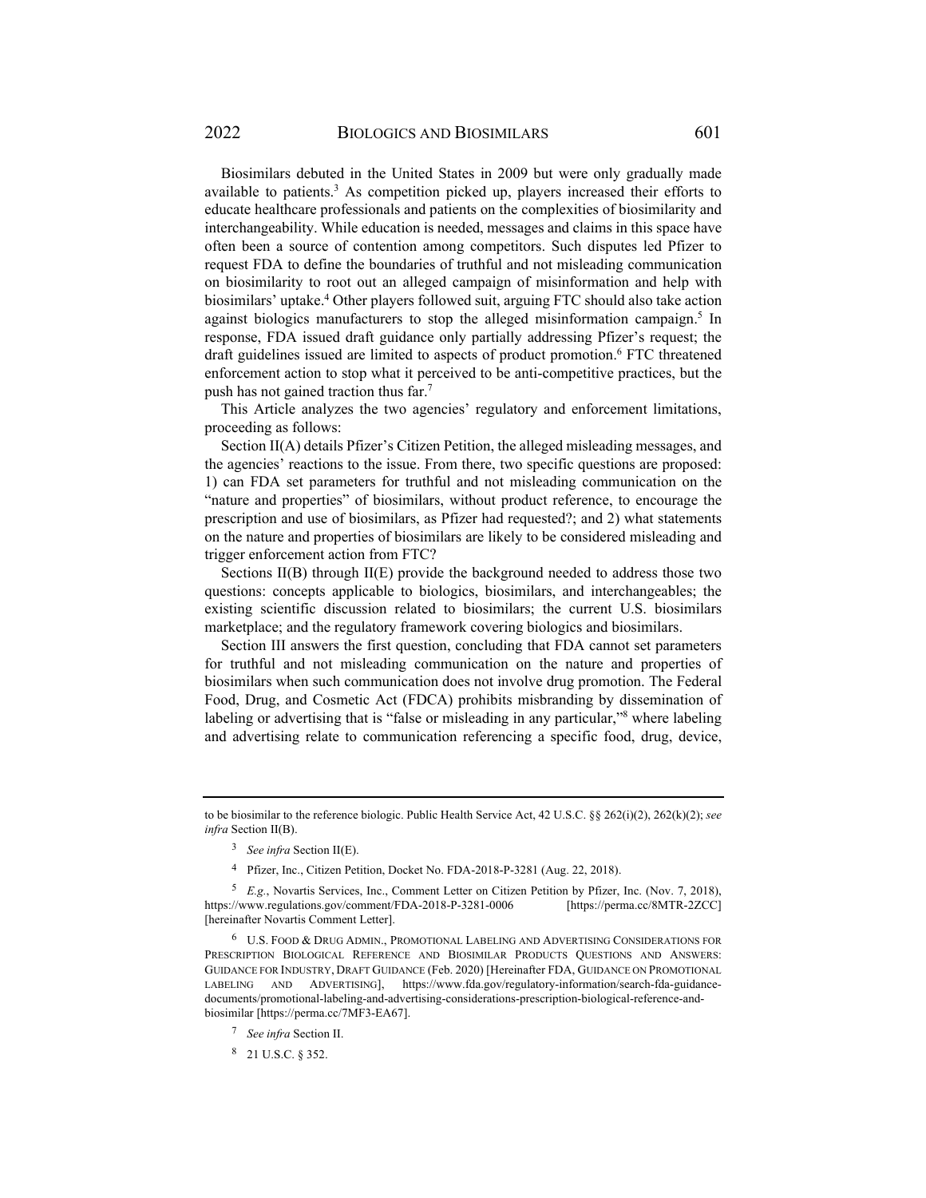Biosimilars debuted in the United States in 2009 but were only gradually made available to patients.[3] As competition picked up, players increased their efforts to educate healthcare professionals and patients on the complexities of biosimilarity and interchangeability. While education is needed, messages and claims in this space have often been a source of contention among competitors. Such disputes led Pfizer to request FDA to define the boundaries of truthful and not misleading communication on biosimilarity to root out an alleged campaign of misinformation and help with biosimilars' uptake.[4] Other players followed suit, arguing FTC should also take action against biologics manufacturers to stop the alleged misinformation campaign.[5] In response, FDA issued draft guidance only partially addressing Pfizer's request; the draft guidelines issued are limited to aspects of product promotion.[6] FTC threatened enforcement action to stop what it perceived to be anti-competitive practices, but the push has not gained traction thus far.[7]

This Article analyzes the two agencies' regulatory and enforcement limitations, proceeding as follows:

Section II(A) details Pfizer's Citizen Petition, the alleged misleading messages, and the agencies' reactions to the issue. From there, two specific questions are proposed: 1) can FDA set parameters for truthful and not misleading communication on the "nature and properties" of biosimilars, without product reference, to encourage the prescription and use of biosimilars, as Pfizer had requested?; and 2) what statements on the nature and properties of biosimilars are likely to be considered misleading and trigger enforcement action from FTC?

Sections II(B) through II(E) provide the background needed to address those two questions: concepts applicable to biologics, biosimilars, and interchangeables; the existing scientific discussion related to biosimilars; the current U.S. biosimilars marketplace; and the regulatory framework covering biologics and biosimilars.

Section III answers the first question, concluding that FDA cannot set parameters for truthful and not misleading communication on the nature and properties of biosimilars when such communication does not involve drug promotion. The Federal Food, Drug, and Cosmetic Act (FDCA) prohibits misbranding by dissemination of labeling or advertising that is "false or misleading in any particular,"[8] where labeling and advertising relate to communication referencing a specific food, drug, device,

---

to be biosimilar to the reference biologic. Public Health Service Act, 42 U.S.C. §§ 262(i)(2), 262(k)(2); *see infra* Section II(B).

[3] *See infra* Section II(E).

[4] Pfizer, Inc., Citizen Petition, Docket No. FDA-2018-P-3281 (Aug. 22, 2018).

[5] *E.g.*, Novartis Services, Inc., Comment Letter on Citizen Petition by Pfizer, Inc. (Nov. 7, 2018), https://www.regulations.gov/comment/FDA-2018-P-3281-0006 [https://perma.cc/8MTR-2ZCC] [hereinafter Novartis Comment Letter].

[6] U.S. FOOD & DRUG ADMIN., PROMOTIONAL LABELING AND ADVERTISING CONSIDERATIONS FOR PRESCRIPTION BIOLOGICAL REFERENCE AND BIOSIMILAR PRODUCTS QUESTIONS AND ANSWERS: GUIDANCE FOR INDUSTRY, DRAFT GUIDANCE (Feb. 2020) [Hereinafter FDA, GUIDANCE ON PROMOTIONAL LABELING AND ADVERTISING], https://www.fda.gov/regulatory-information/search-fda-guidance-documents/promotional-labeling-and-advertising-considerations-prescription-biological-reference-and-biosimilar [https://perma.cc/7MF3-EA67].

[7] *See infra* Section II.

[8] 21 U.S.C. § 352.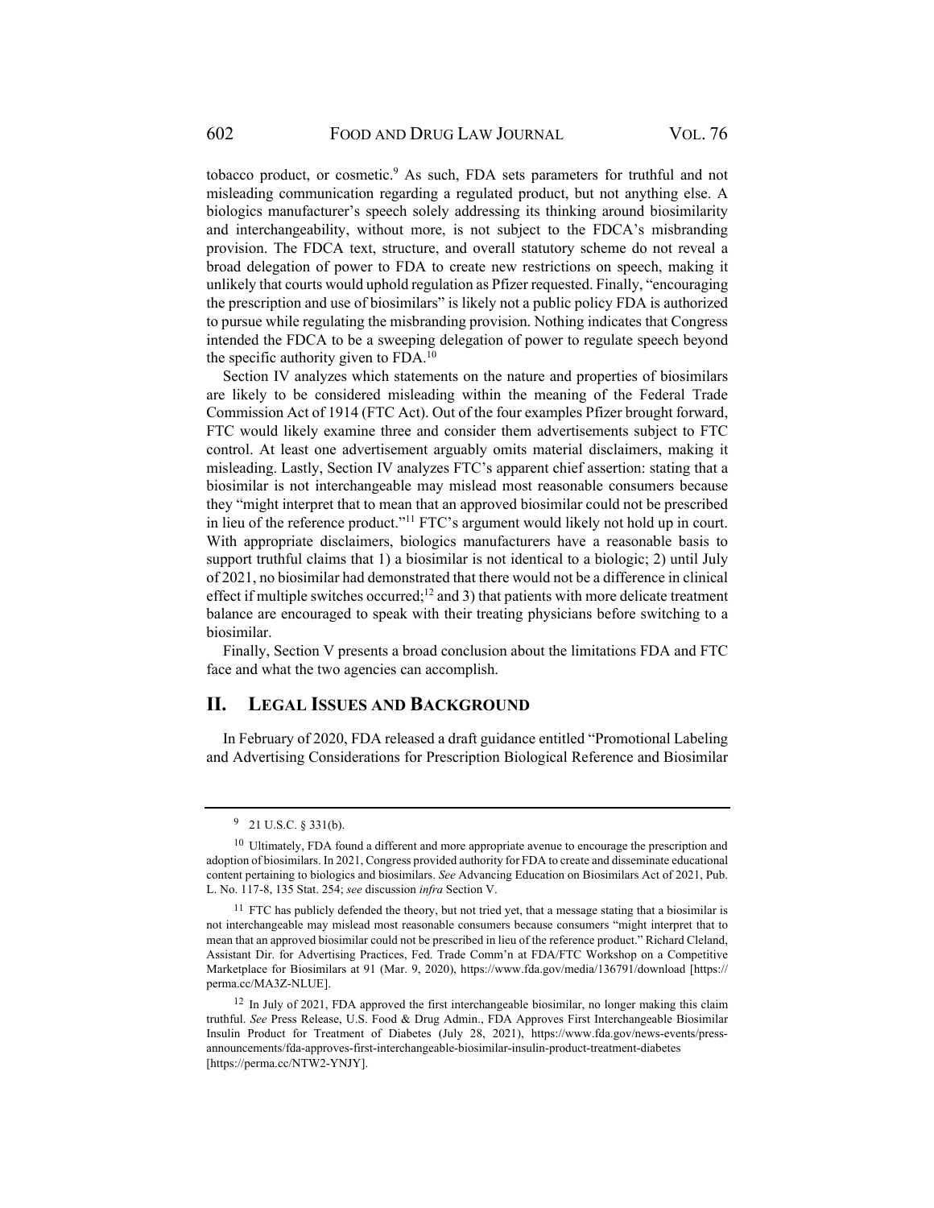tobacco product, or cosmetic.[9] As such, FDA sets parameters for truthful and not misleading communication regarding a regulated product, but not anything else. A biologics manufacturer's speech solely addressing its thinking around biosimilarity and interchangeability, without more, is not subject to the FDCA's misbranding provision. The FDCA text, structure, and overall statutory scheme do not reveal a broad delegation of power to FDA to create new restrictions on speech, making it unlikely that courts would uphold regulation as Pfizer requested. Finally, "encouraging the prescription and use of biosimilars" is likely not a public policy FDA is authorized to pursue while regulating the misbranding provision. Nothing indicates that Congress intended the FDCA to be a sweeping delegation of power to regulate speech beyond the specific authority given to FDA.[10]

Section IV analyzes which statements on the nature and properties of biosimilars are likely to be considered misleading within the meaning of the Federal Trade Commission Act of 1914 (FTC Act). Out of the four examples Pfizer brought forward, FTC would likely examine three and consider them advertisements subject to FTC control. At least one advertisement arguably omits material disclaimers, making it misleading. Lastly, Section IV analyzes FTC's apparent chief assertion: stating that a biosimilar is not interchangeable may mislead most reasonable consumers because they "might interpret that to mean that an approved biosimilar could not be prescribed in lieu of the reference product."[11] FTC's argument would likely not hold up in court. With appropriate disclaimers, biologics manufacturers have a reasonable basis to support truthful claims that 1) a biosimilar is not identical to a biologic; 2) until July of 2021, no biosimilar had demonstrated that there would not be a difference in clinical effect if multiple switches occurred;[12] and 3) that patients with more delicate treatment balance are encouraged to speak with their treating physicians before switching to a biosimilar.

Finally, Section V presents a broad conclusion about the limitations FDA and FTC face and what the two agencies can accomplish.

## II. Legal Issues and Background

In February of 2020, FDA released a draft guidance entitled "Promotional Labeling and Advertising Considerations for Prescription Biological Reference and Biosimilar

---

[9] 21 U.S.C. § 331(b).

[10] Ultimately, FDA found a different and more appropriate avenue to encourage the prescription and adoption of biosimilars. In 2021, Congress provided authority for FDA to create and disseminate educational content pertaining to biologics and biosimilars. *See* Advancing Education on Biosimilars Act of 2021, Pub. L. No. 117-8, 135 Stat. 254; *see* discussion *infra* Section V.

[11] FTC has publicly defended the theory, but not tried yet, that a message stating that a biosimilar is not interchangeable may mislead most reasonable consumers because consumers "might interpret that to mean that an approved biosimilar could not be prescribed in lieu of the reference product." Richard Cleland, Assistant Dir. for Advertising Practices, Fed. Trade Comm'n at FDA/FTC Workshop on a Competitive Marketplace for Biosimilars at 91 (Mar. 9, 2020), https://www.fda.gov/media/136791/download [https://perma.cc/MA3Z-NLUE].

[12] In July of 2021, FDA approved the first interchangeable biosimilar, no longer making this claim truthful. *See* Press Release, U.S. Food & Drug Admin., FDA Approves First Interchangeable Biosimilar Insulin Product for Treatment of Diabetes (July 28, 2021), https://www.fda.gov/news-events/press-announcements/fda-approves-first-interchangeable-biosimilar-insulin-product-treatment-diabetes [https://perma.cc/NTW2-YNJY].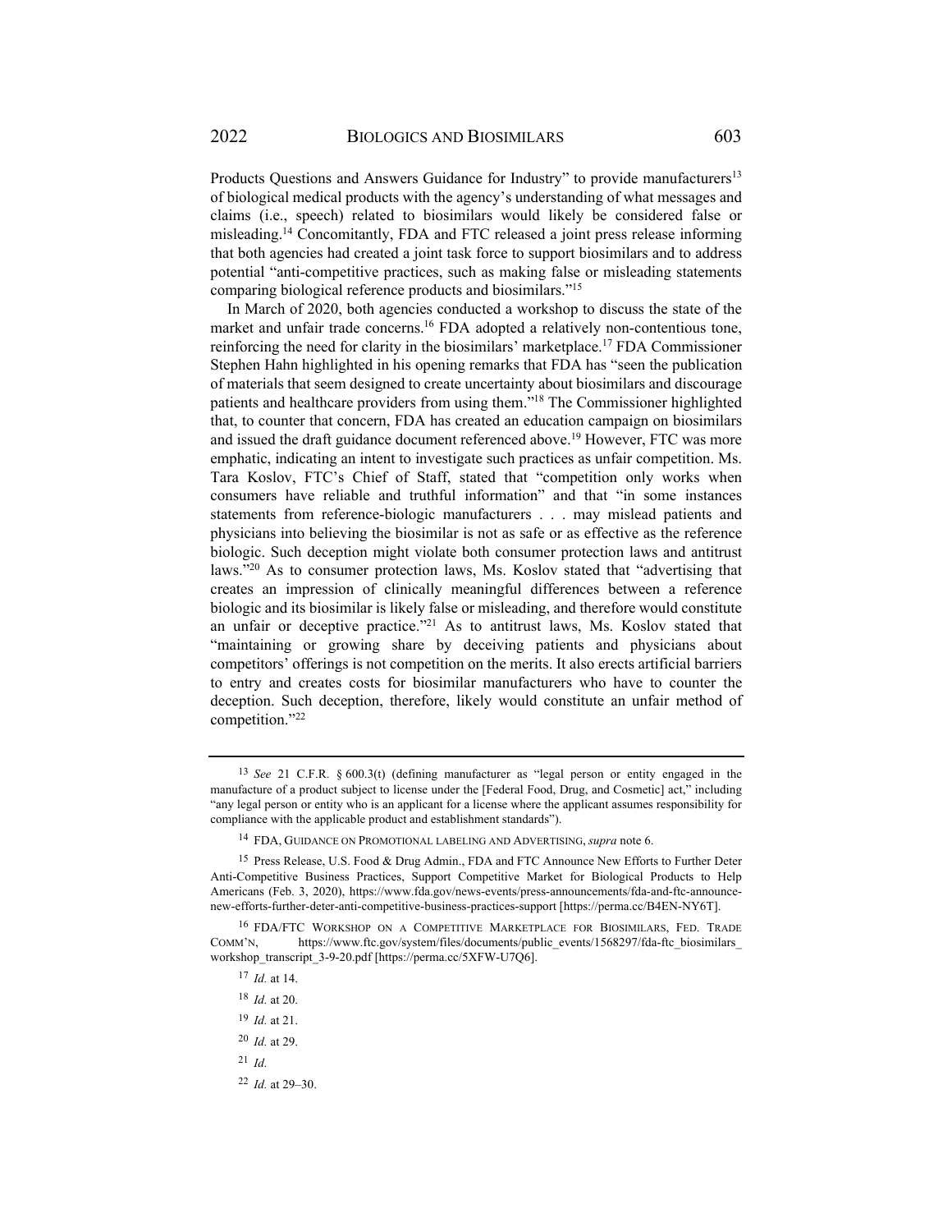Products Questions and Answers Guidance for Industry" to provide manufacturers[13] of biological medical products with the agency's understanding of what messages and claims (i.e., speech) related to biosimilars would likely be considered false or misleading.[14] Concomitantly, FDA and FTC released a joint press release informing that both agencies had created a joint task force to support biosimilars and to address potential "anti-competitive practices, such as making false or misleading statements comparing biological reference products and biosimilars."[15]

In March of 2020, both agencies conducted a workshop to discuss the state of the market and unfair trade concerns.[16] FDA adopted a relatively non-contentious tone, reinforcing the need for clarity in the biosimilars' marketplace.[17] FDA Commissioner Stephen Hahn highlighted in his opening remarks that FDA has "seen the publication of materials that seem designed to create uncertainty about biosimilars and discourage patients and healthcare providers from using them."[18] The Commissioner highlighted that, to counter that concern, FDA has created an education campaign on biosimilars and issued the draft guidance document referenced above.[19] However, FTC was more emphatic, indicating an intent to investigate such practices as unfair competition. Ms. Tara Koslov, FTC's Chief of Staff, stated that "competition only works when consumers have reliable and truthful information" and that "in some instances statements from reference-biologic manufacturers . . . may mislead patients and physicians into believing the biosimilar is not as safe or as effective as the reference biologic. Such deception might violate both consumer protection laws and antitrust laws."[20] As to consumer protection laws, Ms. Koslov stated that "advertising that creates an impression of clinically meaningful differences between a reference biologic and its biosimilar is likely false or misleading, and therefore would constitute an unfair or deceptive practice."[21] As to antitrust laws, Ms. Koslov stated that "maintaining or growing share by deceiving patients and physicians about competitors' offerings is not competition on the merits. It also erects artificial barriers to entry and creates costs for biosimilar manufacturers who have to counter the deception. Such deception, therefore, likely would constitute an unfair method of competition."[22]

---

[13] *See* 21 C.F.R. § 600.3(t) (defining manufacturer as "legal person or entity engaged in the manufacture of a product subject to license under the [Federal Food, Drug, and Cosmetic] act," including "any legal person or entity who is an applicant for a license where the applicant assumes responsibility for compliance with the applicable product and establishment standards").

[14] FDA, GUIDANCE ON PROMOTIONAL LABELING AND ADVERTISING, *supra* note 6.

[15] Press Release, U.S. Food & Drug Admin., FDA and FTC Announce New Efforts to Further Deter Anti-Competitive Business Practices, Support Competitive Market for Biological Products to Help Americans (Feb. 3, 2020), https://www.fda.gov/news-events/press-announcements/fda-and-ftc-announce-new-efforts-further-deter-anti-competitive-business-practices-support [https://perma.cc/B4EN-NY6T].

[16] FDA/FTC WORKSHOP ON A COMPETITIVE MARKETPLACE FOR BIOSIMILARS, FED. TRADE COMM'N, https://www.ftc.gov/system/files/documents/public_events/1568297/fda-ftc_biosimilars_workshop_transcript_3-9-20.pdf [https://perma.cc/5XFW-U7Q6].

[17] *Id.* at 14.

[18] *Id.* at 20.

[19] *Id.* at 21.

[20] *Id.* at 29.

[21] *Id.*

[22] *Id.* at 29–30.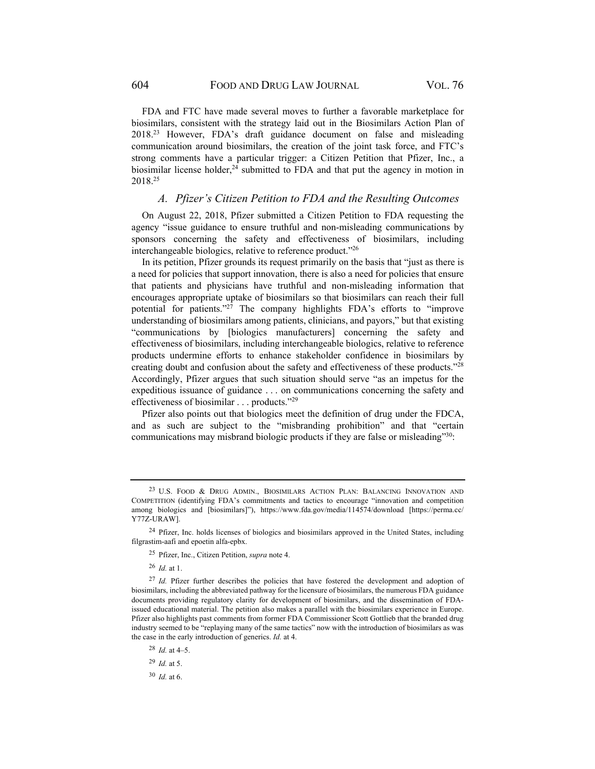FDA and FTC have made several moves to further a favorable marketplace for biosimilars, consistent with the strategy laid out in the Biosimilars Action Plan of 2018.[23] However, FDA's draft guidance document on false and misleading communication around biosimilars, the creation of the joint task force, and FTC's strong comments have a particular trigger: a Citizen Petition that Pfizer, Inc., a biosimilar license holder,[24] submitted to FDA and that put the agency in motion in 2018.[25]

### *A. Pfizer's Citizen Petition to FDA and the Resulting Outcomes*

On August 22, 2018, Pfizer submitted a Citizen Petition to FDA requesting the agency "issue guidance to ensure truthful and non-misleading communications by sponsors concerning the safety and effectiveness of biosimilars, including interchangeable biologics, relative to reference product."[26]

In its petition, Pfizer grounds its request primarily on the basis that "just as there is a need for policies that support innovation, there is also a need for policies that ensure that patients and physicians have truthful and non-misleading information that encourages appropriate uptake of biosimilars so that biosimilars can reach their full potential for patients."[27] The company highlights FDA's efforts to "improve understanding of biosimilars among patients, clinicians, and payors," but that existing "communications by [biologics manufacturers] concerning the safety and effectiveness of biosimilars, including interchangeable biologics, relative to reference products undermine efforts to enhance stakeholder confidence in biosimilars by creating doubt and confusion about the safety and effectiveness of these products."[28] Accordingly, Pfizer argues that such situation should serve "as an impetus for the expeditious issuance of guidance . . . on communications concerning the safety and effectiveness of biosimilar . . . products."[29]

Pfizer also points out that biologics meet the definition of drug under the FDCA, and as such are subject to the "misbranding prohibition" and that "certain communications may misbrand biologic products if they are false or misleading"[30]:

---

[23] U.S. Food & Drug Admin., Biosimilars Action Plan: Balancing Innovation and Competition (identifying FDA's commitments and tactics to encourage "innovation and competition among biologics and [biosimilars]"), https://www.fda.gov/media/114574/download [https://perma.cc/Y77Z-URAW].

[24] Pfizer, Inc. holds licenses of biologics and biosimilars approved in the United States, including filgrastim-aafi and epoetin alfa-epbx.

[25] Pfizer, Inc., Citizen Petition, *supra* note 4.

[26] *Id.* at 1.

[27] *Id.* Pfizer further describes the policies that have fostered the development and adoption of biosimilars, including the abbreviated pathway for the licensure of biosimilars, the numerous FDA guidance documents providing regulatory clarity for development of biosimilars, and the dissemination of FDA-issued educational material. The petition also makes a parallel with the biosimilars experience in Europe. Pfizer also highlights past comments from former FDA Commissioner Scott Gottlieb that the branded drug industry seemed to be "replaying many of the same tactics" now with the introduction of biosimilars as was the case in the early introduction of generics. *Id.* at 4.

[28] *Id.* at 4–5.

[29] *Id.* at 5.

[30] *Id.* at 6.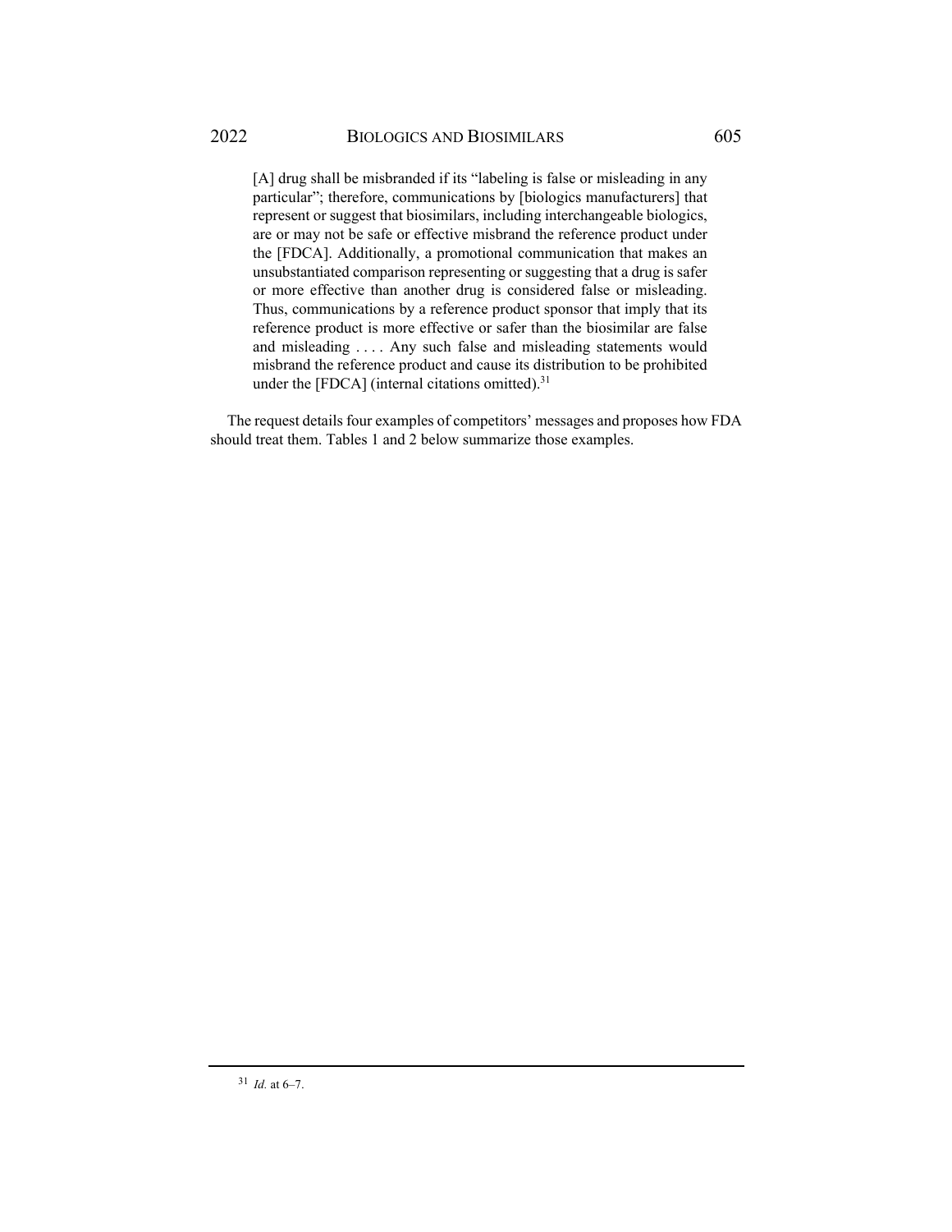> [A] drug shall be misbranded if its "labeling is false or misleading in any particular"; therefore, communications by [biologics manufacturers] that represent or suggest that biosimilars, including interchangeable biologics, are or may not be safe or effective misbrand the reference product under the [FDCA]. Additionally, a promotional communication that makes an unsubstantiated comparison representing or suggesting that a drug is safer or more effective than another drug is considered false or misleading. Thus, communications by a reference product sponsor that imply that its reference product is more effective or safer than the biosimilar are false and misleading . . . . Any such false and misleading statements would misbrand the reference product and cause its distribution to be prohibited under the [FDCA] (internal citations omitted).[31]

The request details four examples of competitors' messages and proposes how FDA should treat them. Tables 1 and 2 below summarize those examples.

---

[31] *Id.* at 6–7.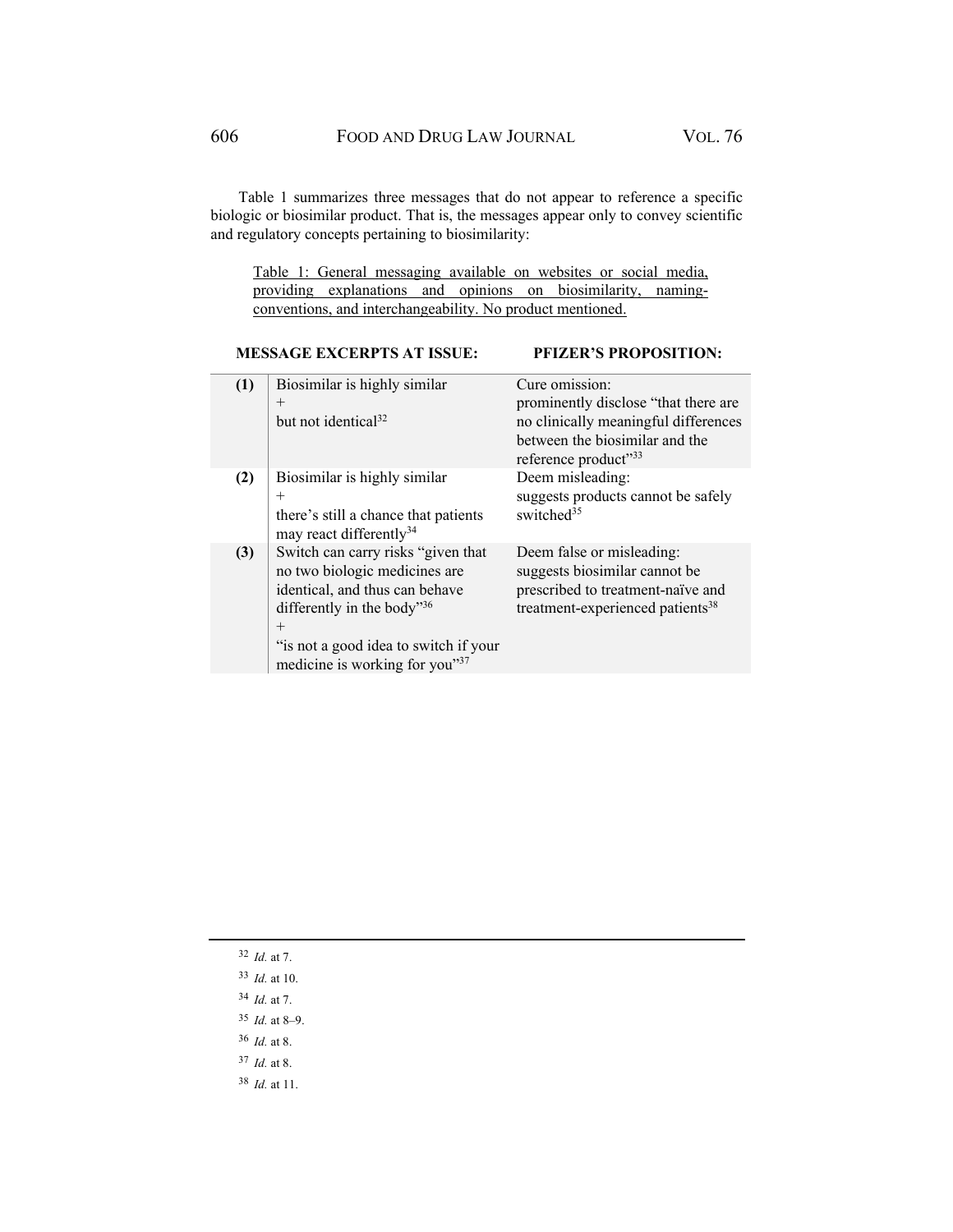Table 1 summarizes three messages that do not appear to reference a specific biologic or biosimilar product. That is, the messages appear only to convey scientific and regulatory concepts pertaining to biosimilarity:

Table 1: General messaging available on websites or social media, providing explanations and opinions on biosimilarity, naming-conventions, and interchangeability. No product mentioned.

| | MESSAGE EXCERPTS AT ISSUE: | PFIZER'S PROPOSITION: |
|---|---|---|
| **(1)** | Biosimilar is highly similar<br>+<br>but not identical[32] | Cure omission:<br>prominently disclose "that there are no clinically meaningful differences between the biosimilar and the reference product"[33] |
| **(2)** | Biosimilar is highly similar<br>+<br>there's still a chance that patients may react differently[34] | Deem misleading:<br>suggests products cannot be safely switched[35] |
| **(3)** | Switch can carry risks "given that no two biologic medicines are identical, and thus can behave differently in the body"[36]<br>+<br>"is not a good idea to switch if your medicine is working for you"[37] | Deem false or misleading:<br>suggests biosimilar cannot be prescribed to treatment-naïve and treatment-experienced patients[38] |

---

[32] *Id.* at 7.

[33] *Id.* at 10.

[34] *Id.* at 7.

[35] *Id.* at 8–9.

[36] *Id.* at 8.

[37] *Id.* at 8.

[38] *Id.* at 11.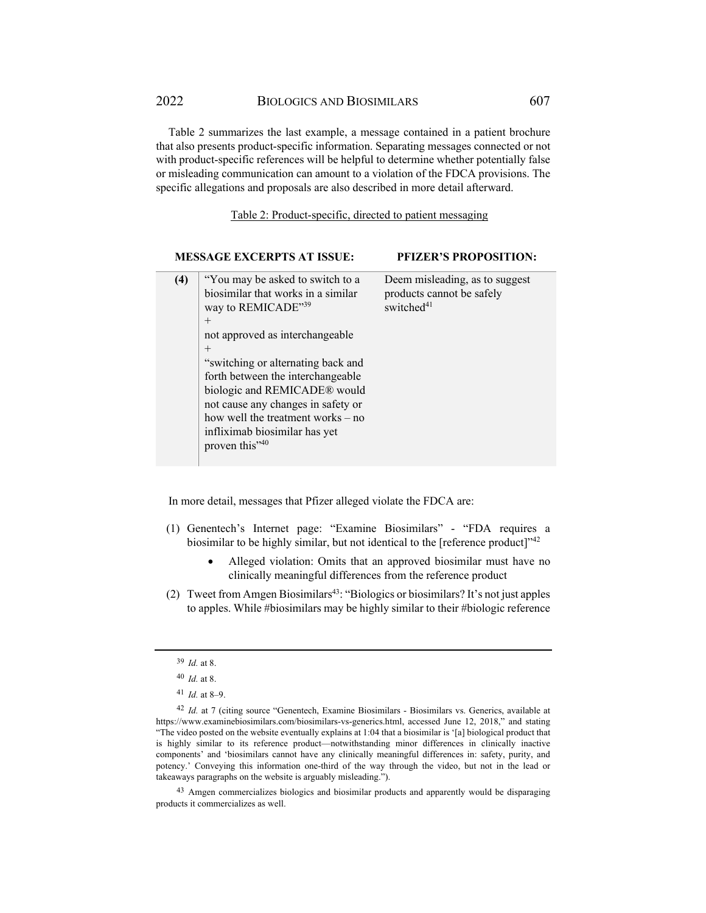Table 2 summarizes the last example, a message contained in a patient brochure that also presents product-specific information. Separating messages connected or not with product-specific references will be helpful to determine whether potentially false or misleading communication can amount to a violation of the FDCA provisions. The specific allegations and proposals are also described in more detail afterward.

Table 2: Product-specific, directed to patient messaging

| | MESSAGE EXCERPTS AT ISSUE: | PFIZER'S PROPOSITION: |
|---|---|---|
| **(4)** | "You may be asked to switch to a biosimilar that works in a similar way to REMICADE"[39] + not approved as interchangeable + "switching or alternating back and forth between the interchangeable biologic and REMICADE® would not cause any changes in safety or how well the treatment works – no infliximab biosimilar has yet proven this"[40] | Deem misleading, as to suggest products cannot be safely switched[41] |

In more detail, messages that Pfizer alleged violate the FDCA are:

(1) Genentech's Internet page: "Examine Biosimilars" - "FDA requires a biosimilar to be highly similar, but not identical to the [reference product]"[42]

- Alleged violation: Omits that an approved biosimilar must have no clinically meaningful differences from the reference product

(2) Tweet from Amgen Biosimilars[43]: "Biologics or biosimilars? It's not just apples to apples. While #biosimilars may be highly similar to their #biologic reference

---

[39] *Id.* at 8.

[40] *Id.* at 8.

[41] *Id.* at 8–9.

[42] *Id.* at 7 (citing source "Genentech, Examine Biosimilars - Biosimilars vs. Generics, available at https://www.examinebiosimilars.com/biosimilars-vs-generics.html, accessed June 12, 2018," and stating "The video posted on the website eventually explains at 1:04 that a biosimilar is '[a] biological product that is highly similar to its reference product—notwithstanding minor differences in clinically inactive components' and 'biosimilars cannot have any clinically meaningful differences in: safety, purity, and potency.' Conveying this information one-third of the way through the video, but not in the lead or takeaways paragraphs on the website is arguably misleading.").

[43] Amgen commercializes biologics and biosimilar products and apparently would be disparaging products it commercializes as well.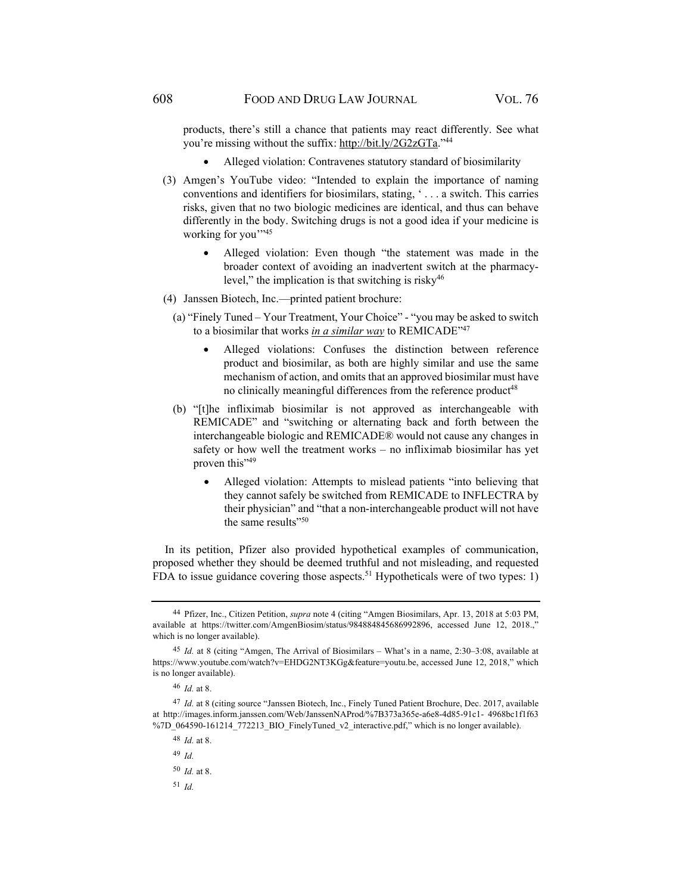products, there's still a chance that patients may react differently. See what you're missing without the suffix: http://bit.ly/2G2zGTa."[44]

- Alleged violation: Contravenes statutory standard of biosimilarity

(3) Amgen's YouTube video: "Intended to explain the importance of naming conventions and identifiers for biosimilars, stating, ' . . . a switch. This carries risks, given that no two biologic medicines are identical, and thus can behave differently in the body. Switching drugs is not a good idea if your medicine is working for you'"[45]

- Alleged violation: Even though "the statement was made in the broader context of avoiding an inadvertent switch at the pharmacy-level," the implication is that switching is risky[46]

(4) Janssen Biotech, Inc.—printed patient brochure:

(a) "Finely Tuned – Your Treatment, Your Choice" - "you may be asked to switch to a biosimilar that works ***in a similar way*** to REMICADE"[47]

- Alleged violations: Confuses the distinction between reference product and biosimilar, as both are highly similar and use the same mechanism of action, and omits that an approved biosimilar must have no clinically meaningful differences from the reference product[48]

(b) "[t]he infliximab biosimilar is not approved as interchangeable with REMICADE" and "switching or alternating back and forth between the interchangeable biologic and REMICADE® would not cause any changes in safety or how well the treatment works – no infliximab biosimilar has yet proven this"[49]

- Alleged violation: Attempts to mislead patients "into believing that they cannot safely be switched from REMICADE to INFLECTRA by their physician" and "that a non-interchangeable product will not have the same results"[50]

In its petition, Pfizer also provided hypothetical examples of communication, proposed whether they should be deemed truthful and not misleading, and requested FDA to issue guidance covering those aspects.[51] Hypotheticals were of two types: 1)

---

[44] Pfizer, Inc., Citizen Petition, *supra* note 4 (citing "Amgen Biosimilars, Apr. 13, 2018 at 5:03 PM, available at https://twitter.com/AmgenBiosim/status/984884845686992896, accessed June 12, 2018.," which is no longer available).

[45] *Id.* at 8 (citing "Amgen, The Arrival of Biosimilars – What's in a name, 2:30–3:08, available at https://www.youtube.com/watch?v=EHDG2NT3KGg&feature=youtu.be, accessed June 12, 2018," which is no longer available).

[46] *Id.* at 8.

[47] *Id.* at 8 (citing source "Janssen Biotech, Inc., Finely Tuned Patient Brochure, Dec. 2017, available at http://images.inform.janssen.com/Web/JanssenNAProd/%7B373a365e-a6e8-4d85-91c1- 4968bc1f1f63%7D_064590-161214_772213_BIO_FinelyTuned_v2_interactive.pdf," which is no longer available).

[48] *Id.* at 8.

[49] *Id.*

[50] *Id.* at 8.

[51] *Id.*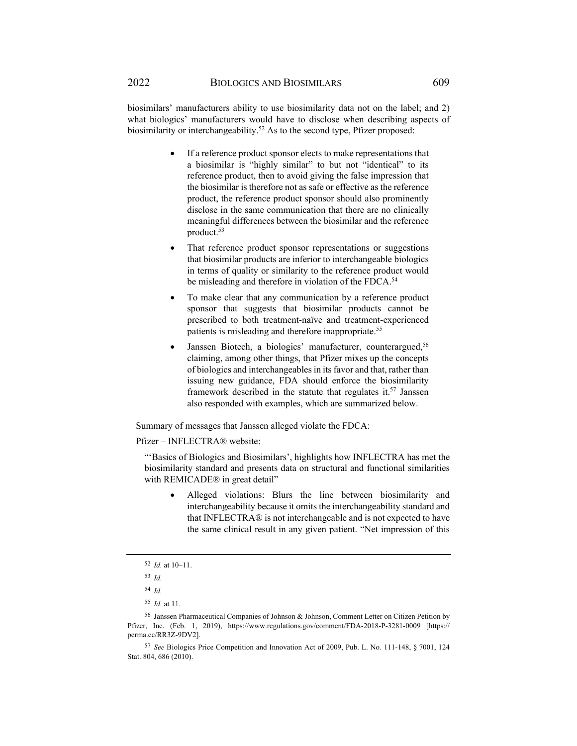biosimilars' manufacturers ability to use biosimilarity data not on the label; and 2) what biologics' manufacturers would have to disclose when describing aspects of biosimilarity or interchangeability.[52] As to the second type, Pfizer proposed:

- If a reference product sponsor elects to make representations that a biosimilar is "highly similar" to but not "identical" to its reference product, then to avoid giving the false impression that the biosimilar is therefore not as safe or effective as the reference product, the reference product sponsor should also prominently disclose in the same communication that there are no clinically meaningful differences between the biosimilar and the reference product.[53]
- That reference product sponsor representations or suggestions that biosimilar products are inferior to interchangeable biologics in terms of quality or similarity to the reference product would be misleading and therefore in violation of the FDCA.[54]
- To make clear that any communication by a reference product sponsor that suggests that biosimilar products cannot be prescribed to both treatment-naïve and treatment-experienced patients is misleading and therefore inappropriate.[55]
- Janssen Biotech, a biologics' manufacturer, counterargued,[56] claiming, among other things, that Pfizer mixes up the concepts of biologics and interchangeables in its favor and that, rather than issuing new guidance, FDA should enforce the biosimilarity framework described in the statute that regulates it.[57] Janssen also responded with examples, which are summarized below.

Summary of messages that Janssen alleged violate the FDCA:

Pfizer – INFLECTRA® website:

"'Basics of Biologics and Biosimilars', highlights how INFLECTRA has met the biosimilarity standard and presents data on structural and functional similarities with REMICADE® in great detail"

- Alleged violations: Blurs the line between biosimilarity and interchangeability because it omits the interchangeability standard and that INFLECTRA® is not interchangeable and is not expected to have the same clinical result in any given patient. "Net impression of this

---

[52] *Id.* at 10–11.

[53] *Id.*

[54] *Id.*

[55] *Id.* at 11.

[56] Janssen Pharmaceutical Companies of Johnson & Johnson, Comment Letter on Citizen Petition by Pfizer, Inc. (Feb. 1, 2019), https://www.regulations.gov/comment/FDA-2018-P-3281-0009 [https://perma.cc/RR3Z-9DV2].

[57] *See* Biologics Price Competition and Innovation Act of 2009, Pub. L. No. 111-148, § 7001, 124 Stat. 804, 686 (2010).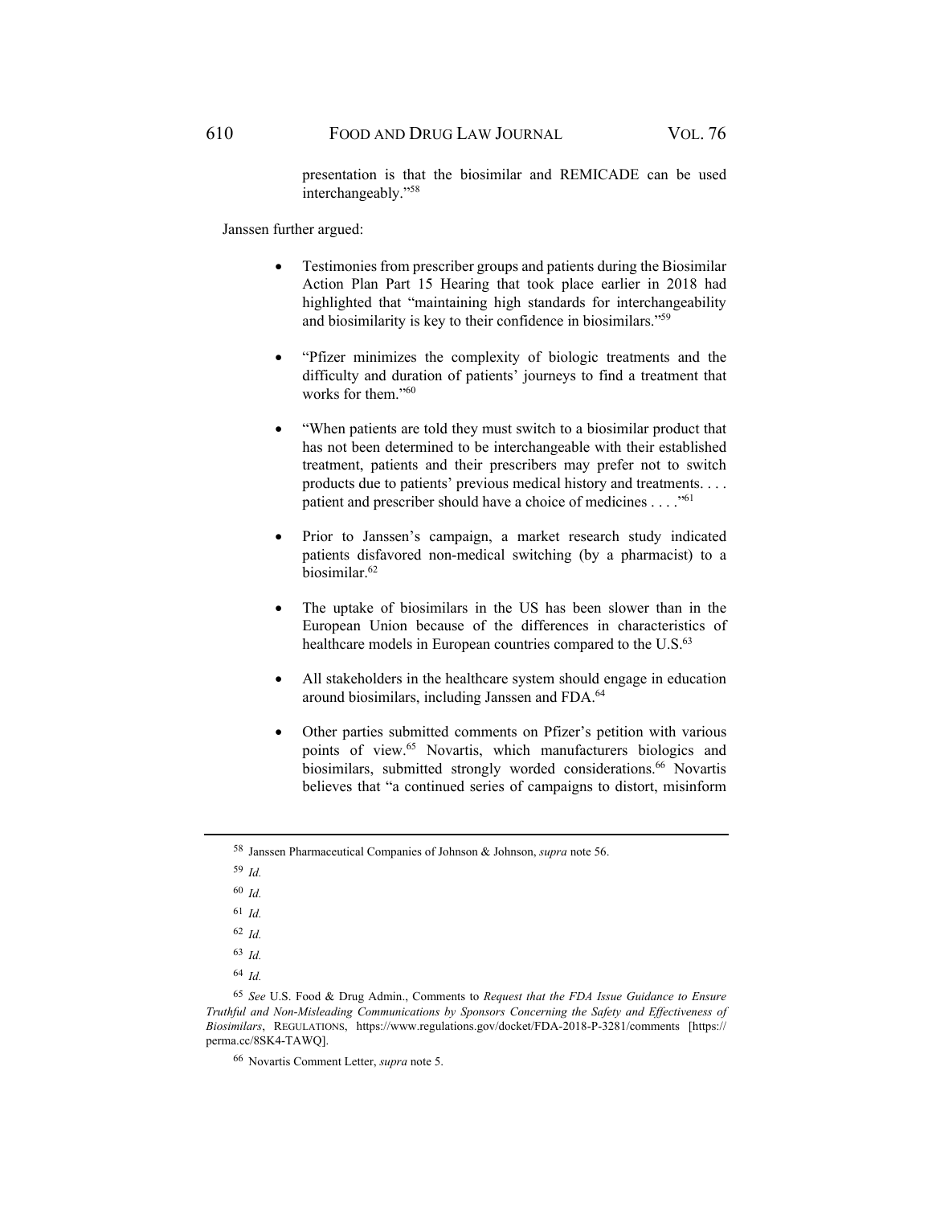presentation is that the biosimilar and REMICADE can be used interchangeably."[58]

Janssen further argued:

- Testimonies from prescriber groups and patients during the Biosimilar Action Plan Part 15 Hearing that took place earlier in 2018 had highlighted that "maintaining high standards for interchangeability and biosimilarity is key to their confidence in biosimilars."[59]
- "Pfizer minimizes the complexity of biologic treatments and the difficulty and duration of patients' journeys to find a treatment that works for them."[60]
- "When patients are told they must switch to a biosimilar product that has not been determined to be interchangeable with their established treatment, patients and their prescribers may prefer not to switch products due to patients' previous medical history and treatments. . . . patient and prescriber should have a choice of medicines . . . ."[61]
- Prior to Janssen's campaign, a market research study indicated patients disfavored non-medical switching (by a pharmacist) to a biosimilar.[62]
- The uptake of biosimilars in the US has been slower than in the European Union because of the differences in characteristics of healthcare models in European countries compared to the U.S.[63]
- All stakeholders in the healthcare system should engage in education around biosimilars, including Janssen and FDA.[64]
- Other parties submitted comments on Pfizer's petition with various points of view.[65] Novartis, which manufacturers biologics and biosimilars, submitted strongly worded considerations.[66] Novartis believes that "a continued series of campaigns to distort, misinform

---

[58] Janssen Pharmaceutical Companies of Johnson & Johnson, *supra* note 56.

[59] *Id.*

[60] *Id.*

[61] *Id.*

[62] *Id.*

[63] *Id.*

[64] *Id.*

[65] *See* U.S. Food & Drug Admin., Comments to *Request that the FDA Issue Guidance to Ensure Truthful and Non-Misleading Communications by Sponsors Concerning the Safety and Effectiveness of Biosimilars*, REGULATIONS, https://www.regulations.gov/docket/FDA-2018-P-3281/comments [https://perma.cc/8SK4-TAWQ].

[66] Novartis Comment Letter, *supra* note 5.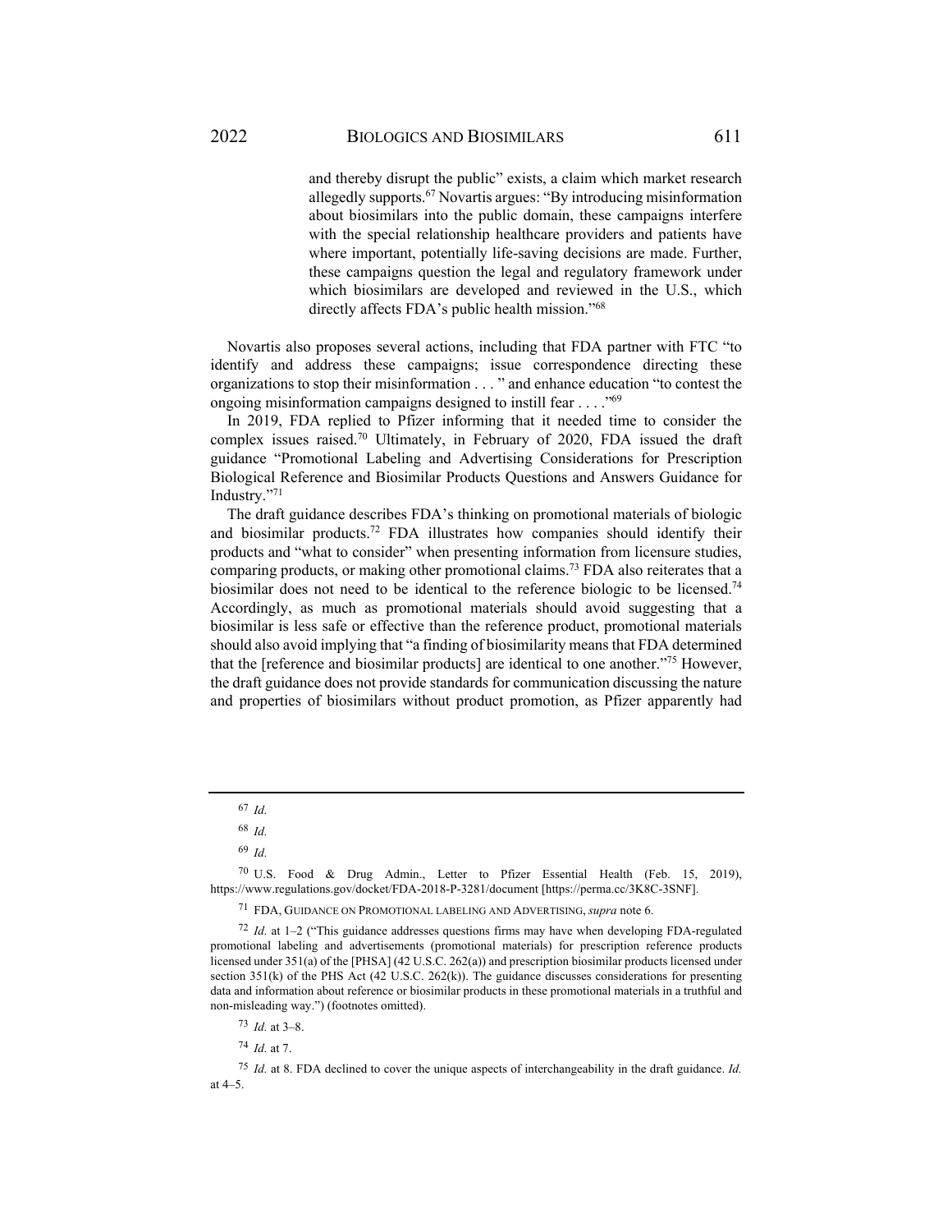> and thereby disrupt the public" exists, a claim which market research allegedly supports.[67] Novartis argues: "By introducing misinformation about biosimilars into the public domain, these campaigns interfere with the special relationship healthcare providers and patients have where important, potentially life-saving decisions are made. Further, these campaigns question the legal and regulatory framework under which biosimilars are developed and reviewed in the U.S., which directly affects FDA's public health mission."[68]

Novartis also proposes several actions, including that FDA partner with FTC "to identify and address these campaigns; issue correspondence directing these organizations to stop their misinformation . . . " and enhance education "to contest the ongoing misinformation campaigns designed to instill fear . . . ."[69]

In 2019, FDA replied to Pfizer informing that it needed time to consider the complex issues raised.[70] Ultimately, in February of 2020, FDA issued the draft guidance "Promotional Labeling and Advertising Considerations for Prescription Biological Reference and Biosimilar Products Questions and Answers Guidance for Industry."[71]

The draft guidance describes FDA's thinking on promotional materials of biologic and biosimilar products.[72] FDA illustrates how companies should identify their products and "what to consider" when presenting information from licensure studies, comparing products, or making other promotional claims.[73] FDA also reiterates that a biosimilar does not need to be identical to the reference biologic to be licensed.[74] Accordingly, as much as promotional materials should avoid suggesting that a biosimilar is less safe or effective than the reference product, promotional materials should also avoid implying that "a finding of biosimilarity means that FDA determined that the [reference and biosimilar products] are identical to one another."[75] However, the draft guidance does not provide standards for communication discussing the nature and properties of biosimilars without product promotion, as Pfizer apparently had

---

[67] *Id.*

[68] *Id.*

[69] *Id.*

[70] U.S. Food & Drug Admin., Letter to Pfizer Essential Health (Feb. 15, 2019), https://www.regulations.gov/docket/FDA-2018-P-3281/document [https://perma.cc/3K8C-3SNF].

[71] FDA, GUIDANCE ON PROMOTIONAL LABELING AND ADVERTISING, *supra* note 6.

[72] *Id.* at 1–2 ("This guidance addresses questions firms may have when developing FDA-regulated promotional labeling and advertisements (promotional materials) for prescription reference products licensed under 351(a) of the [PHSA] (42 U.S.C. 262(a)) and prescription biosimilar products licensed under section 351(k) of the PHS Act (42 U.S.C. 262(k)). The guidance discusses considerations for presenting data and information about reference or biosimilar products in these promotional materials in a truthful and non-misleading way.") (footnotes omitted).

[73] *Id.* at 3–8.

[74] *Id.* at 7.

[75] *Id.* at 8. FDA declined to cover the unique aspects of interchangeability in the draft guidance. *Id.* at 4–5.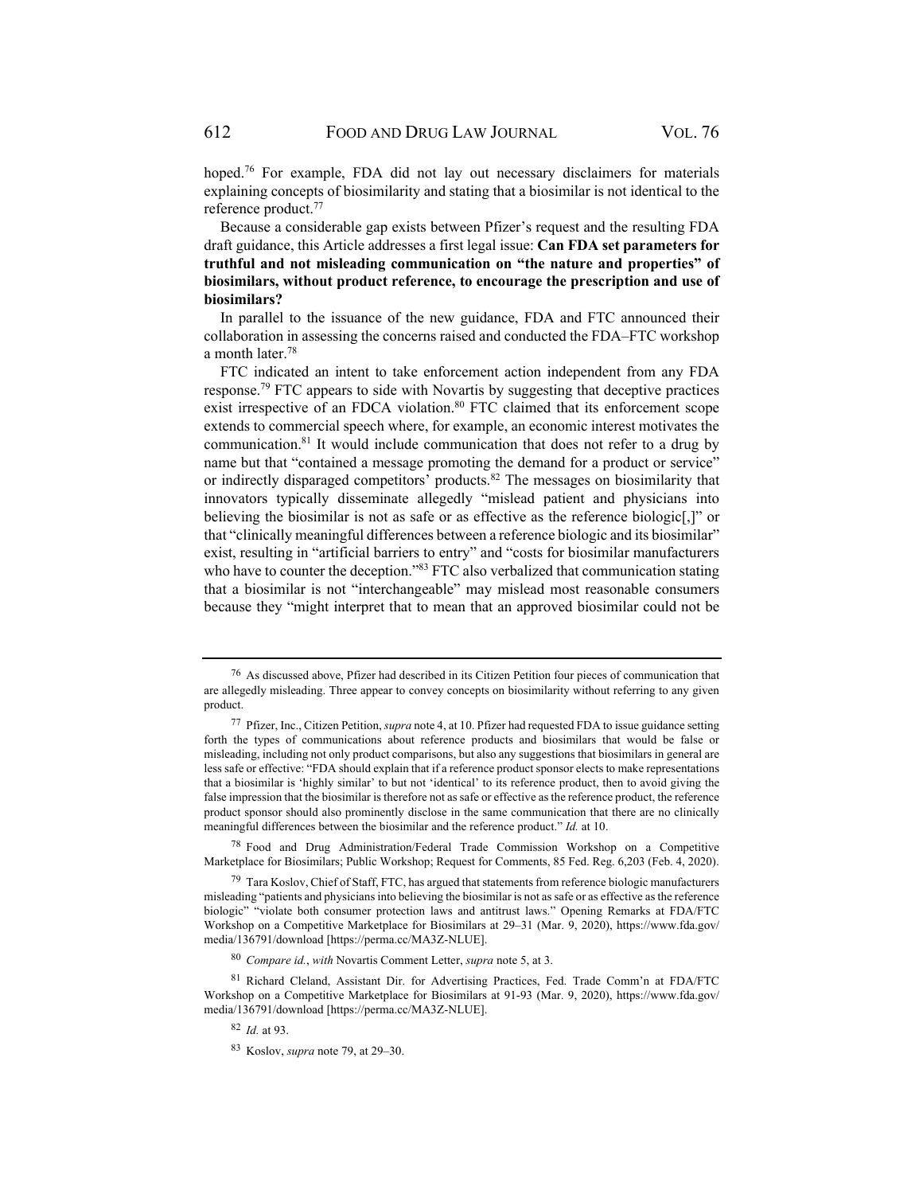hoped.[76] For example, FDA did not lay out necessary disclaimers for materials explaining concepts of biosimilarity and stating that a biosimilar is not identical to the reference product.[77]

Because a considerable gap exists between Pfizer's request and the resulting FDA draft guidance, this Article addresses a first legal issue: **Can FDA set parameters for truthful and not misleading communication on "the nature and properties" of biosimilars, without product reference, to encourage the prescription and use of biosimilars?**

In parallel to the issuance of the new guidance, FDA and FTC announced their collaboration in assessing the concerns raised and conducted the FDA–FTC workshop a month later.[78]

FTC indicated an intent to take enforcement action independent from any FDA response.[79] FTC appears to side with Novartis by suggesting that deceptive practices exist irrespective of an FDCA violation.[80] FTC claimed that its enforcement scope extends to commercial speech where, for example, an economic interest motivates the communication.[81] It would include communication that does not refer to a drug by name but that "contained a message promoting the demand for a product or service" or indirectly disparaged competitors' products.[82] The messages on biosimilarity that innovators typically disseminate allegedly "mislead patient and physicians into believing the biosimilar is not as safe or as effective as the reference biologic[,]" or that "clinically meaningful differences between a reference biologic and its biosimilar" exist, resulting in "artificial barriers to entry" and "costs for biosimilar manufacturers who have to counter the deception."[83] FTC also verbalized that communication stating that a biosimilar is not "interchangeable" may mislead most reasonable consumers because they "might interpret that to mean that an approved biosimilar could not be

---

[76] As discussed above, Pfizer had described in its Citizen Petition four pieces of communication that are allegedly misleading. Three appear to convey concepts on biosimilarity without referring to any given product.

[77] Pfizer, Inc., Citizen Petition, *supra* note 4, at 10. Pfizer had requested FDA to issue guidance setting forth the types of communications about reference products and biosimilars that would be false or misleading, including not only product comparisons, but also any suggestions that biosimilars in general are less safe or effective: "FDA should explain that if a reference product sponsor elects to make representations that a biosimilar is 'highly similar' to but not 'identical' to its reference product, then to avoid giving the false impression that the biosimilar is therefore not as safe or effective as the reference product, the reference product sponsor should also prominently disclose in the same communication that there are no clinically meaningful differences between the biosimilar and the reference product." *Id.* at 10.

[78] Food and Drug Administration/Federal Trade Commission Workshop on a Competitive Marketplace for Biosimilars; Public Workshop; Request for Comments, 85 Fed. Reg. 6,203 (Feb. 4, 2020).

[79] Tara Koslov, Chief of Staff, FTC, has argued that statements from reference biologic manufacturers misleading "patients and physicians into believing the biosimilar is not as safe or as effective as the reference biologic" "violate both consumer protection laws and antitrust laws." Opening Remarks at FDA/FTC Workshop on a Competitive Marketplace for Biosimilars at 29–31 (Mar. 9, 2020), https://www.fda.gov/media/136791/download [https://perma.cc/MA3Z-NLUE].

[80] *Compare id.*, *with* Novartis Comment Letter, *supra* note 5, at 3.

[81] Richard Cleland, Assistant Dir. for Advertising Practices, Fed. Trade Comm'n at FDA/FTC Workshop on a Competitive Marketplace for Biosimilars at 91-93 (Mar. 9, 2020), https://www.fda.gov/media/136791/download [https://perma.cc/MA3Z-NLUE].

[82] *Id.* at 93.

[83] Koslov, *supra* note 79, at 29–30.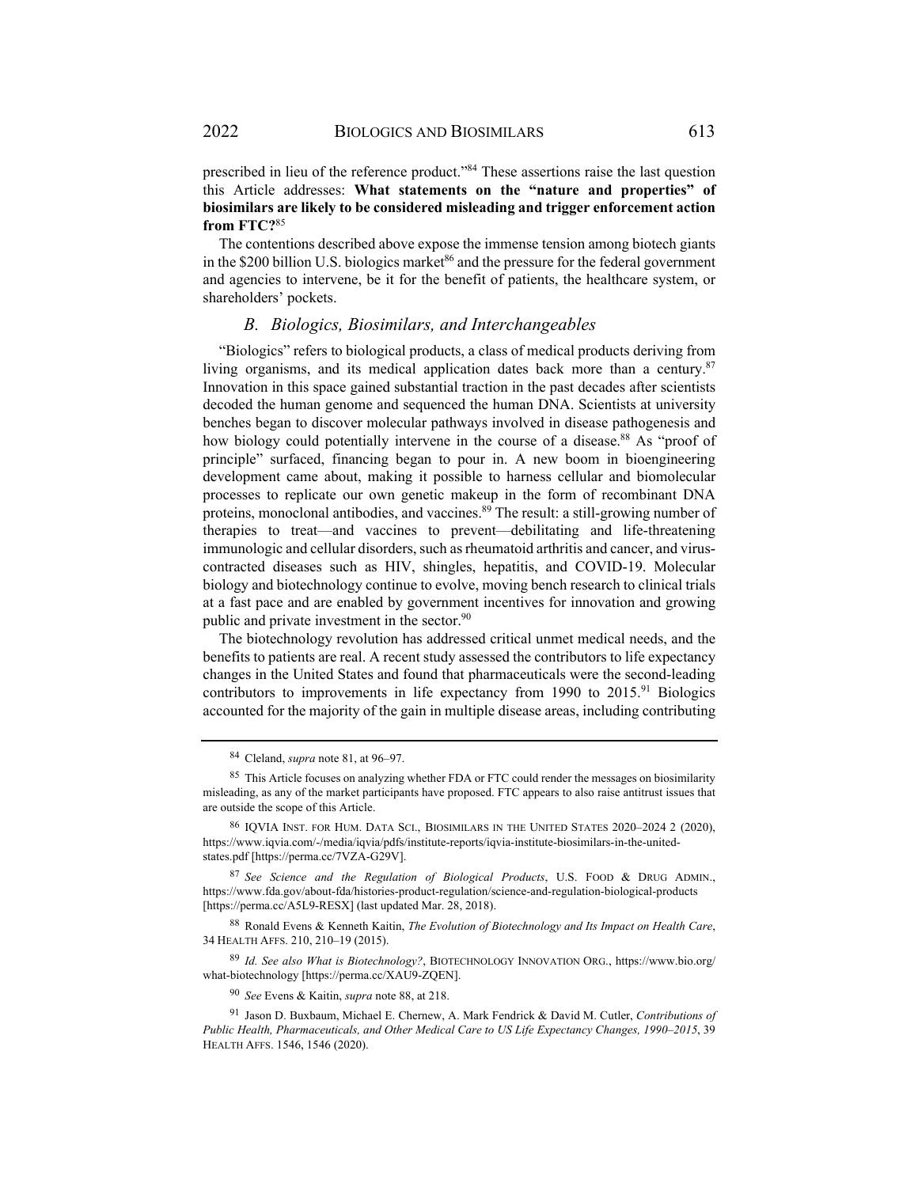prescribed in lieu of the reference product."[84] These assertions raise the last question this Article addresses: **What statements on the "nature and properties" of biosimilars are likely to be considered misleading and trigger enforcement action from FTC?**[85]

The contentions described above expose the immense tension among biotech giants in the $200 billion U.S. biologics market[86] and the pressure for the federal government and agencies to intervene, be it for the benefit of patients, the healthcare system, or shareholders' pockets.

### *B. Biologics, Biosimilars, and Interchangeables*

"Biologics" refers to biological products, a class of medical products deriving from living organisms, and its medical application dates back more than a century.[87] Innovation in this space gained substantial traction in the past decades after scientists decoded the human genome and sequenced the human DNA. Scientists at university benches began to discover molecular pathways involved in disease pathogenesis and how biology could potentially intervene in the course of a disease.[88] As "proof of principle" surfaced, financing began to pour in. A new boom in bioengineering development came about, making it possible to harness cellular and biomolecular processes to replicate our own genetic makeup in the form of recombinant DNA proteins, monoclonal antibodies, and vaccines.[89] The result: a still-growing number of therapies to treat—and vaccines to prevent—debilitating and life-threatening immunologic and cellular disorders, such as rheumatoid arthritis and cancer, and virus-contracted diseases such as HIV, shingles, hepatitis, and COVID-19. Molecular biology and biotechnology continue to evolve, moving bench research to clinical trials at a fast pace and are enabled by government incentives for innovation and growing public and private investment in the sector.[90]

The biotechnology revolution has addressed critical unmet medical needs, and the benefits to patients are real. A recent study assessed the contributors to life expectancy changes in the United States and found that pharmaceuticals were the second-leading contributors to improvements in life expectancy from 1990 to 2015.[91] Biologics accounted for the majority of the gain in multiple disease areas, including contributing

---

[84] Cleland, *supra* note 81, at 96–97.

[85] This Article focuses on analyzing whether FDA or FTC could render the messages on biosimilarity misleading, as any of the market participants have proposed. FTC appears to also raise antitrust issues that are outside the scope of this Article.

[86] IQVIA INST. FOR HUM. DATA SCI., BIOSIMILARS IN THE UNITED STATES 2020–2024 2 (2020), https://www.iqvia.com/-/media/iqvia/pdfs/institute-reports/iqvia-institute-biosimilars-in-the-united-states.pdf [https://perma.cc/7VZA-G29V].

[87] *See Science and the Regulation of Biological Products*, U.S. FOOD & DRUG ADMIN., https://www.fda.gov/about-fda/histories-product-regulation/science-and-regulation-biological-products [https://perma.cc/A5L9-RESX] (last updated Mar. 28, 2018).

[88] Ronald Evens & Kenneth Kaitin, *The Evolution of Biotechnology and Its Impact on Health Care*, 34 HEALTH AFFS. 210, 210–19 (2015).

[89] *Id. See also What is Biotechnology?*, BIOTECHNOLOGY INNOVATION ORG., https://www.bio.org/what-biotechnology [https://perma.cc/XAU9-ZQEN].

[90] *See* Evens & Kaitin, *supra* note 88, at 218.

[91] Jason D. Buxbaum, Michael E. Chernew, A. Mark Fendrick & David M. Cutler, *Contributions of Public Health, Pharmaceuticals, and Other Medical Care to US Life Expectancy Changes, 1990–2015*, 39 HEALTH AFFS. 1546, 1546 (2020).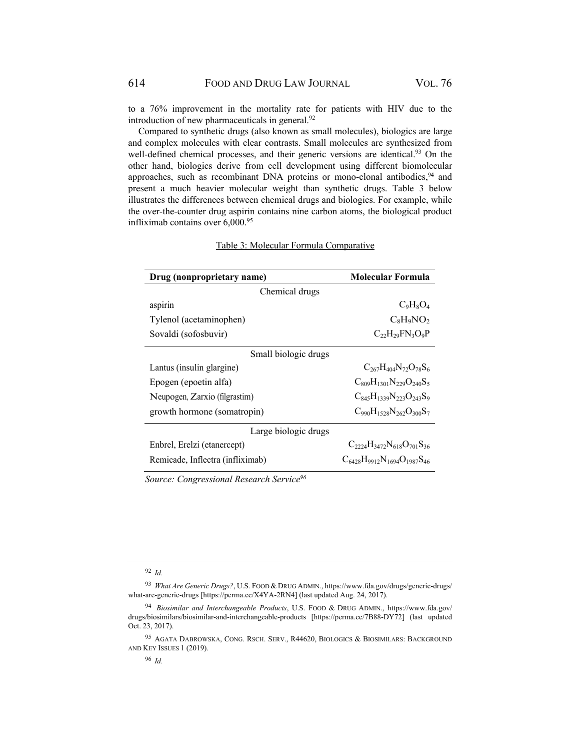to a 76% improvement in the mortality rate for patients with HIV due to the introduction of new pharmaceuticals in general.[92]

Compared to synthetic drugs (also known as small molecules), biologics are large and complex molecules with clear contrasts. Small molecules are synthesized from well-defined chemical processes, and their generic versions are identical.[93] On the other hand, biologics derive from cell development using different biomolecular approaches, such as recombinant DNA proteins or mono-clonal antibodies,[94] and present a much heavier molecular weight than synthetic drugs. Table 3 below illustrates the differences between chemical drugs and biologics. For example, while the over-the-counter drug aspirin contains nine carbon atoms, the biological product infliximab contains over 6,000.[95]

Table 3: Molecular Formula Comparative

| Drug (nonproprietary name) | Molecular Formula |
|---|---|
| Chemical drugs | |
| aspirin | $C_9H_8O_4$ |
| Tylenol (acetaminophen) | $C_8H_9NO_2$ |
| Sovaldi (sofosbuvir) | $C_{22}H_{29}FN_3O_9P$ |
| Small biologic drugs | |
| Lantus (insulin glargine) | $C_{267}H_{404}N_{72}O_{78}S_6$ |
| Epogen (epoetin alfa) | $C_{809}H_{1301}N_{229}O_{240}S_5$ |
| Neupogen, Zarxio (filgrastim) | $C_{845}H_{1339}N_{223}O_{243}S_9$ |
| growth hormone (somatropin) | $C_{990}H_{1528}N_{262}O_{300}S_7$ |
| Large biologic drugs | |
| Enbrel, Erelzi (etanercept) | $C_{2224}H_{3472}N_{618}O_{701}S_{36}$ |
| Remicade, Inflectra (infliximab) | $C_{6428}H_{9912}N_{1694}O_{1987}S_{46}$ |

*Source: Congressional Research Service*[96]

---

[92] *Id.*

[93] *What Are Generic Drugs?*, U.S. FOOD & DRUG ADMIN., https://www.fda.gov/drugs/generic-drugs/what-are-generic-drugs [https://perma.cc/X4YA-2RN4] (last updated Aug. 24, 2017).

[94] *Biosimilar and Interchangeable Products*, U.S. FOOD & DRUG ADMIN., https://www.fda.gov/drugs/biosimilars/biosimilar-and-interchangeable-products [https://perma.cc/7B88-DY72] (last updated Oct. 23, 2017).

[95] AGATA DABROWSKA, CONG. RSCH. SERV., R44620, BIOLOGICS & BIOSIMILARS: BACKGROUND AND KEY ISSUES 1 (2019).

[96] *Id.*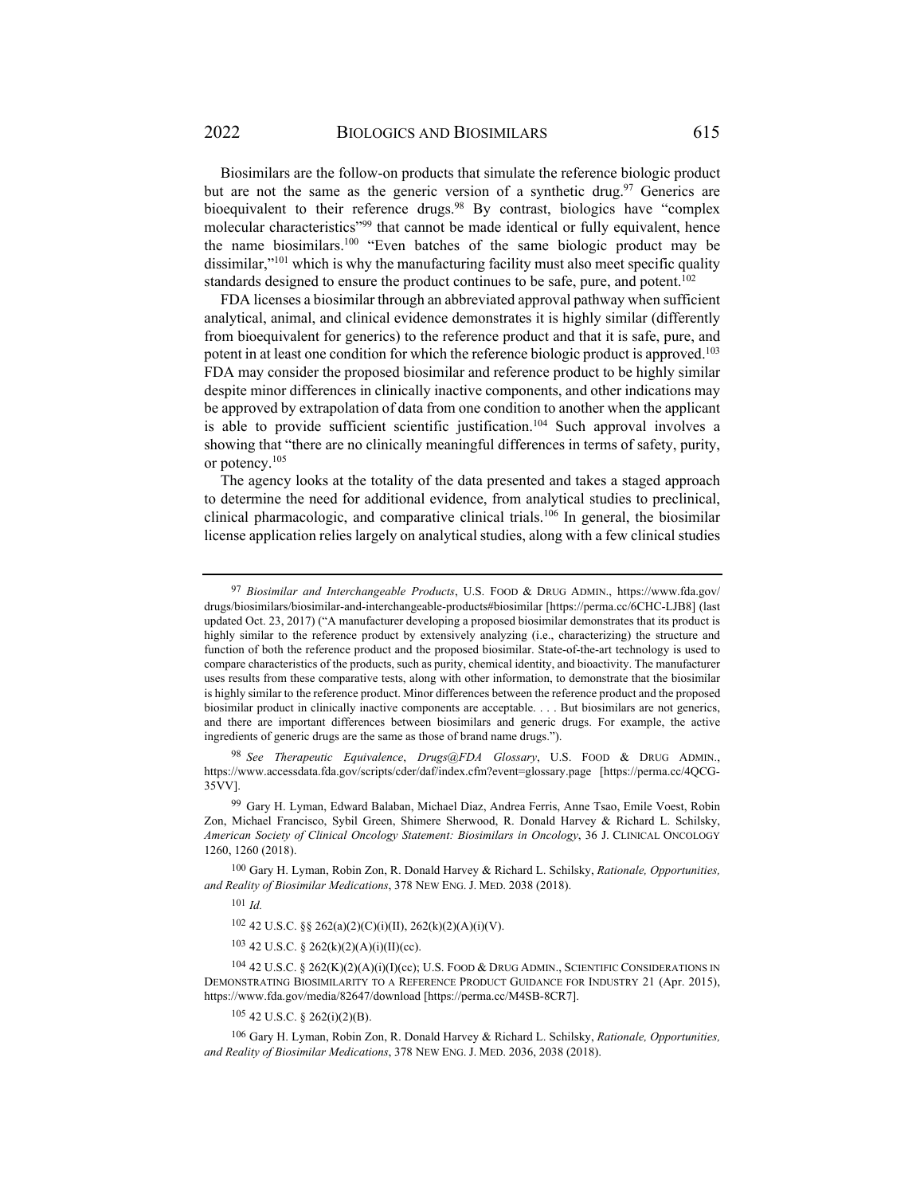Biosimilars are the follow-on products that simulate the reference biologic product but are not the same as the generic version of a synthetic drug.[97] Generics are bioequivalent to their reference drugs.[98] By contrast, biologics have "complex molecular characteristics"[99] that cannot be made identical or fully equivalent, hence the name biosimilars.[100] "Even batches of the same biologic product may be dissimilar,"[101] which is why the manufacturing facility must also meet specific quality standards designed to ensure the product continues to be safe, pure, and potent.[102]

FDA licenses a biosimilar through an abbreviated approval pathway when sufficient analytical, animal, and clinical evidence demonstrates it is highly similar (differently from bioequivalent for generics) to the reference product and that it is safe, pure, and potent in at least one condition for which the reference biologic product is approved.[103] FDA may consider the proposed biosimilar and reference product to be highly similar despite minor differences in clinically inactive components, and other indications may be approved by extrapolation of data from one condition to another when the applicant is able to provide sufficient scientific justification.[104] Such approval involves a showing that "there are no clinically meaningful differences in terms of safety, purity, or potency.[105]

The agency looks at the totality of the data presented and takes a staged approach to determine the need for additional evidence, from analytical studies to preclinical, clinical pharmacologic, and comparative clinical trials.[106] In general, the biosimilar license application relies largely on analytical studies, along with a few clinical studies

---

[97] *Biosimilar and Interchangeable Products*, U.S. FOOD & DRUG ADMIN., https://www.fda.gov/drugs/biosimilars/biosimilar-and-interchangeable-products#biosimilar [https://perma.cc/6CHC-LJB8] (last updated Oct. 23, 2017) ("A manufacturer developing a proposed biosimilar demonstrates that its product is highly similar to the reference product by extensively analyzing (i.e., characterizing) the structure and function of both the reference product and the proposed biosimilar. State-of-the-art technology is used to compare characteristics of the products, such as purity, chemical identity, and bioactivity. The manufacturer uses results from these comparative tests, along with other information, to demonstrate that the biosimilar is highly similar to the reference product. Minor differences between the reference product and the proposed biosimilar product in clinically inactive components are acceptable. . . . But biosimilars are not generics, and there are important differences between biosimilars and generic drugs. For example, the active ingredients of generic drugs are the same as those of brand name drugs.").

[98] *See Therapeutic Equivalence*, *Drugs@FDA Glossary*, U.S. FOOD & DRUG ADMIN., https://www.accessdata.fda.gov/scripts/cder/daf/index.cfm?event=glossary.page [https://perma.cc/4QCG-35VV].

[99] Gary H. Lyman, Edward Balaban, Michael Diaz, Andrea Ferris, Anne Tsao, Emile Voest, Robin Zon, Michael Francisco, Sybil Green, Shimere Sherwood, R. Donald Harvey & Richard L. Schilsky, *American Society of Clinical Oncology Statement: Biosimilars in Oncology*, 36 J. CLINICAL ONCOLOGY 1260, 1260 (2018).

[100] Gary H. Lyman, Robin Zon, R. Donald Harvey & Richard L. Schilsky, *Rationale, Opportunities, and Reality of Biosimilar Medications*, 378 NEW ENG. J. MED. 2038 (2018).

[101] *Id.*

[102] 42 U.S.C. §§ 262(a)(2)(C)(i)(II), 262(k)(2)(A)(i)(V).

[103] 42 U.S.C. § 262(k)(2)(A)(i)(II)(cc).

[104] 42 U.S.C. § 262(K)(2)(A)(i)(I)(cc); U.S. FOOD & DRUG ADMIN., SCIENTIFIC CONSIDERATIONS IN DEMONSTRATING BIOSIMILARITY TO A REFERENCE PRODUCT GUIDANCE FOR INDUSTRY 21 (Apr. 2015), https://www.fda.gov/media/82647/download [https://perma.cc/M4SB-8CR7].

[105] 42 U.S.C. § 262(i)(2)(B).

[106] Gary H. Lyman, Robin Zon, R. Donald Harvey & Richard L. Schilsky, *Rationale, Opportunities, and Reality of Biosimilar Medications*, 378 NEW ENG. J. MED. 2036, 2038 (2018).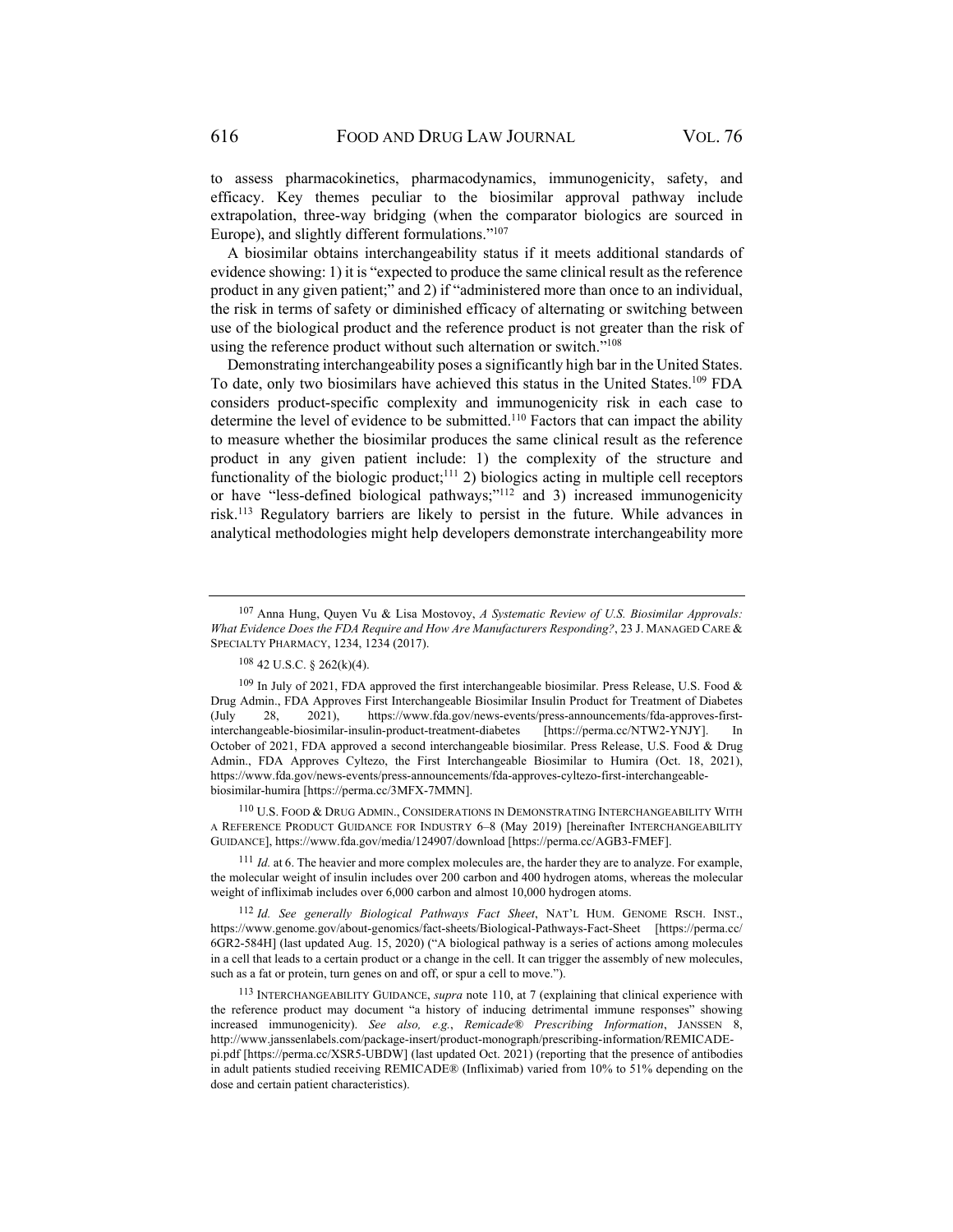to assess pharmacokinetics, pharmacodynamics, immunogenicity, safety, and efficacy. Key themes peculiar to the biosimilar approval pathway include extrapolation, three-way bridging (when the comparator biologics are sourced in Europe), and slightly different formulations."[107]

A biosimilar obtains interchangeability status if it meets additional standards of evidence showing: 1) it is "expected to produce the same clinical result as the reference product in any given patient;" and 2) if "administered more than once to an individual, the risk in terms of safety or diminished efficacy of alternating or switching between use of the biological product and the reference product is not greater than the risk of using the reference product without such alternation or switch."[108]

Demonstrating interchangeability poses a significantly high bar in the United States. To date, only two biosimilars have achieved this status in the United States.[109] FDA considers product-specific complexity and immunogenicity risk in each case to determine the level of evidence to be submitted.[110] Factors that can impact the ability to measure whether the biosimilar produces the same clinical result as the reference product in any given patient include: 1) the complexity of the structure and functionality of the biologic product;[111] 2) biologics acting in multiple cell receptors or have "less-defined biological pathways;"[112] and 3) increased immunogenicity risk.[113] Regulatory barriers are likely to persist in the future. While advances in analytical methodologies might help developers demonstrate interchangeability more

---

[107] Anna Hung, Quyen Vu & Lisa Mostovoy, *A Systematic Review of U.S. Biosimilar Approvals: What Evidence Does the FDA Require and How Are Manufacturers Responding?*, 23 J. MANAGED CARE & SPECIALTY PHARMACY, 1234, 1234 (2017).

[108] 42 U.S.C. § 262(k)(4).

[109] In July of 2021, FDA approved the first interchangeable biosimilar. Press Release, U.S. Food & Drug Admin., FDA Approves First Interchangeable Biosimilar Insulin Product for Treatment of Diabetes (July 28, 2021), https://www.fda.gov/news-events/press-announcements/fda-approves-first-interchangeable-biosimilar-insulin-product-treatment-diabetes [https://perma.cc/NTW2-YNJY]. In October of 2021, FDA approved a second interchangeable biosimilar. Press Release, U.S. Food & Drug Admin., FDA Approves Cyltezo, the First Interchangeable Biosimilar to Humira (Oct. 18, 2021), https://www.fda.gov/news-events/press-announcements/fda-approves-cyltezo-first-interchangeable-biosimilar-humira [https://perma.cc/3MFX-7MMN].

[110] U.S. FOOD & DRUG ADMIN., CONSIDERATIONS IN DEMONSTRATING INTERCHANGEABILITY WITH A REFERENCE PRODUCT GUIDANCE FOR INDUSTRY 6–8 (May 2019) [hereinafter INTERCHANGEABILITY GUIDANCE], https://www.fda.gov/media/124907/download [https://perma.cc/AGB3-FMEF].

[111] *Id.* at 6. The heavier and more complex molecules are, the harder they are to analyze. For example, the molecular weight of insulin includes over 200 carbon and 400 hydrogen atoms, whereas the molecular weight of infliximab includes over 6,000 carbon and almost 10,000 hydrogen atoms.

[112] *Id. See generally Biological Pathways Fact Sheet*, NAT'L HUM. GENOME RSCH. INST., https://www.genome.gov/about-genomics/fact-sheets/Biological-Pathways-Fact-Sheet [https://perma.cc/6GR2-584H] (last updated Aug. 15, 2020) ("A biological pathway is a series of actions among molecules in a cell that leads to a certain product or a change in the cell. It can trigger the assembly of new molecules, such as a fat or protein, turn genes on and off, or spur a cell to move.").

[113] INTERCHANGEABILITY GUIDANCE, *supra* note 110, at 7 (explaining that clinical experience with the reference product may document "a history of inducing detrimental immune responses" showing increased immunogenicity). *See also, e.g.*, *Remicade® Prescribing Information*, JANSSEN 8, http://www.janssenlabels.com/package-insert/product-monograph/prescribing-information/REMICADE-pi.pdf [https://perma.cc/XSR5-UBDW] (last updated Oct. 2021) (reporting that the presence of antibodies in adult patients studied receiving REMICADE® (Infliximab) varied from 10% to 51% depending on the dose and certain patient characteristics).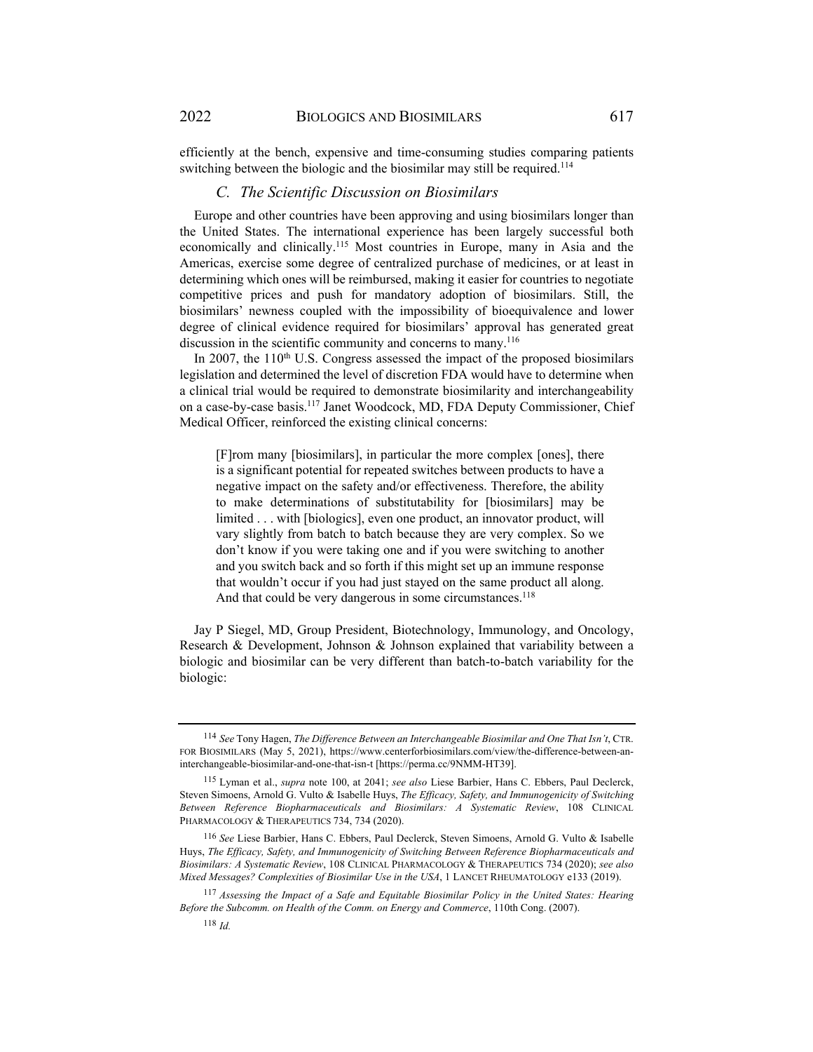efficiently at the bench, expensive and time-consuming studies comparing patients switching between the biologic and the biosimilar may still be required.[114]

### *C. The Scientific Discussion on Biosimilars*

Europe and other countries have been approving and using biosimilars longer than the United States. The international experience has been largely successful both economically and clinically.[115] Most countries in Europe, many in Asia and the Americas, exercise some degree of centralized purchase of medicines, or at least in determining which ones will be reimbursed, making it easier for countries to negotiate competitive prices and push for mandatory adoption of biosimilars. Still, the biosimilars' newness coupled with the impossibility of bioequivalence and lower degree of clinical evidence required for biosimilars' approval has generated great discussion in the scientific community and concerns to many.[116]

In 2007, the 110th U.S. Congress assessed the impact of the proposed biosimilars legislation and determined the level of discretion FDA would have to determine when a clinical trial would be required to demonstrate biosimilarity and interchangeability on a case-by-case basis.[117] Janet Woodcock, MD, FDA Deputy Commissioner, Chief Medical Officer, reinforced the existing clinical concerns:

> [F]rom many [biosimilars], in particular the more complex [ones], there is a significant potential for repeated switches between products to have a negative impact on the safety and/or effectiveness. Therefore, the ability to make determinations of substitutability for [biosimilars] may be limited . . . with [biologics], even one product, an innovator product, will vary slightly from batch to batch because they are very complex. So we don't know if you were taking one and if you were switching to another and you switch back and so forth if this might set up an immune response that wouldn't occur if you had just stayed on the same product all along. And that could be very dangerous in some circumstances.[118]

Jay P Siegel, MD, Group President, Biotechnology, Immunology, and Oncology, Research & Development, Johnson & Johnson explained that variability between a biologic and biosimilar can be very different than batch-to-batch variability for the biologic:

---

[114] *See* Tony Hagen, *The Difference Between an Interchangeable Biosimilar and One That Isn't*, CTR. FOR BIOSIMILARS (May 5, 2021), https://www.centerforbiosimilars.com/view/the-difference-between-an-interchangeable-biosimilar-and-one-that-isn-t [https://perma.cc/9NMM-HT39].

[115] Lyman et al., *supra* note 100, at 2041; *see also* Liese Barbier, Hans C. Ebbers, Paul Declerck, Steven Simoens, Arnold G. Vulto & Isabelle Huys, *The Efficacy, Safety, and Immunogenicity of Switching Between Reference Biopharmaceuticals and Biosimilars: A Systematic Review*, 108 CLINICAL PHARMACOLOGY & THERAPEUTICS 734, 734 (2020).

[116] *See* Liese Barbier, Hans C. Ebbers, Paul Declerck, Steven Simoens, Arnold G. Vulto & Isabelle Huys, *The Efficacy, Safety, and Immunogenicity of Switching Between Reference Biopharmaceuticals and Biosimilars: A Systematic Review*, 108 CLINICAL PHARMACOLOGY & THERAPEUTICS 734 (2020); *see also* *Mixed Messages? Complexities of Biosimilar Use in the USA*, 1 LANCET RHEUMATOLOGY e133 (2019).

[117] *Assessing the Impact of a Safe and Equitable Biosimilar Policy in the United States: Hearing Before the Subcomm. on Health of the Comm. on Energy and Commerce*, 110th Cong. (2007).

[118] *Id.*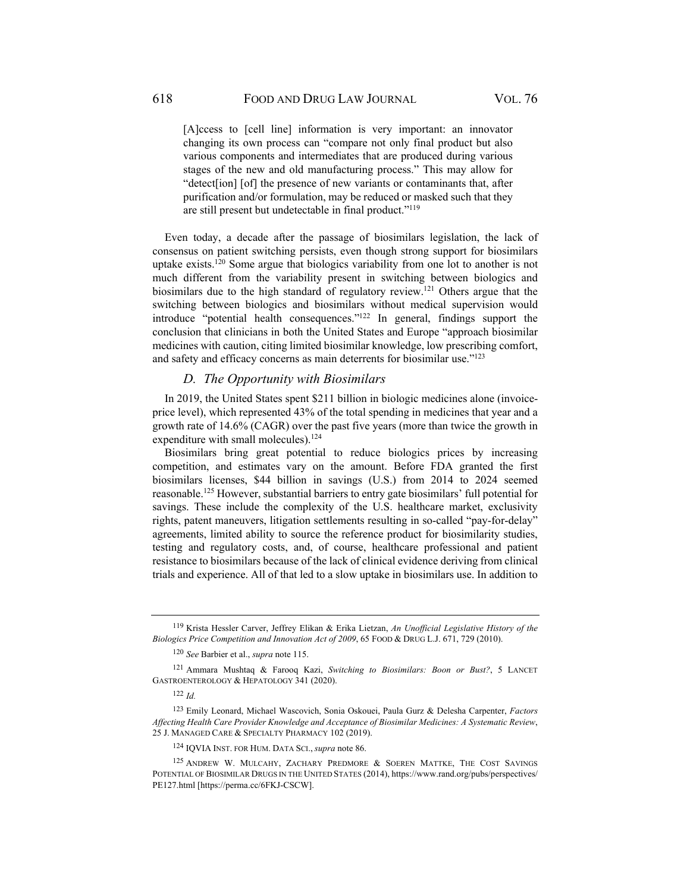> [A]ccess to [cell line] information is very important: an innovator changing its own process can "compare not only final product but also various components and intermediates that are produced during various stages of the new and old manufacturing process." This may allow for "detect[ion] [of] the presence of new variants or contaminants that, after purification and/or formulation, may be reduced or masked such that they are still present but undetectable in final product."[119]

Even today, a decade after the passage of biosimilars legislation, the lack of consensus on patient switching persists, even though strong support for biosimilars uptake exists.[120] Some argue that biologics variability from one lot to another is not much different from the variability present in switching between biologics and biosimilars due to the high standard of regulatory review.[121] Others argue that the switching between biologics and biosimilars without medical supervision would introduce "potential health consequences."[122] In general, findings support the conclusion that clinicians in both the United States and Europe "approach biosimilar medicines with caution, citing limited biosimilar knowledge, low prescribing comfort, and safety and efficacy concerns as main deterrents for biosimilar use."[123]

### *D. The Opportunity with Biosimilars*

In 2019, the United States spent $211 billion in biologic medicines alone (invoice-price level), which represented 43% of the total spending in medicines that year and a growth rate of 14.6% (CAGR) over the past five years (more than twice the growth in expenditure with small molecules).[124]

Biosimilars bring great potential to reduce biologics prices by increasing competition, and estimates vary on the amount. Before FDA granted the first biosimilars licenses, $44 billion in savings (U.S.) from 2014 to 2024 seemed reasonable.[125] However, substantial barriers to entry gate biosimilars' full potential for savings. These include the complexity of the U.S. healthcare market, exclusivity rights, patent maneuvers, litigation settlements resulting in so-called "pay-for-delay" agreements, limited ability to source the reference product for biosimilarity studies, testing and regulatory costs, and, of course, healthcare professional and patient resistance to biosimilars because of the lack of clinical evidence deriving from clinical trials and experience. All of that led to a slow uptake in biosimilars use. In addition to

---

[119] Krista Hessler Carver, Jeffrey Elikan & Erika Lietzan, *An Unofficial Legislative History of the Biologics Price Competition and Innovation Act of 2009*, 65 FOOD & DRUG L.J. 671, 729 (2010).

[120] *See* Barbier et al., *supra* note 115.

[121] Ammara Mushtaq & Farooq Kazi, *Switching to Biosimilars: Boon or Bust?*, 5 LANCET GASTROENTEROLOGY & HEPATOLOGY 341 (2020).

[122] *Id.*

[123] Emily Leonard, Michael Wascovich, Sonia Oskouei, Paula Gurz & Delesha Carpenter, *Factors Affecting Health Care Provider Knowledge and Acceptance of Biosimilar Medicines: A Systematic Review*, 25 J. MANAGED CARE & SPECIALTY PHARMACY 102 (2019).

[124] IQVIA INST. FOR HUM. DATA SCI., *supra* note 86.

[125] ANDREW W. MULCAHY, ZACHARY PREDMORE & SOEREN MATTKE, THE COST SAVINGS POTENTIAL OF BIOSIMILAR DRUGS IN THE UNITED STATES (2014), https://www.rand.org/pubs/perspectives/PE127.html [https://perma.cc/6FKJ-CSCW].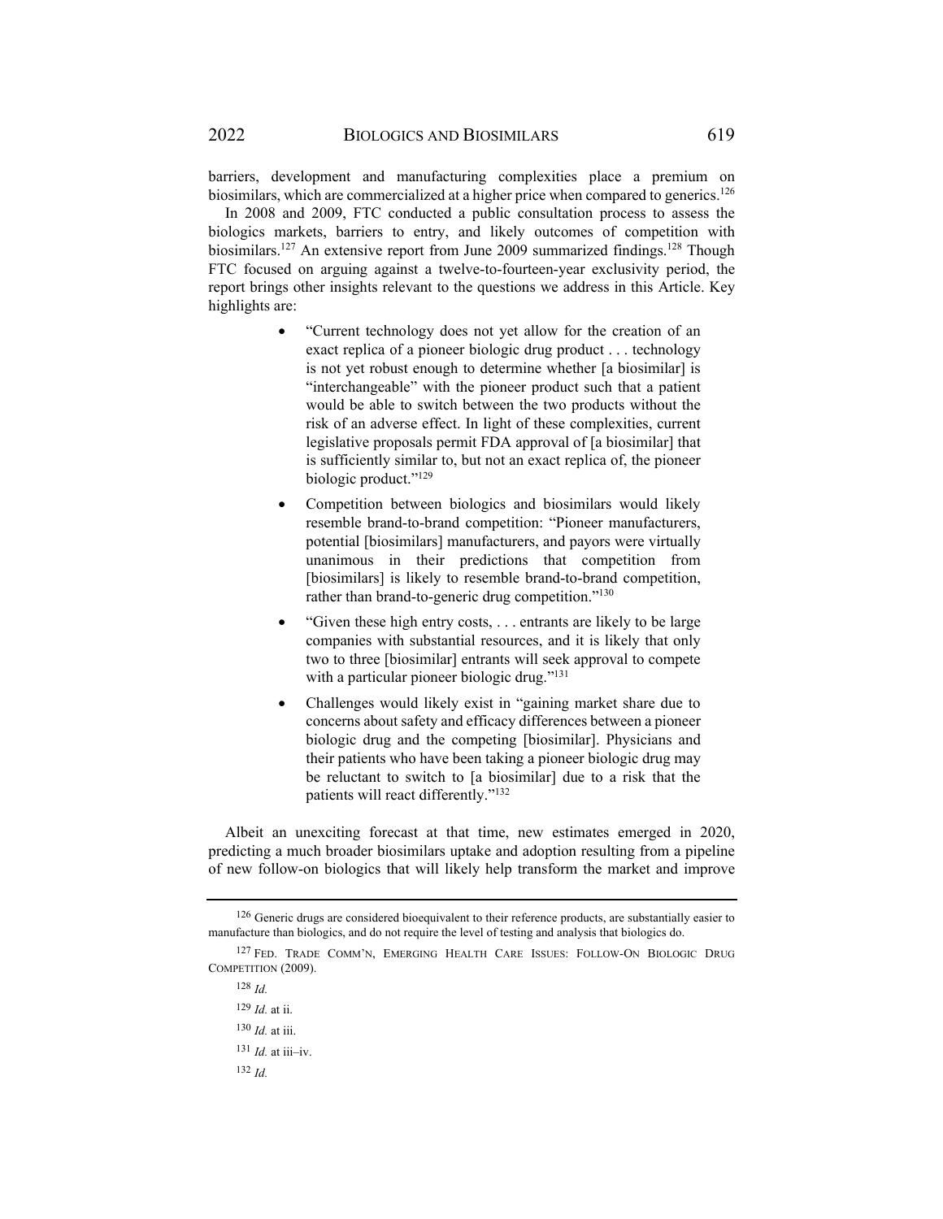barriers, development and manufacturing complexities place a premium on biosimilars, which are commercialized at a higher price when compared to generics.[126]

In 2008 and 2009, FTC conducted a public consultation process to assess the biologics markets, barriers to entry, and likely outcomes of competition with biosimilars.[127] An extensive report from June 2009 summarized findings.[128] Though FTC focused on arguing against a twelve-to-fourteen-year exclusivity period, the report brings other insights relevant to the questions we address in this Article. Key highlights are:

- "Current technology does not yet allow for the creation of an exact replica of a pioneer biologic drug product . . . technology is not yet robust enough to determine whether [a biosimilar] is "interchangeable" with the pioneer product such that a patient would be able to switch between the two products without the risk of an adverse effect. In light of these complexities, current legislative proposals permit FDA approval of [a biosimilar] that is sufficiently similar to, but not an exact replica of, the pioneer biologic product."[129]
- Competition between biologics and biosimilars would likely resemble brand-to-brand competition: "Pioneer manufacturers, potential [biosimilars] manufacturers, and payors were virtually unanimous in their predictions that competition from [biosimilars] is likely to resemble brand-to-brand competition, rather than brand-to-generic drug competition."[130]
- "Given these high entry costs, . . . entrants are likely to be large companies with substantial resources, and it is likely that only two to three [biosimilar] entrants will seek approval to compete with a particular pioneer biologic drug."[131]
- Challenges would likely exist in "gaining market share due to concerns about safety and efficacy differences between a pioneer biologic drug and the competing [biosimilar]. Physicians and their patients who have been taking a pioneer biologic drug may be reluctant to switch to [a biosimilar] due to a risk that the patients will react differently."[132]

Albeit an unexciting forecast at that time, new estimates emerged in 2020, predicting a much broader biosimilars uptake and adoption resulting from a pipeline of new follow-on biologics that will likely help transform the market and improve

---

[126] Generic drugs are considered bioequivalent to their reference products, are substantially easier to manufacture than biologics, and do not require the level of testing and analysis that biologics do.

[127] FED. TRADE COMM'N, EMERGING HEALTH CARE ISSUES: FOLLOW-ON BIOLOGIC DRUG COMPETITION (2009).

[128] *Id.*

[129] *Id.* at ii.

[130] *Id.* at iii.

[131] *Id.* at iii–iv.

[132] *Id.*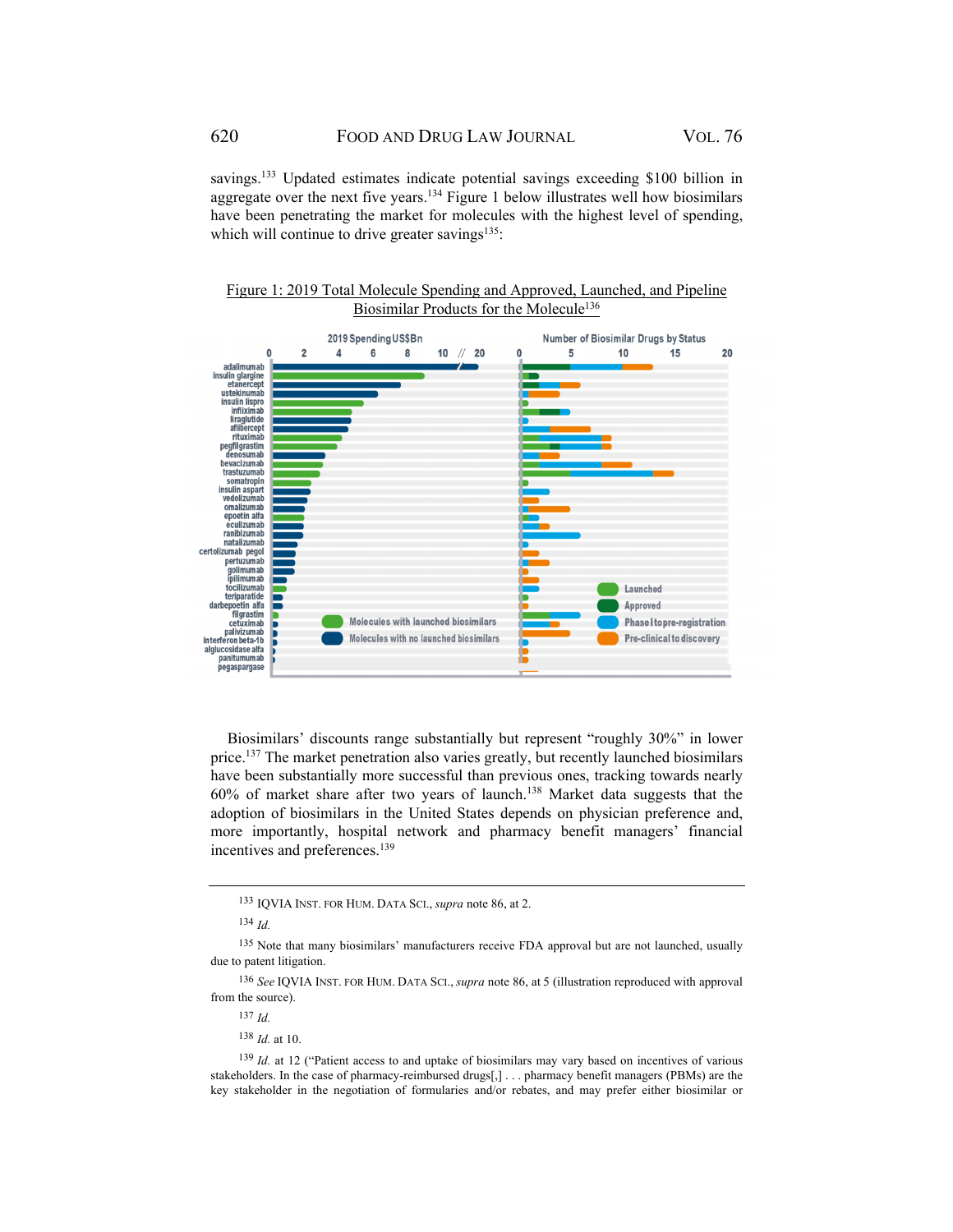savings.[133] Updated estimates indicate potential savings exceeding $100 billion in aggregate over the next five years.[134] Figure 1 below illustrates well how biosimilars have been penetrating the market for molecules with the highest level of spending, which will continue to drive greater savings[135]:

Figure 1: 2019 Total Molecule Spending and Approved, Launched, and Pipeline Biosimilar Products for the Molecule[136]

Biosimilars' discounts range substantially but represent "roughly 30%" in lower price.[137] The market penetration also varies greatly, but recently launched biosimilars have been substantially more successful than previous ones, tracking towards nearly 60% of market share after two years of launch.[138] Market data suggests that the adoption of biosimilars in the United States depends on physician preference and, more importantly, hospital network and pharmacy benefit managers' financial incentives and preferences.[139]

---

[133] IQVIA INST. FOR HUM. DATA SCI., *supra* note 86, at 2.

[134] *Id.*

[135] Note that many biosimilars' manufacturers receive FDA approval but are not launched, usually due to patent litigation.

[136] *See* IQVIA INST. FOR HUM. DATA SCI., *supra* note 86, at 5 (illustration reproduced with approval from the source).

[137] *Id.*

[138] *Id.* at 10.

[139] *Id.* at 12 ("Patient access to and uptake of biosimilars may vary based on incentives of various stakeholders. In the case of pharmacy-reimbursed drugs[,] . . . pharmacy benefit managers (PBMs) are the key stakeholder in the negotiation of formularies and/or rebates, and may prefer either biosimilar or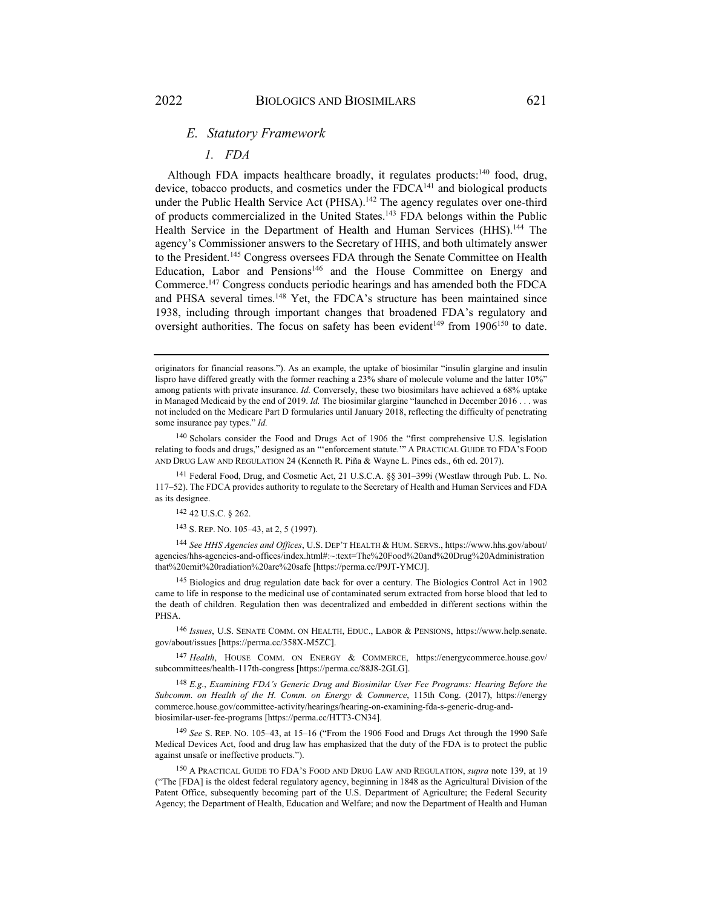### E. Statutory Framework

#### 1. FDA

Although FDA impacts healthcare broadly, it regulates products:[140] food, drug, device, tobacco products, and cosmetics under the FDCA[141] and biological products under the Public Health Service Act (PHSA).[142] The agency regulates over one-third of products commercialized in the United States.[143] FDA belongs within the Public Health Service in the Department of Health and Human Services (HHS).[144] The agency's Commissioner answers to the Secretary of HHS, and both ultimately answer to the President.[145] Congress oversees FDA through the Senate Committee on Health Education, Labor and Pensions[146] and the House Committee on Energy and Commerce.[147] Congress conducts periodic hearings and has amended both the FDCA and PHSA several times.[148] Yet, the FDCA's structure has been maintained since 1938, including through important changes that broadened FDA's regulatory and oversight authorities. The focus on safety has been evident[149] from 1906[150] to date.

---

originators for financial reasons."). As an example, the uptake of biosimilar "insulin glargine and insulin lispro have differed greatly with the former reaching a 23% share of molecule volume and the latter 10%" among patients with private insurance. *Id.* Conversely, these two biosimilars have achieved a 68% uptake in Managed Medicaid by the end of 2019. *Id.* The biosimilar glargine "launched in December 2016 . . . was not included on the Medicare Part D formularies until January 2018, reflecting the difficulty of penetrating some insurance pay types." *Id.*

[140] Scholars consider the Food and Drugs Act of 1906 the "first comprehensive U.S. legislation relating to foods and drugs," designed as an "'enforcement statute.'" A PRACTICAL GUIDE TO FDA'S FOOD AND DRUG LAW AND REGULATION 24 (Kenneth R. Piña & Wayne L. Pines eds., 6th ed. 2017).

[141] Federal Food, Drug, and Cosmetic Act, 21 U.S.C.A. §§ 301–399i (Westlaw through Pub. L. No. 117–52). The FDCA provides authority to regulate to the Secretary of Health and Human Services and FDA as its designee.

[142] 42 U.S.C. § 262.

[143] S. REP. NO. 105–43, at 2, 5 (1997).

[144] *See HHS Agencies and Offices*, U.S. DEP'T HEALTH & HUM. SERVS., https://www.hhs.gov/about/agencies/hhs-agencies-and-offices/index.html#:~:text=The%20Food%20and%20Drug%20Administration that%20emit%20radiation%20are%20safe [https://perma.cc/P9JT-YMCJ].

[145] Biologics and drug regulation date back for over a century. The Biologics Control Act in 1902 came to life in response to the medicinal use of contaminated serum extracted from horse blood that led to the death of children. Regulation then was decentralized and embedded in different sections within the PHSA.

[146] *Issues*, U.S. SENATE COMM. ON HEALTH, EDUC., LABOR & PENSIONS, https://www.help.senate.gov/about/issues [https://perma.cc/358X-M5ZC].

[147] *Health*, HOUSE COMM. ON ENERGY & COMMERCE, https://energycommerce.house.gov/subcommittees/health-117th-congress [https://perma.cc/88J8-2GLG].

[148] *E.g.*, *Examining FDA's Generic Drug and Biosimilar User Fee Programs: Hearing Before the Subcomm. on Health of the H. Comm. on Energy & Commerce*, 115th Cong. (2017), https://energycommerce.house.gov/committee-activity/hearings/hearing-on-examining-fda-s-generic-drug-and-biosimilar-user-fee-programs [https://perma.cc/HTT3-CN34].

[149] *See* S. REP. NO. 105–43, at 15–16 ("From the 1906 Food and Drugs Act through the 1990 Safe Medical Devices Act, food and drug law has emphasized that the duty of the FDA is to protect the public against unsafe or ineffective products.").

[150] A PRACTICAL GUIDE TO FDA'S FOOD AND DRUG LAW AND REGULATION, *supra* note 139, at 19 ("The [FDA] is the oldest federal regulatory agency, beginning in 1848 as the Agricultural Division of the Patent Office, subsequently becoming part of the U.S. Department of Agriculture; the Federal Security Agency; the Department of Health, Education and Welfare; and now the Department of Health and Human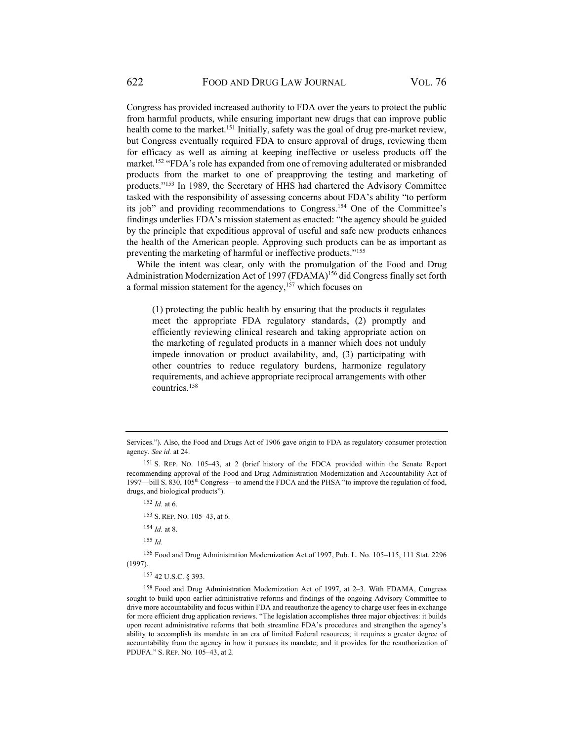Congress has provided increased authority to FDA over the years to protect the public from harmful products, while ensuring important new drugs that can improve public health come to the market.[151] Initially, safety was the goal of drug pre-market review, but Congress eventually required FDA to ensure approval of drugs, reviewing them for efficacy as well as aiming at keeping ineffective or useless products off the market.[152] "FDA's role has expanded from one of removing adulterated or misbranded products from the market to one of preapproving the testing and marketing of products."[153] In 1989, the Secretary of HHS had chartered the Advisory Committee tasked with the responsibility of assessing concerns about FDA's ability "to perform its job" and providing recommendations to Congress.[154] One of the Committee's findings underlies FDA's mission statement as enacted: "the agency should be guided by the principle that expeditious approval of useful and safe new products enhances the health of the American people. Approving such products can be as important as preventing the marketing of harmful or ineffective products."[155]

While the intent was clear, only with the promulgation of the Food and Drug Administration Modernization Act of 1997 (FDAMA)[156] did Congress finally set forth a formal mission statement for the agency,[157] which focuses on

> (1) protecting the public health by ensuring that the products it regulates meet the appropriate FDA regulatory standards, (2) promptly and efficiently reviewing clinical research and taking appropriate action on the marketing of regulated products in a manner which does not unduly impede innovation or product availability, and, (3) participating with other countries to reduce regulatory burdens, harmonize regulatory requirements, and achieve appropriate reciprocal arrangements with other countries.[158]

---

Services."). Also, the Food and Drugs Act of 1906 gave origin to FDA as regulatory consumer protection agency. *See id.* at 24.

[151] S. REP. NO. 105–43, at 2 (brief history of the FDCA provided within the Senate Report recommending approval of the Food and Drug Administration Modernization and Accountability Act of 1997—bill S. 830, 105th Congress—to amend the FDCA and the PHSA "to improve the regulation of food, drugs, and biological products").

[152] *Id.* at 6.

[153] S. REP. NO. 105–43, at 6.

[154] *Id.* at 8.

[155] *Id.*

[156] Food and Drug Administration Modernization Act of 1997, Pub. L. No. 105–115, 111 Stat. 2296 (1997).

[157] 42 U.S.C. § 393.

[158] Food and Drug Administration Modernization Act of 1997, at 2–3. With FDAMA, Congress sought to build upon earlier administrative reforms and findings of the ongoing Advisory Committee to drive more accountability and focus within FDA and reauthorize the agency to charge user fees in exchange for more efficient drug application reviews. "The legislation accomplishes three major objectives: it builds upon recent administrative reforms that both streamline FDA's procedures and strengthen the agency's ability to accomplish its mandate in an era of limited Federal resources; it requires a greater degree of accountability from the agency in how it pursues its mandate; and it provides for the reauthorization of PDUFA." S. REP. NO. 105–43, at 2.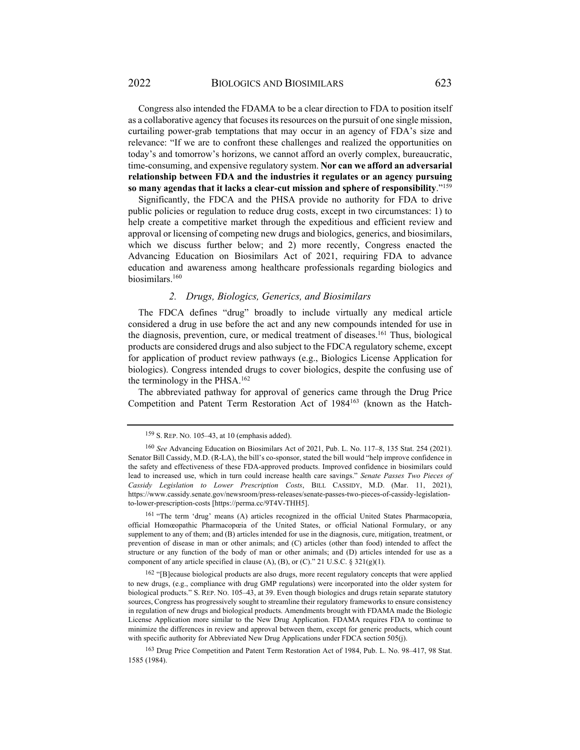Congress also intended the FDAMA to be a clear direction to FDA to position itself as a collaborative agency that focuses its resources on the pursuit of one single mission, curtailing power-grab temptations that may occur in an agency of FDA's size and relevance: "If we are to confront these challenges and realized the opportunities on today's and tomorrow's horizons, we cannot afford an overly complex, bureaucratic, time-consuming, and expensive regulatory system. **Nor can we afford an adversarial relationship between FDA and the industries it regulates or an agency pursuing so many agendas that it lacks a clear-cut mission and sphere of responsibility**."[159]

Significantly, the FDCA and the PHSA provide no authority for FDA to drive public policies or regulation to reduce drug costs, except in two circumstances: 1) to help create a competitive market through the expeditious and efficient review and approval or licensing of competing new drugs and biologics, generics, and biosimilars, which we discuss further below; and 2) more recently, Congress enacted the Advancing Education on Biosimilars Act of 2021, requiring FDA to advance education and awareness among healthcare professionals regarding biologics and biosimilars.[160]

### *2. Drugs, Biologics, Generics, and Biosimilars*

The FDCA defines "drug" broadly to include virtually any medical article considered a drug in use before the act and any new compounds intended for use in the diagnosis, prevention, cure, or medical treatment of diseases.[161] Thus, biological products are considered drugs and also subject to the FDCA regulatory scheme, except for application of product review pathways (e.g., Biologics License Application for biologics). Congress intended drugs to cover biologics, despite the confusing use of the terminology in the PHSA.[162]

The abbreviated pathway for approval of generics came through the Drug Price Competition and Patent Term Restoration Act of 1984[163] (known as the Hatch-

---

[159] S. REP. NO. 105–43, at 10 (emphasis added).

[160] *See* Advancing Education on Biosimilars Act of 2021, Pub. L. No. 117–8, 135 Stat. 254 (2021). Senator Bill Cassidy, M.D. (R-LA), the bill's co-sponsor, stated the bill would "help improve confidence in the safety and effectiveness of these FDA-approved products. Improved confidence in biosimilars could lead to increased use, which in turn could increase health care savings." *Senate Passes Two Pieces of Cassidy Legislation to Lower Prescription Costs*, BILL CASSIDY, M.D. (Mar. 11, 2021), https://www.cassidy.senate.gov/newsroom/press-releases/senate-passes-two-pieces-of-cassidy-legislation-to-lower-prescription-costs [https://perma.cc/9T4V-THH5].

[161] "The term 'drug' means (A) articles recognized in the official United States Pharmacopœia, official Homœopathic Pharmacopœia of the United States, or official National Formulary, or any supplement to any of them; and (B) articles intended for use in the diagnosis, cure, mitigation, treatment, or prevention of disease in man or other animals; and (C) articles (other than food) intended to affect the structure or any function of the body of man or other animals; and (D) articles intended for use as a component of any article specified in clause (A), (B), or (C)." 21 U.S.C. § 321(g)(1).

[162] "[B]ecause biological products are also drugs, more recent regulatory concepts that were applied to new drugs, (e.g., compliance with drug GMP regulations) were incorporated into the older system for biological products." S. REP. NO. 105–43, at 39. Even though biologics and drugs retain separate statutory sources, Congress has progressively sought to streamline their regulatory frameworks to ensure consistency in regulation of new drugs and biological products. Amendments brought with FDAMA made the Biologic License Application more similar to the New Drug Application. FDAMA requires FDA to continue to minimize the differences in review and approval between them, except for generic products, which count with specific authority for Abbreviated New Drug Applications under FDCA section 505(j).

[163] Drug Price Competition and Patent Term Restoration Act of 1984, Pub. L. No. 98–417, 98 Stat. 1585 (1984).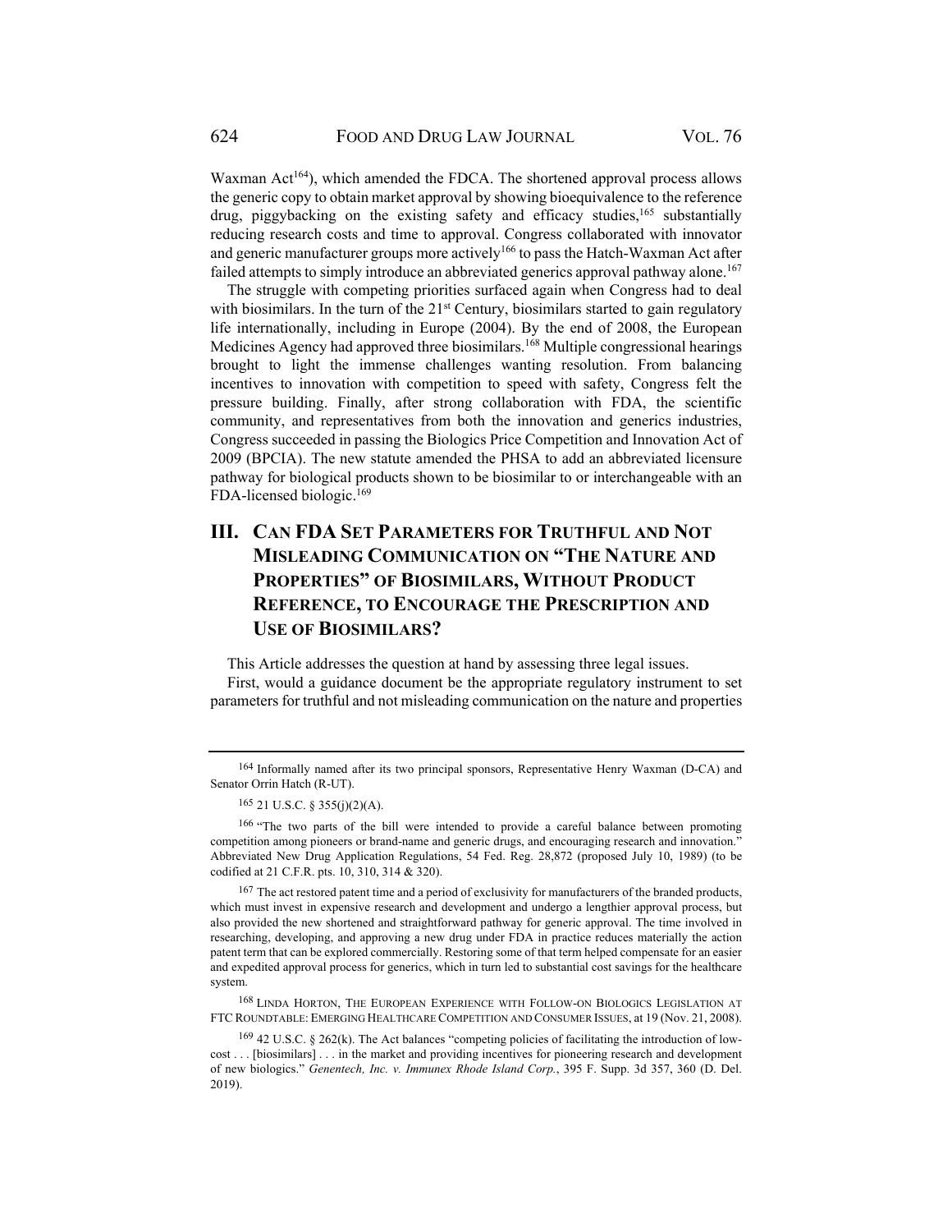Waxman Act[164]), which amended the FDCA. The shortened approval process allows the generic copy to obtain market approval by showing bioequivalence to the reference drug, piggybacking on the existing safety and efficacy studies,[165] substantially reducing research costs and time to approval. Congress collaborated with innovator and generic manufacturer groups more actively[166] to pass the Hatch-Waxman Act after failed attempts to simply introduce an abbreviated generics approval pathway alone.[167]

The struggle with competing priorities surfaced again when Congress had to deal with biosimilars. In the turn of the 21st Century, biosimilars started to gain regulatory life internationally, including in Europe (2004). By the end of 2008, the European Medicines Agency had approved three biosimilars.[168] Multiple congressional hearings brought to light the immense challenges wanting resolution. From balancing incentives to innovation with competition to speed with safety, Congress felt the pressure building. Finally, after strong collaboration with FDA, the scientific community, and representatives from both the innovation and generics industries, Congress succeeded in passing the Biologics Price Competition and Innovation Act of 2009 (BPCIA). The new statute amended the PHSA to add an abbreviated licensure pathway for biological products shown to be biosimilar to or interchangeable with an FDA-licensed biologic.[169]

## III. Can FDA Set Parameters for Truthful and Not Misleading Communication on "The Nature and Properties" of Biosimilars, Without Product Reference, to Encourage the Prescription and Use of Biosimilars?

This Article addresses the question at hand by assessing three legal issues.

First, would a guidance document be the appropriate regulatory instrument to set parameters for truthful and not misleading communication on the nature and properties

---

[164] Informally named after its two principal sponsors, Representative Henry Waxman (D-CA) and Senator Orrin Hatch (R-UT).

[165] 21 U.S.C. § 355(j)(2)(A).

[166] "The two parts of the bill were intended to provide a careful balance between promoting competition among pioneers or brand-name and generic drugs, and encouraging research and innovation." Abbreviated New Drug Application Regulations, 54 Fed. Reg. 28,872 (proposed July 10, 1989) (to be codified at 21 C.F.R. pts. 10, 310, 314 & 320).

[167] The act restored patent time and a period of exclusivity for manufacturers of the branded products, which must invest in expensive research and development and undergo a lengthier approval process, but also provided the new shortened and straightforward pathway for generic approval. The time involved in researching, developing, and approving a new drug under FDA in practice reduces materially the action patent term that can be explored commercially. Restoring some of that term helped compensate for an easier and expedited approval process for generics, which in turn led to substantial cost savings for the healthcare system.

[168] Linda Horton, The European Experience with Follow-on Biologics Legislation at FTC Roundtable: Emerging Healthcare Competition and Consumer Issues, at 19 (Nov. 21, 2008).

[169] 42 U.S.C. § 262(k). The Act balances "competing policies of facilitating the introduction of low-cost . . . [biosimilars] . . . in the market and providing incentives for pioneering research and development of new biologics." *Genentech, Inc. v. Immunex Rhode Island Corp.*, 395 F. Supp. 3d 357, 360 (D. Del. 2019).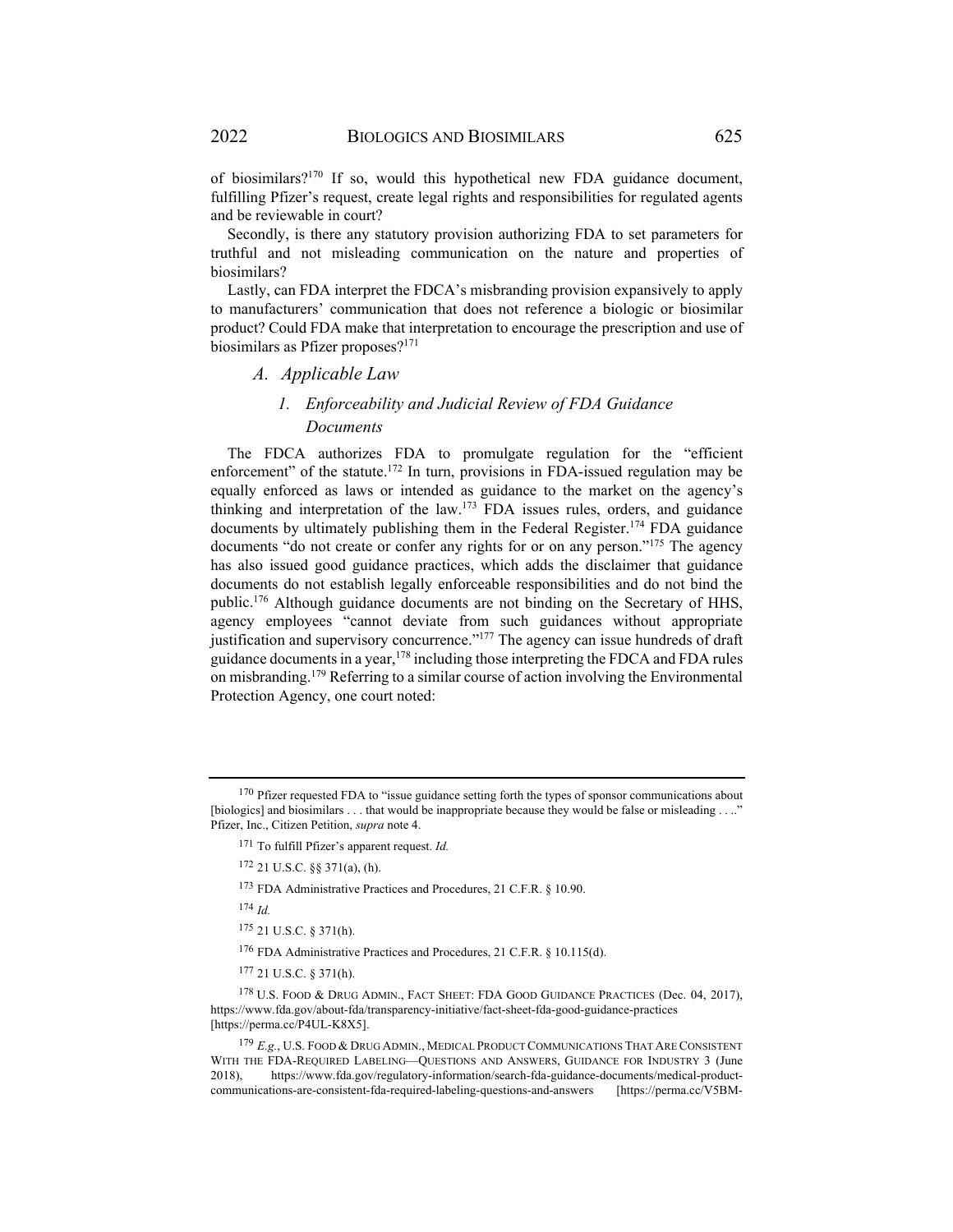of biosimilars?[170] If so, would this hypothetical new FDA guidance document, fulfilling Pfizer's request, create legal rights and responsibilities for regulated agents and be reviewable in court?

Secondly, is there any statutory provision authorizing FDA to set parameters for truthful and not misleading communication on the nature and properties of biosimilars?

Lastly, can FDA interpret the FDCA's misbranding provision expansively to apply to manufacturers' communication that does not reference a biologic or biosimilar product? Could FDA make that interpretation to encourage the prescription and use of biosimilars as Pfizer proposes?[171]

## *A. Applicable Law*

### *1. Enforceability and Judicial Review of FDA Guidance Documents*

The FDCA authorizes FDA to promulgate regulation for the "efficient enforcement" of the statute.[172] In turn, provisions in FDA-issued regulation may be equally enforced as laws or intended as guidance to the market on the agency's thinking and interpretation of the law.[173] FDA issues rules, orders, and guidance documents by ultimately publishing them in the Federal Register.[174] FDA guidance documents "do not create or confer any rights for or on any person."[175] The agency has also issued good guidance practices, which adds the disclaimer that guidance documents do not establish legally enforceable responsibilities and do not bind the public.[176] Although guidance documents are not binding on the Secretary of HHS, agency employees "cannot deviate from such guidances without appropriate justification and supervisory concurrence."[177] The agency can issue hundreds of draft guidance documents in a year,[178] including those interpreting the FDCA and FDA rules on misbranding.[179] Referring to a similar course of action involving the Environmental Protection Agency, one court noted:

---

[170] Pfizer requested FDA to "issue guidance setting forth the types of sponsor communications about [biologics] and biosimilars . . . that would be inappropriate because they would be false or misleading . . .." Pfizer, Inc., Citizen Petition, *supra* note 4.

[171] To fulfill Pfizer's apparent request. *Id.*

[172] 21 U.S.C. §§ 371(a), (h).

[173] FDA Administrative Practices and Procedures, 21 C.F.R. § 10.90.

[174] *Id.*

[175] 21 U.S.C. § 371(h).

[176] FDA Administrative Practices and Procedures, 21 C.F.R. § 10.115(d).

[177] 21 U.S.C. § 371(h).

[178] U.S. FOOD & DRUG ADMIN., FACT SHEET: FDA GOOD GUIDANCE PRACTICES (Dec. 04, 2017), https://www.fda.gov/about-fda/transparency-initiative/fact-sheet-fda-good-guidance-practices [https://perma.cc/P4UL-K8X5].

[179] *E.g.*, U.S. FOOD & DRUG ADMIN., MEDICAL PRODUCT COMMUNICATIONS THAT ARE CONSISTENT WITH THE FDA-REQUIRED LABELING—QUESTIONS AND ANSWERS, GUIDANCE FOR INDUSTRY 3 (June 2018), https://www.fda.gov/regulatory-information/search-fda-guidance-documents/medical-product-communications-are-consistent-fda-required-labeling-questions-and-answers [https://perma.cc/V5BM-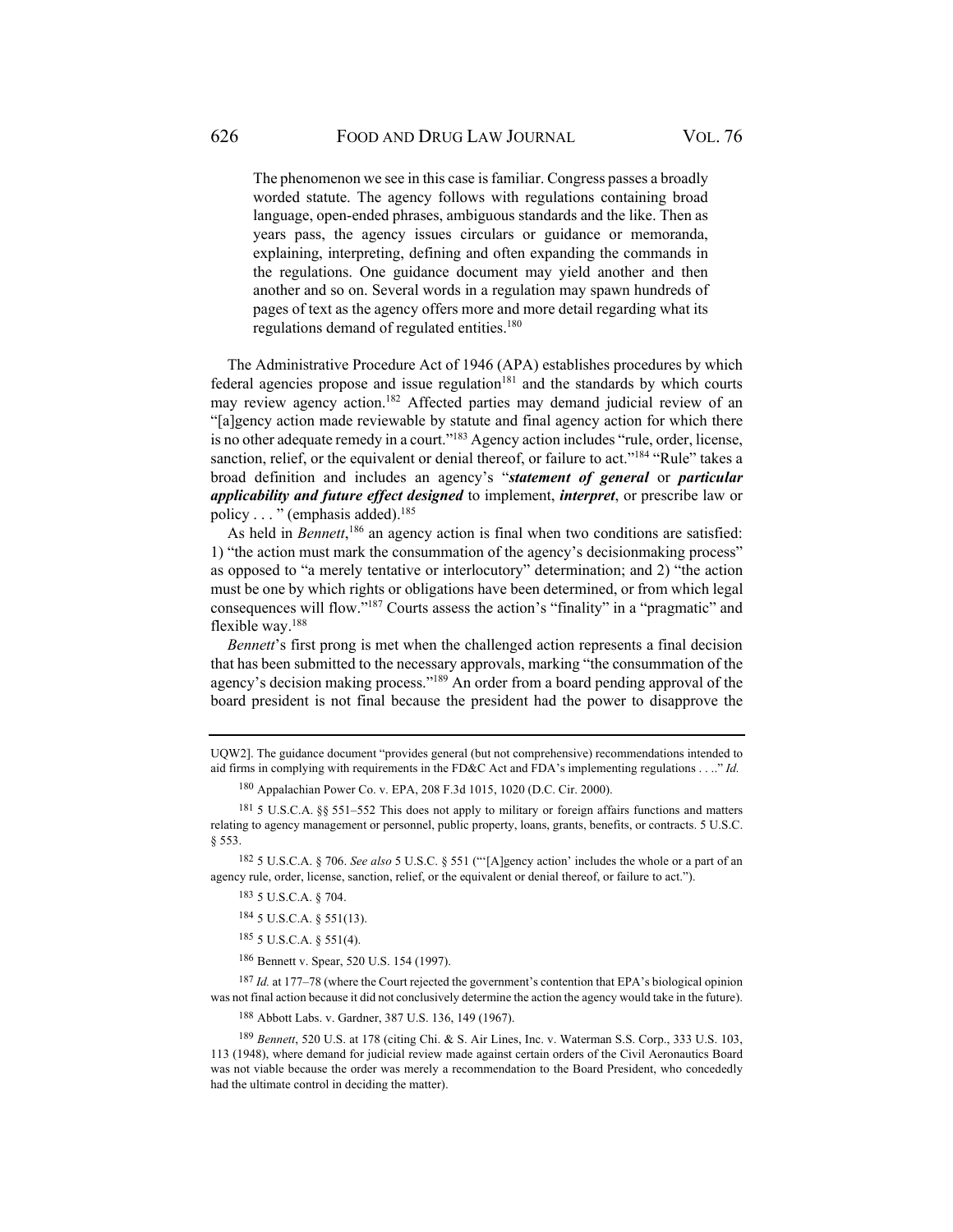> The phenomenon we see in this case is familiar. Congress passes a broadly worded statute. The agency follows with regulations containing broad language, open-ended phrases, ambiguous standards and the like. Then as years pass, the agency issues circulars or guidance or memoranda, explaining, interpreting, defining and often expanding the commands in the regulations. One guidance document may yield another and then another and so on. Several words in a regulation may spawn hundreds of pages of text as the agency offers more and more detail regarding what its regulations demand of regulated entities.[180]

The Administrative Procedure Act of 1946 (APA) establishes procedures by which federal agencies propose and issue regulation[181] and the standards by which courts may review agency action.[182] Affected parties may demand judicial review of an "[a]gency action made reviewable by statute and final agency action for which there is no other adequate remedy in a court."[183] Agency action includes "rule, order, license, sanction, relief, or the equivalent or denial thereof, or failure to act."[184] "Rule" takes a broad definition and includes an agency's "***statement of general*** or ***particular applicability and future effect designed*** to implement, ***interpret***, or prescribe law or policy . . . " (emphasis added).[185]

As held in *Bennett*,[186] an agency action is final when two conditions are satisfied: 1) "the action must mark the consummation of the agency's decisionmaking process" as opposed to "a merely tentative or interlocutory" determination; and 2) "the action must be one by which rights or obligations have been determined, or from which legal consequences will flow."[187] Courts assess the action's "finality" in a "pragmatic" and flexible way.[188]

*Bennett*'s first prong is met when the challenged action represents a final decision that has been submitted to the necessary approvals, marking "the consummation of the agency's decision making process."[189] An order from a board pending approval of the board president is not final because the president had the power to disapprove the

---

UQW2]. The guidance document "provides general (but not comprehensive) recommendations intended to aid firms in complying with requirements in the FD&C Act and FDA's implementing regulations . . .." *Id.*

[180] Appalachian Power Co. v. EPA, 208 F.3d 1015, 1020 (D.C. Cir. 2000).

[181] 5 U.S.C.A. §§ 551–552 This does not apply to military or foreign affairs functions and matters relating to agency management or personnel, public property, loans, grants, benefits, or contracts. 5 U.S.C. § 553.

[182] 5 U.S.C.A. § 706. *See also* 5 U.S.C. § 551 ("'[A]gency action' includes the whole or a part of an agency rule, order, license, sanction, relief, or the equivalent or denial thereof, or failure to act.").

[183] 5 U.S.C.A. § 704.

[184] 5 U.S.C.A. § 551(13).

[185] 5 U.S.C.A. § 551(4).

[186] Bennett v. Spear, 520 U.S. 154 (1997).

[187] *Id.* at 177–78 (where the Court rejected the government's contention that EPA's biological opinion was not final action because it did not conclusively determine the action the agency would take in the future).

[188] Abbott Labs. v. Gardner, 387 U.S. 136, 149 (1967).

[189] *Bennett*, 520 U.S. at 178 (citing Chi. & S. Air Lines, Inc. v. Waterman S.S. Corp., 333 U.S. 103, 113 (1948), where demand for judicial review made against certain orders of the Civil Aeronautics Board was not viable because the order was merely a recommendation to the Board President, who concededly had the ultimate control in deciding the matter).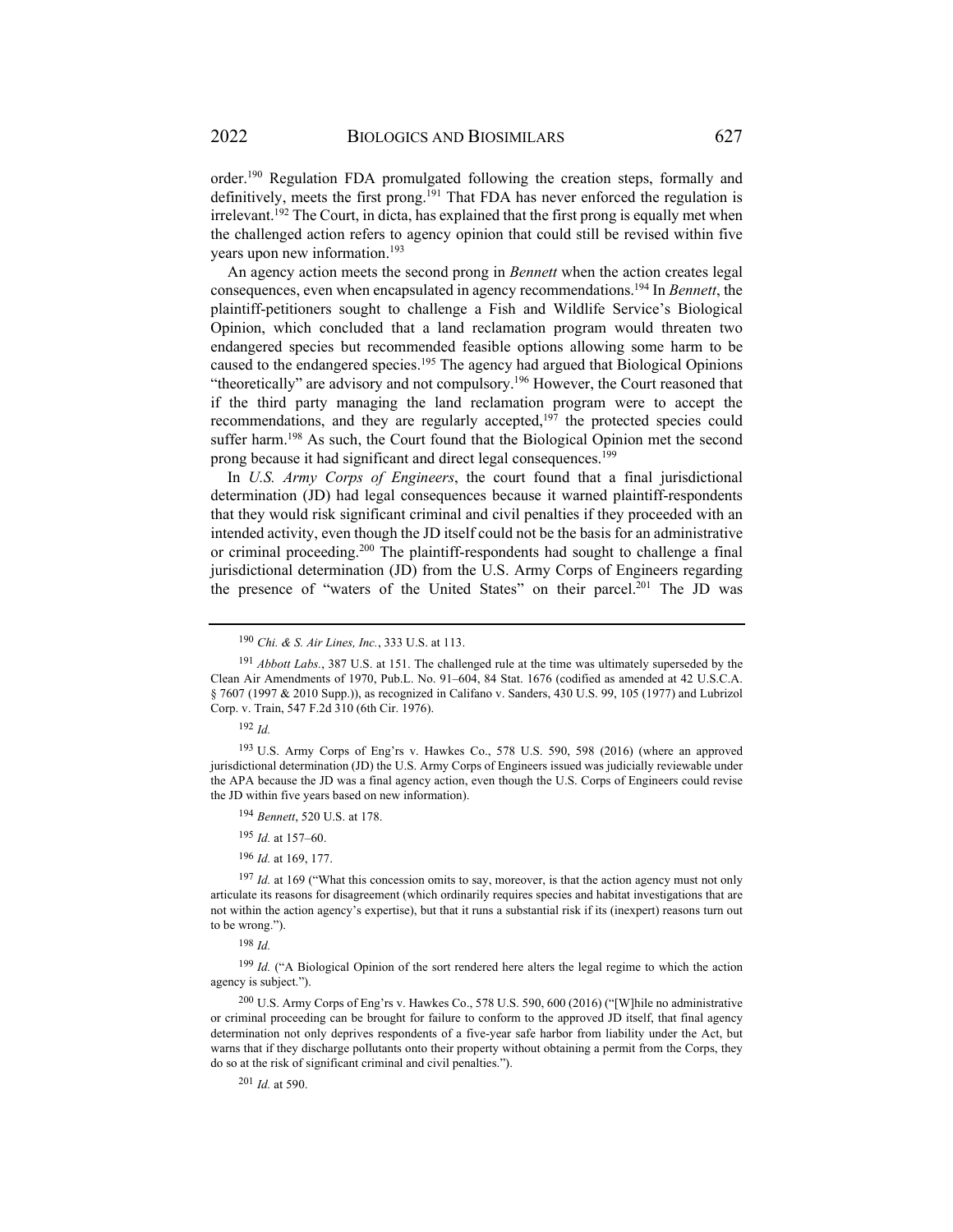order.[190] Regulation FDA promulgated following the creation steps, formally and definitively, meets the first prong.[191] That FDA has never enforced the regulation is irrelevant.[192] The Court, in dicta, has explained that the first prong is equally met when the challenged action refers to agency opinion that could still be revised within five years upon new information.[193]

An agency action meets the second prong in *Bennett* when the action creates legal consequences, even when encapsulated in agency recommendations.[194] In *Bennett*, the plaintiff-petitioners sought to challenge a Fish and Wildlife Service's Biological Opinion, which concluded that a land reclamation program would threaten two endangered species but recommended feasible options allowing some harm to be caused to the endangered species.[195] The agency had argued that Biological Opinions "theoretically" are advisory and not compulsory.[196] However, the Court reasoned that if the third party managing the land reclamation program were to accept the recommendations, and they are regularly accepted,[197] the protected species could suffer harm.[198] As such, the Court found that the Biological Opinion met the second prong because it had significant and direct legal consequences.[199]

In *U.S. Army Corps of Engineers*, the court found that a final jurisdictional determination (JD) had legal consequences because it warned plaintiff-respondents that they would risk significant criminal and civil penalties if they proceeded with an intended activity, even though the JD itself could not be the basis for an administrative or criminal proceeding.[200] The plaintiff-respondents had sought to challenge a final jurisdictional determination (JD) from the U.S. Army Corps of Engineers regarding the presence of "waters of the United States" on their parcel.[201] The JD was

---

[190] *Chi. & S. Air Lines, Inc.*, 333 U.S. at 113.

[191] *Abbott Labs.*, 387 U.S. at 151. The challenged rule at the time was ultimately superseded by the Clean Air Amendments of 1970, Pub.L. No. 91–604, 84 Stat. 1676 (codified as amended at 42 U.S.C.A. § 7607 (1997 & 2010 Supp.)), as recognized in Califano v. Sanders, 430 U.S. 99, 105 (1977) and Lubrizol Corp. v. Train, 547 F.2d 310 (6th Cir. 1976).

[192] *Id.*

[193] U.S. Army Corps of Eng'rs v. Hawkes Co., 578 U.S. 590, 598 (2016) (where an approved jurisdictional determination (JD) the U.S. Army Corps of Engineers issued was judicially reviewable under the APA because the JD was a final agency action, even though the U.S. Corps of Engineers could revise the JD within five years based on new information).

[194] *Bennett*, 520 U.S. at 178.

[195] *Id.* at 157–60.

[196] *Id.* at 169, 177.

[197] *Id.* at 169 ("What this concession omits to say, moreover, is that the action agency must not only articulate its reasons for disagreement (which ordinarily requires species and habitat investigations that are not within the action agency's expertise), but that it runs a substantial risk if its (inexpert) reasons turn out to be wrong.").

[198] *Id.*

[199] *Id.* ("A Biological Opinion of the sort rendered here alters the legal regime to which the action agency is subject.").

[200] U.S. Army Corps of Eng'rs v. Hawkes Co., 578 U.S. 590, 600 (2016) ("[W]hile no administrative or criminal proceeding can be brought for failure to conform to the approved JD itself, that final agency determination not only deprives respondents of a five-year safe harbor from liability under the Act, but warns that if they discharge pollutants onto their property without obtaining a permit from the Corps, they do so at the risk of significant criminal and civil penalties.").

[201] *Id.* at 590.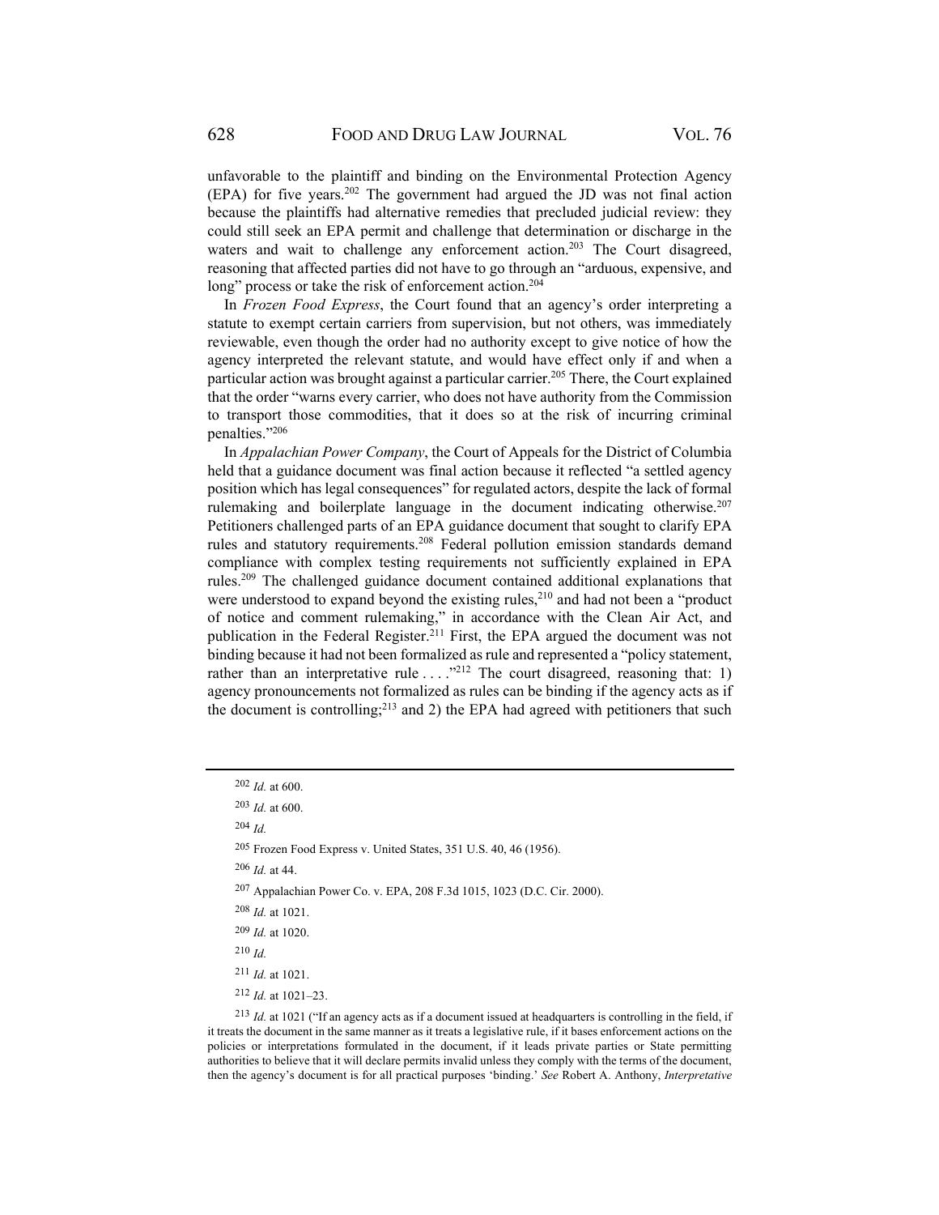unfavorable to the plaintiff and binding on the Environmental Protection Agency (EPA) for five years.[202] The government had argued the JD was not final action because the plaintiffs had alternative remedies that precluded judicial review: they could still seek an EPA permit and challenge that determination or discharge in the waters and wait to challenge any enforcement action.[203] The Court disagreed, reasoning that affected parties did not have to go through an "arduous, expensive, and long" process or take the risk of enforcement action.[204]

In *Frozen Food Express*, the Court found that an agency's order interpreting a statute to exempt certain carriers from supervision, but not others, was immediately reviewable, even though the order had no authority except to give notice of how the agency interpreted the relevant statute, and would have effect only if and when a particular action was brought against a particular carrier.[205] There, the Court explained that the order "warns every carrier, who does not have authority from the Commission to transport those commodities, that it does so at the risk of incurring criminal penalties."[206]

In *Appalachian Power Company*, the Court of Appeals for the District of Columbia held that a guidance document was final action because it reflected "a settled agency position which has legal consequences" for regulated actors, despite the lack of formal rulemaking and boilerplate language in the document indicating otherwise.[207] Petitioners challenged parts of an EPA guidance document that sought to clarify EPA rules and statutory requirements.[208] Federal pollution emission standards demand compliance with complex testing requirements not sufficiently explained in EPA rules.[209] The challenged guidance document contained additional explanations that were understood to expand beyond the existing rules,[210] and had not been a "product of notice and comment rulemaking," in accordance with the Clean Air Act, and publication in the Federal Register.[211] First, the EPA argued the document was not binding because it had not been formalized as rule and represented a "policy statement, rather than an interpretative rule . . . ."[212] The court disagreed, reasoning that: 1) agency pronouncements not formalized as rules can be binding if the agency acts as if the document is controlling;[213] and 2) the EPA had agreed with petitioners that such

---

[202] *Id.* at 600.

[203] *Id.* at 600.

[204] *Id.*

[205] Frozen Food Express v. United States, 351 U.S. 40, 46 (1956).

[206] *Id.* at 44.

[207] Appalachian Power Co. v. EPA, 208 F.3d 1015, 1023 (D.C. Cir. 2000).

[208] *Id.* at 1021.

[209] *Id.* at 1020.

[210] *Id.*

[211] *Id.* at 1021.

[212] *Id.* at 1021–23.

[213] *Id.* at 1021 ("If an agency acts as if a document issued at headquarters is controlling in the field, if it treats the document in the same manner as it treats a legislative rule, if it bases enforcement actions on the policies or interpretations formulated in the document, if it leads private parties or State permitting authorities to believe that it will declare permits invalid unless they comply with the terms of the document, then the agency's document is for all practical purposes 'binding.' *See* Robert A. Anthony, *Interpretative*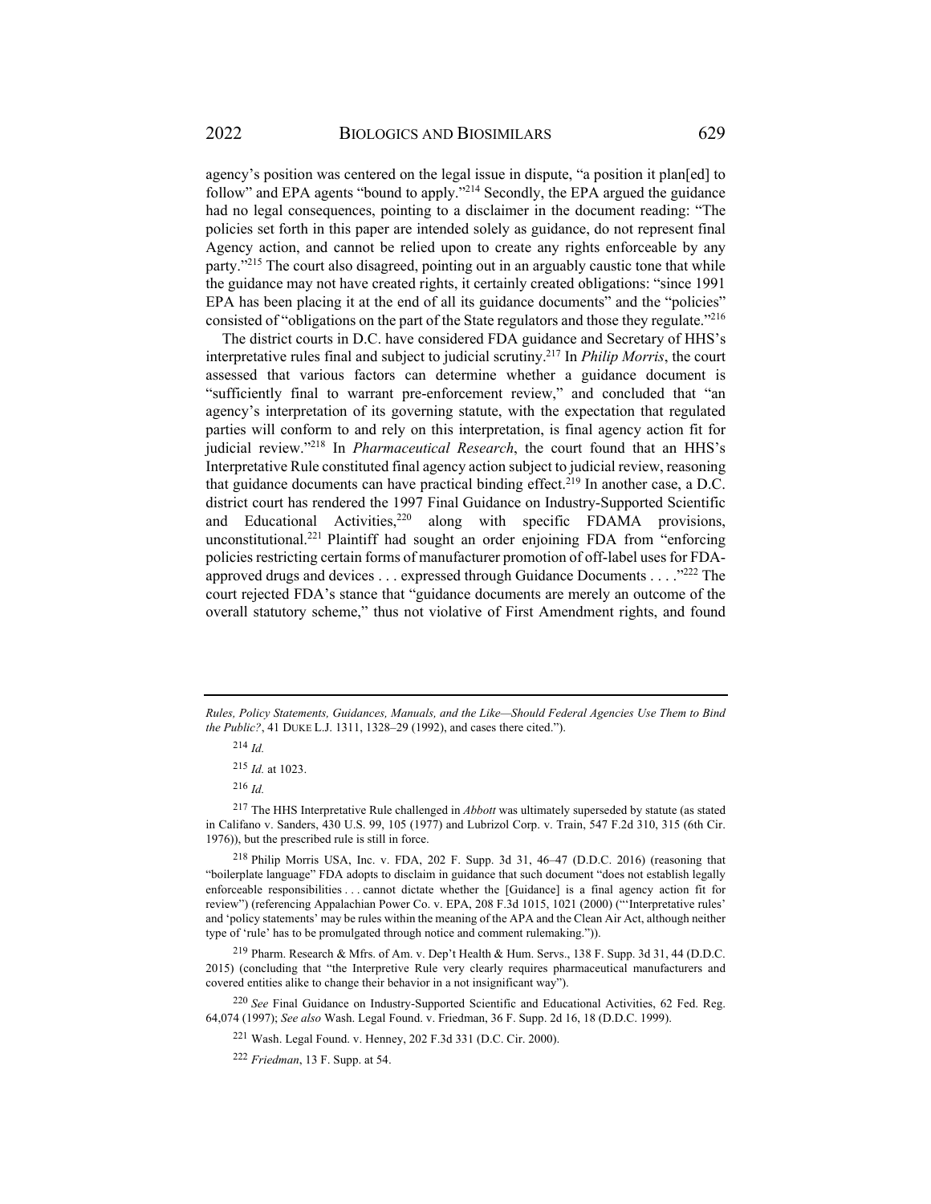agency's position was centered on the legal issue in dispute, "a position it plan[ed] to follow" and EPA agents "bound to apply."[214] Secondly, the EPA argued the guidance had no legal consequences, pointing to a disclaimer in the document reading: "The policies set forth in this paper are intended solely as guidance, do not represent final Agency action, and cannot be relied upon to create any rights enforceable by any party."[215] The court also disagreed, pointing out in an arguably caustic tone that while the guidance may not have created rights, it certainly created obligations: "since 1991 EPA has been placing it at the end of all its guidance documents" and the "policies" consisted of "obligations on the part of the State regulators and those they regulate."[216]

The district courts in D.C. have considered FDA guidance and Secretary of HHS's interpretative rules final and subject to judicial scrutiny.[217] In *Philip Morris*, the court assessed that various factors can determine whether a guidance document is "sufficiently final to warrant pre-enforcement review," and concluded that "an agency's interpretation of its governing statute, with the expectation that regulated parties will conform to and rely on this interpretation, is final agency action fit for judicial review."[218] In *Pharmaceutical Research*, the court found that an HHS's Interpretative Rule constituted final agency action subject to judicial review, reasoning that guidance documents can have practical binding effect.[219] In another case, a D.C. district court has rendered the 1997 Final Guidance on Industry-Supported Scientific and Educational Activities,[220] along with specific FDAMA provisions, unconstitutional.[221] Plaintiff had sought an order enjoining FDA from "enforcing policies restricting certain forms of manufacturer promotion of off-label uses for FDA-approved drugs and devices . . . expressed through Guidance Documents . . . ."[222] The court rejected FDA's stance that "guidance documents are merely an outcome of the overall statutory scheme," thus not violative of First Amendment rights, and found

---

*Rules, Policy Statements, Guidances, Manuals, and the Like—Should Federal Agencies Use Them to Bind the Public?*, 41 DUKE L.J. 1311, 1328–29 (1992), and cases there cited.").

[214] *Id.*

[215] *Id.* at 1023.

[216] *Id.*

[217] The HHS Interpretative Rule challenged in *Abbott* was ultimately superseded by statute (as stated in Califano v. Sanders, 430 U.S. 99, 105 (1977) and Lubrizol Corp. v. Train, 547 F.2d 310, 315 (6th Cir. 1976)), but the prescribed rule is still in force.

[218] Philip Morris USA, Inc. v. FDA, 202 F. Supp. 3d 31, 46–47 (D.D.C. 2016) (reasoning that "boilerplate language" FDA adopts to disclaim in guidance that such document "does not establish legally enforceable responsibilities . . . cannot dictate whether the [Guidance] is a final agency action fit for review") (referencing Appalachian Power Co. v. EPA, 208 F.3d 1015, 1021 (2000) ("'Interpretative rules' and 'policy statements' may be rules within the meaning of the APA and the Clean Air Act, although neither type of 'rule' has to be promulgated through notice and comment rulemaking.")).

[219] Pharm. Research & Mfrs. of Am. v. Dep't Health & Hum. Servs., 138 F. Supp. 3d 31, 44 (D.D.C. 2015) (concluding that "the Interpretive Rule very clearly requires pharmaceutical manufacturers and covered entities alike to change their behavior in a not insignificant way").

[220] *See* Final Guidance on Industry-Supported Scientific and Educational Activities, 62 Fed. Reg. 64,074 (1997); *See also* Wash. Legal Found. v. Friedman, 36 F. Supp. 2d 16, 18 (D.D.C. 1999).

[221] Wash. Legal Found. v. Henney, 202 F.3d 331 (D.C. Cir. 2000).

[222] *Friedman*, 13 F. Supp. at 54.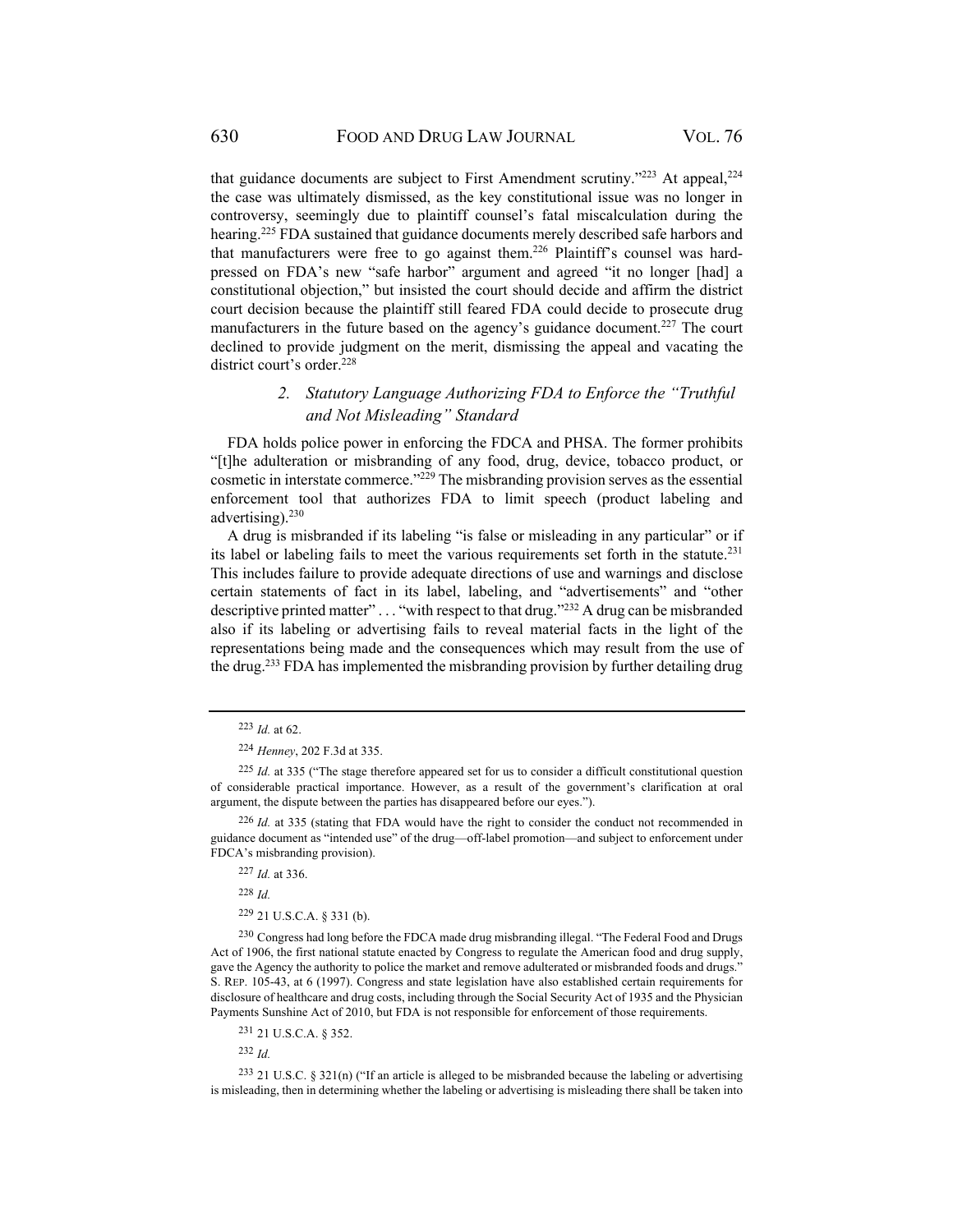that guidance documents are subject to First Amendment scrutiny."[223] At appeal,[224] the case was ultimately dismissed, as the key constitutional issue was no longer in controversy, seemingly due to plaintiff counsel's fatal miscalculation during the hearing.[225] FDA sustained that guidance documents merely described safe harbors and that manufacturers were free to go against them.[226] Plaintiff's counsel was hard-pressed on FDA's new "safe harbor" argument and agreed "it no longer [had] a constitutional objection," but insisted the court should decide and affirm the district court decision because the plaintiff still feared FDA could decide to prosecute drug manufacturers in the future based on the agency's guidance document.[227] The court declined to provide judgment on the merit, dismissing the appeal and vacating the district court's order.[228]

### *2. Statutory Language Authorizing FDA to Enforce the "Truthful and Not Misleading" Standard*

FDA holds police power in enforcing the FDCA and PHSA. The former prohibits "[t]he adulteration or misbranding of any food, drug, device, tobacco product, or cosmetic in interstate commerce."[229] The misbranding provision serves as the essential enforcement tool that authorizes FDA to limit speech (product labeling and advertising).[230]

A drug is misbranded if its labeling "is false or misleading in any particular" or if its label or labeling fails to meet the various requirements set forth in the statute.[231] This includes failure to provide adequate directions of use and warnings and disclose certain statements of fact in its label, labeling, and "advertisements" and "other descriptive printed matter" . . . "with respect to that drug."[232] A drug can be misbranded also if its labeling or advertising fails to reveal material facts in the light of the representations being made and the consequences which may result from the use of the drug.[233] FDA has implemented the misbranding provision by further detailing drug

---

[223] *Id.* at 62.

[224] *Henney*, 202 F.3d at 335.

[225] *Id.* at 335 ("The stage therefore appeared set for us to consider a difficult constitutional question of considerable practical importance. However, as a result of the government's clarification at oral argument, the dispute between the parties has disappeared before our eyes.").

[226] *Id.* at 335 (stating that FDA would have the right to consider the conduct not recommended in guidance document as "intended use" of the drug—off-label promotion—and subject to enforcement under FDCA's misbranding provision).

[227] *Id.* at 336.

[228] *Id.*

[229] 21 U.S.C.A. § 331 (b).

[230] Congress had long before the FDCA made drug misbranding illegal. "The Federal Food and Drugs Act of 1906, the first national statute enacted by Congress to regulate the American food and drug supply, gave the Agency the authority to police the market and remove adulterated or misbranded foods and drugs." S. REP. 105-43, at 6 (1997). Congress and state legislation have also established certain requirements for disclosure of healthcare and drug costs, including through the Social Security Act of 1935 and the Physician Payments Sunshine Act of 2010, but FDA is not responsible for enforcement of those requirements.

[231] 21 U.S.C.A. § 352.

[232] *Id.*

[233] 21 U.S.C. § 321(n) ("If an article is alleged to be misbranded because the labeling or advertising is misleading, then in determining whether the labeling or advertising is misleading there shall be taken into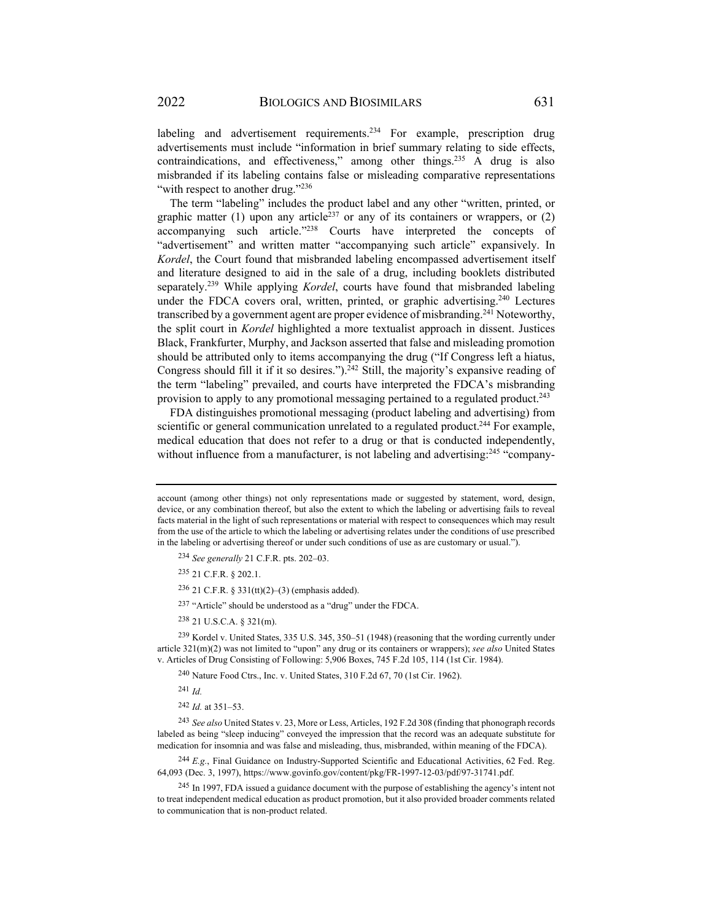labeling and advertisement requirements.[234] For example, prescription drug advertisements must include "information in brief summary relating to side effects, contraindications, and effectiveness," among other things.[235] A drug is also misbranded if its labeling contains false or misleading comparative representations "with respect to another drug."[236]

The term "labeling" includes the product label and any other "written, printed, or graphic matter (1) upon any article[237] or any of its containers or wrappers, or (2) accompanying such article."[238] Courts have interpreted the concepts of "advertisement" and written matter "accompanying such article" expansively. In *Kordel*, the Court found that misbranded labeling encompassed advertisement itself and literature designed to aid in the sale of a drug, including booklets distributed separately.[239] While applying *Kordel*, courts have found that misbranded labeling under the FDCA covers oral, written, printed, or graphic advertising.[240] Lectures transcribed by a government agent are proper evidence of misbranding.[241] Noteworthy, the split court in *Kordel* highlighted a more textualist approach in dissent. Justices Black, Frankfurter, Murphy, and Jackson asserted that false and misleading promotion should be attributed only to items accompanying the drug ("If Congress left a hiatus, Congress should fill it if it so desires.").[242] Still, the majority's expansive reading of the term "labeling" prevailed, and courts have interpreted the FDCA's misbranding provision to apply to any promotional messaging pertained to a regulated product.[243]

FDA distinguishes promotional messaging (product labeling and advertising) from scientific or general communication unrelated to a regulated product.[244] For example, medical education that does not refer to a drug or that is conducted independently, without influence from a manufacturer, is not labeling and advertising:[245] "company-

---

account (among other things) not only representations made or suggested by statement, word, design, device, or any combination thereof, but also the extent to which the labeling or advertising fails to reveal facts material in the light of such representations or material with respect to consequences which may result from the use of the article to which the labeling or advertising relates under the conditions of use prescribed in the labeling or advertising thereof or under such conditions of use as are customary or usual.").

[234] *See generally* 21 C.F.R. pts. 202–03.

[235] 21 C.F.R. § 202.1.

[236] 21 C.F.R. § 331(tt)(2)–(3) (emphasis added).

[237] "Article" should be understood as a "drug" under the FDCA.

[238] 21 U.S.C.A. § 321(m).

[239] Kordel v. United States, 335 U.S. 345, 350–51 (1948) (reasoning that the wording currently under article 321(m)(2) was not limited to "upon" any drug or its containers or wrappers); *see also* United States v. Articles of Drug Consisting of Following: 5,906 Boxes, 745 F.2d 105, 114 (1st Cir. 1984).

[240] Nature Food Ctrs., Inc. v. United States, 310 F.2d 67, 70 (1st Cir. 1962).

[241] *Id.*

[242] *Id.* at 351–53.

[243] *See also* United States v. 23, More or Less, Articles, 192 F.2d 308 (finding that phonograph records labeled as being "sleep inducing" conveyed the impression that the record was an adequate substitute for medication for insomnia and was false and misleading, thus, misbranded, within meaning of the FDCA).

[244] *E.g.*, Final Guidance on Industry-Supported Scientific and Educational Activities, 62 Fed. Reg. 64,093 (Dec. 3, 1997), https://www.govinfo.gov/content/pkg/FR-1997-12-03/pdf/97-31741.pdf.

[245] In 1997, FDA issued a guidance document with the purpose of establishing the agency's intent not to treat independent medical education as product promotion, but it also provided broader comments related to communication that is non-product related.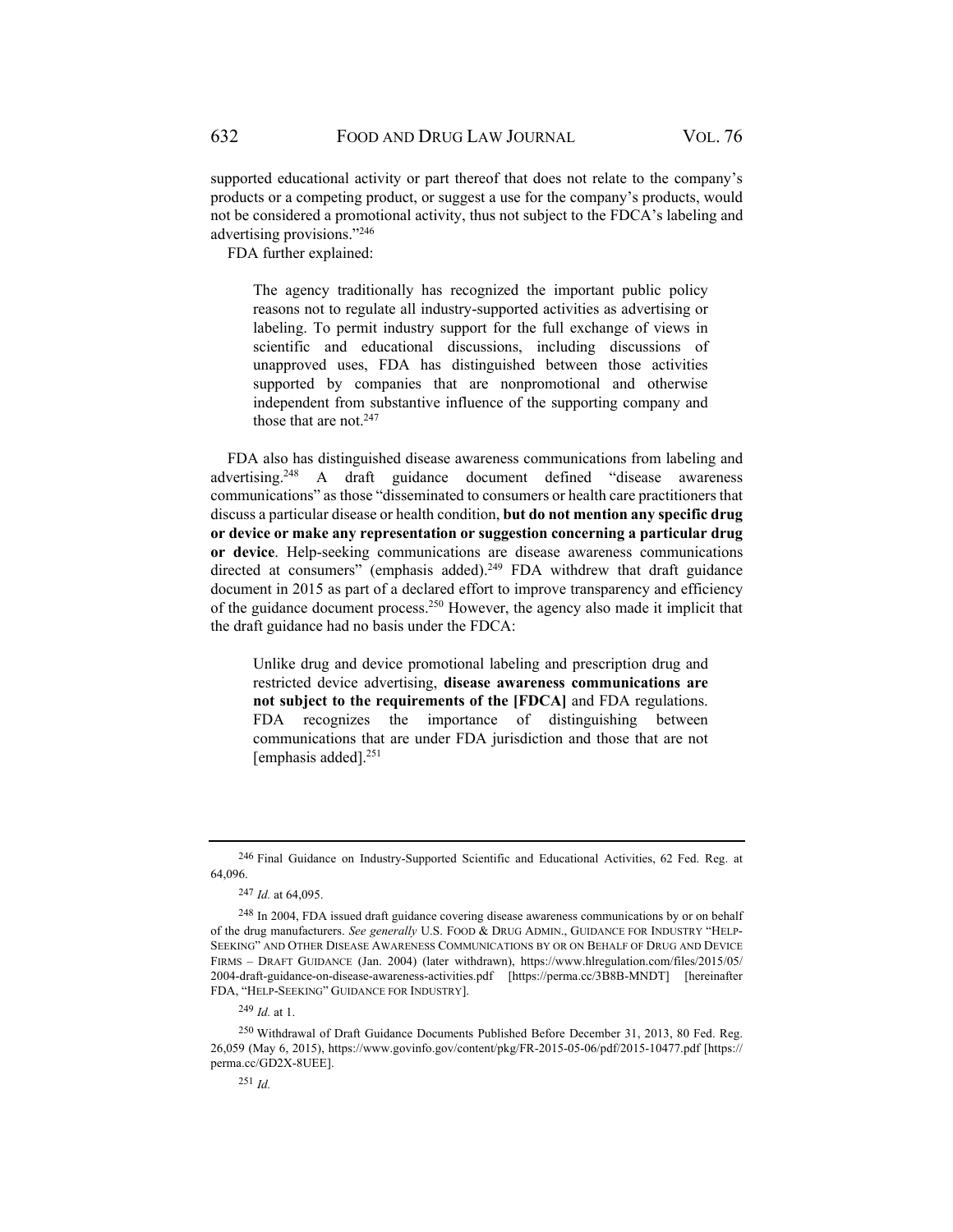supported educational activity or part thereof that does not relate to the company's products or a competing product, or suggest a use for the company's products, would not be considered a promotional activity, thus not subject to the FDCA's labeling and advertising provisions."[246]

FDA further explained:

> The agency traditionally has recognized the important public policy reasons not to regulate all industry-supported activities as advertising or labeling. To permit industry support for the full exchange of views in scientific and educational discussions, including discussions of unapproved uses, FDA has distinguished between those activities supported by companies that are nonpromotional and otherwise independent from substantive influence of the supporting company and those that are not.[247]

FDA also has distinguished disease awareness communications from labeling and advertising.[248] A draft guidance document defined "disease awareness communications" as those "disseminated to consumers or health care practitioners that discuss a particular disease or health condition, **but do not mention any specific drug or device or make any representation or suggestion concerning a particular drug or device**. Help-seeking communications are disease awareness communications directed at consumers" (emphasis added).[249] FDA withdrew that draft guidance document in 2015 as part of a declared effort to improve transparency and efficiency of the guidance document process.[250] However, the agency also made it implicit that the draft guidance had no basis under the FDCA:

> Unlike drug and device promotional labeling and prescription drug and restricted device advertising, **disease awareness communications are not subject to the requirements of the [FDCA]** and FDA regulations. FDA recognizes the importance of distinguishing between communications that are under FDA jurisdiction and those that are not [emphasis added].[251]

---

[246] Final Guidance on Industry-Supported Scientific and Educational Activities, 62 Fed. Reg. at 64,096.

[247] *Id.* at 64,095.

[248] In 2004, FDA issued draft guidance covering disease awareness communications by or on behalf of the drug manufacturers. *See generally* U.S. FOOD & DRUG ADMIN., GUIDANCE FOR INDUSTRY "HELP-SEEKING" AND OTHER DISEASE AWARENESS COMMUNICATIONS BY OR ON BEHALF OF DRUG AND DEVICE FIRMS – DRAFT GUIDANCE (Jan. 2004) (later withdrawn), https://www.hlregulation.com/files/2015/05/2004-draft-guidance-on-disease-awareness-activities.pdf [https://perma.cc/3B8B-MNDT] [hereinafter FDA, "HELP-SEEKING" GUIDANCE FOR INDUSTRY].

[249] *Id.* at 1.

[250] Withdrawal of Draft Guidance Documents Published Before December 31, 2013, 80 Fed. Reg. 26,059 (May 6, 2015), https://www.govinfo.gov/content/pkg/FR-2015-05-06/pdf/2015-10477.pdf [https://perma.cc/GD2X-8UEE].

[251] *Id.*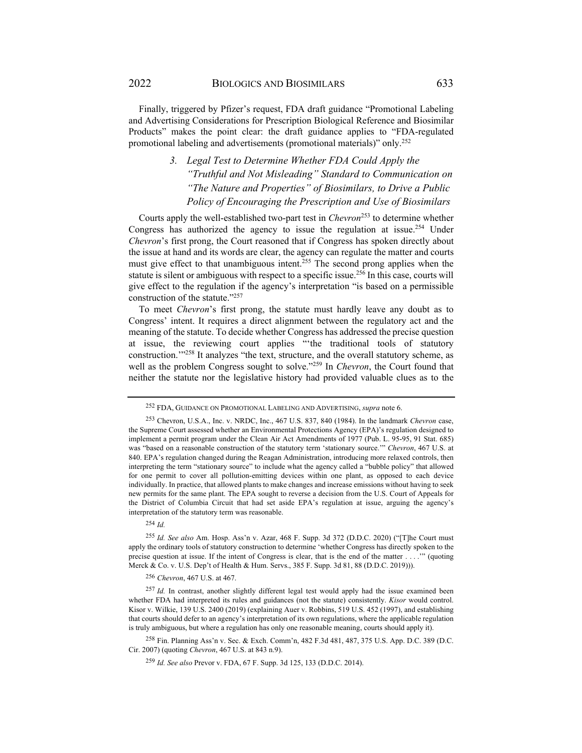Finally, triggered by Pfizer's request, FDA draft guidance "Promotional Labeling and Advertising Considerations for Prescription Biological Reference and Biosimilar Products" makes the point clear: the draft guidance applies to "FDA-regulated promotional labeling and advertisements (promotional materials)" only.[252]

### *3. Legal Test to Determine Whether FDA Could Apply the "Truthful and Not Misleading" Standard to Communication on "The Nature and Properties" of Biosimilars, to Drive a Public Policy of Encouraging the Prescription and Use of Biosimilars*

Courts apply the well-established two-part test in *Chevron*[253] to determine whether Congress has authorized the agency to issue the regulation at issue.[254] Under *Chevron*'s first prong, the Court reasoned that if Congress has spoken directly about the issue at hand and its words are clear, the agency can regulate the matter and courts must give effect to that unambiguous intent.[255] The second prong applies when the statute is silent or ambiguous with respect to a specific issue.[256] In this case, courts will give effect to the regulation if the agency's interpretation "is based on a permissible construction of the statute."[257]

To meet *Chevron*'s first prong, the statute must hardly leave any doubt as to Congress' intent. It requires a direct alignment between the regulatory act and the meaning of the statute. To decide whether Congress has addressed the precise question at issue, the reviewing court applies "'the traditional tools of statutory construction.'"[258] It analyzes "the text, structure, and the overall statutory scheme, as well as the problem Congress sought to solve."[259] In *Chevron*, the Court found that neither the statute nor the legislative history had provided valuable clues as to the

---

[252] FDA, GUIDANCE ON PROMOTIONAL LABELING AND ADVERTISING, *supra* note 6.

[253] Chevron, U.S.A., Inc. v. NRDC, Inc., 467 U.S. 837, 840 (1984). In the landmark *Chevron* case, the Supreme Court assessed whether an Environmental Protections Agency (EPA)'s regulation designed to implement a permit program under the Clean Air Act Amendments of 1977 (Pub. L. 95-95, 91 Stat. 685) was "based on a reasonable construction of the statutory term 'stationary source.'" *Chevron*, 467 U.S. at 840. EPA's regulation changed during the Reagan Administration, introducing more relaxed controls, then interpreting the term "stationary source" to include what the agency called a "bubble policy" that allowed for one permit to cover all pollution-emitting devices within one plant, as opposed to each device individually. In practice, that allowed plants to make changes and increase emissions without having to seek new permits for the same plant. The EPA sought to reverse a decision from the U.S. Court of Appeals for the District of Columbia Circuit that had set aside EPA's regulation at issue, arguing the agency's interpretation of the statutory term was reasonable.

[254] *Id.*

[255] *Id. See also* Am. Hosp. Ass'n v. Azar, 468 F. Supp. 3d 372 (D.D.C. 2020) ("[T]he Court must apply the ordinary tools of statutory construction to determine 'whether Congress has directly spoken to the precise question at issue. If the intent of Congress is clear, that is the end of the matter . . . .'" (quoting Merck & Co. v. U.S. Dep't of Health & Hum. Servs., 385 F. Supp. 3d 81, 88 (D.D.C. 2019))).

[256] *Chevron*, 467 U.S. at 467.

[257] *Id.* In contrast, another slightly different legal test would apply had the issue examined been whether FDA had interpreted its rules and guidances (not the statute) consistently. *Kisor* would control. Kisor v. Wilkie, 139 U.S. 2400 (2019) (explaining Auer v. Robbins, 519 U.S. 452 (1997), and establishing that courts should defer to an agency's interpretation of its own regulations, where the applicable regulation is truly ambiguous, but where a regulation has only one reasonable meaning, courts should apply it).

[258] Fin. Planning Ass'n v. Sec. & Exch. Comm'n, 482 F.3d 481, 487, 375 U.S. App. D.C. 389 (D.C. Cir. 2007) (quoting *Chevron*, 467 U.S. at 843 n.9).

[259] *Id. See also* Prevor v. FDA, 67 F. Supp. 3d 125, 133 (D.D.C. 2014).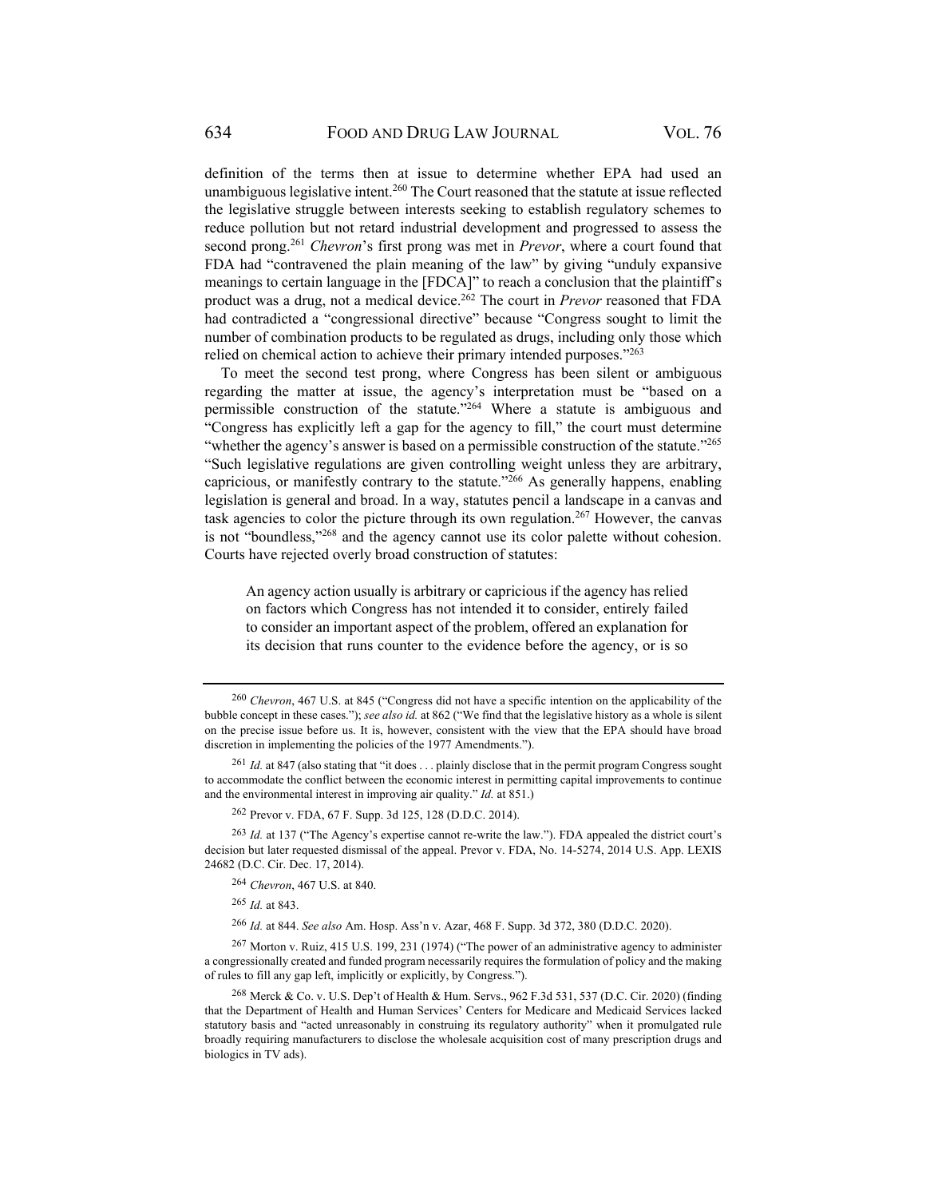definition of the terms then at issue to determine whether EPA had used an unambiguous legislative intent.[260] The Court reasoned that the statute at issue reflected the legislative struggle between interests seeking to establish regulatory schemes to reduce pollution but not retard industrial development and progressed to assess the second prong.[261] *Chevron*'s first prong was met in *Prevor*, where a court found that FDA had "contravened the plain meaning of the law" by giving "unduly expansive meanings to certain language in the [FDCA]" to reach a conclusion that the plaintiff's product was a drug, not a medical device.[262] The court in *Prevor* reasoned that FDA had contradicted a "congressional directive" because "Congress sought to limit the number of combination products to be regulated as drugs, including only those which relied on chemical action to achieve their primary intended purposes."[263]

To meet the second test prong, where Congress has been silent or ambiguous regarding the matter at issue, the agency's interpretation must be "based on a permissible construction of the statute."[264] Where a statute is ambiguous and "Congress has explicitly left a gap for the agency to fill," the court must determine "whether the agency's answer is based on a permissible construction of the statute."[265] "Such legislative regulations are given controlling weight unless they are arbitrary, capricious, or manifestly contrary to the statute."[266] As generally happens, enabling legislation is general and broad. In a way, statutes pencil a landscape in a canvas and task agencies to color the picture through its own regulation.[267] However, the canvas is not "boundless,"[268] and the agency cannot use its color palette without cohesion. Courts have rejected overly broad construction of statutes:

> An agency action usually is arbitrary or capricious if the agency has relied on factors which Congress has not intended it to consider, entirely failed to consider an important aspect of the problem, offered an explanation for its decision that runs counter to the evidence before the agency, or is so

---

[260] *Chevron*, 467 U.S. at 845 ("Congress did not have a specific intention on the applicability of the bubble concept in these cases."); *see also id.* at 862 ("We find that the legislative history as a whole is silent on the precise issue before us. It is, however, consistent with the view that the EPA should have broad discretion in implementing the policies of the 1977 Amendments.").

[261] *Id.* at 847 (also stating that "it does . . . plainly disclose that in the permit program Congress sought to accommodate the conflict between the economic interest in permitting capital improvements to continue and the environmental interest in improving air quality." *Id.* at 851.)

[262] Prevor v. FDA, 67 F. Supp. 3d 125, 128 (D.D.C. 2014).

[263] *Id.* at 137 ("The Agency's expertise cannot re-write the law."). FDA appealed the district court's decision but later requested dismissal of the appeal. Prevor v. FDA, No. 14-5274, 2014 U.S. App. LEXIS 24682 (D.C. Cir. Dec. 17, 2014).

[264] *Chevron*, 467 U.S. at 840.

[265] *Id.* at 843.

[266] *Id.* at 844. *See also* Am. Hosp. Ass'n v. Azar, 468 F. Supp. 3d 372, 380 (D.D.C. 2020).

[267] Morton v. Ruiz, 415 U.S. 199, 231 (1974) ("The power of an administrative agency to administer a congressionally created and funded program necessarily requires the formulation of policy and the making of rules to fill any gap left, implicitly or explicitly, by Congress.").

[268] Merck & Co. v. U.S. Dep't of Health & Hum. Servs., 962 F.3d 531, 537 (D.C. Cir. 2020) (finding that the Department of Health and Human Services' Centers for Medicare and Medicaid Services lacked statutory basis and "acted unreasonably in construing its regulatory authority" when it promulgated rule broadly requiring manufacturers to disclose the wholesale acquisition cost of many prescription drugs and biologics in TV ads).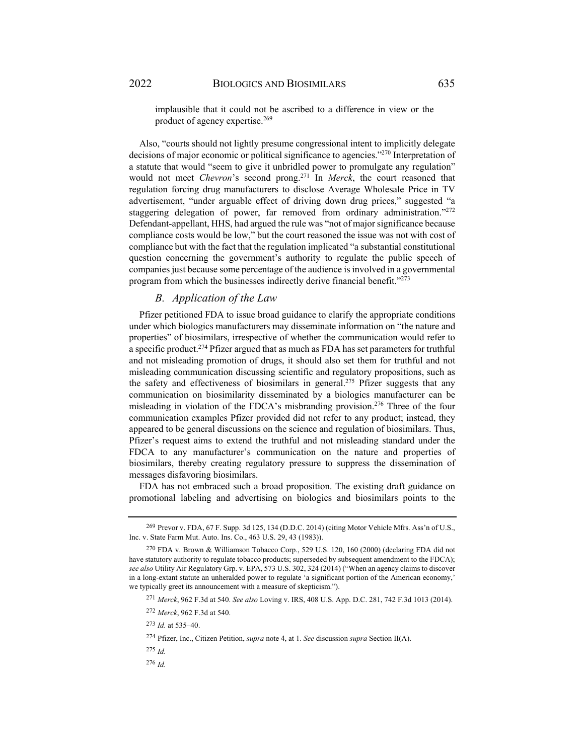implausible that it could not be ascribed to a difference in view or the product of agency expertise.[269]

Also, "courts should not lightly presume congressional intent to implicitly delegate decisions of major economic or political significance to agencies."[270] Interpretation of a statute that would "seem to give it unbridled power to promulgate any regulation" would not meet *Chevron*'s second prong.[271] In *Merck*, the court reasoned that regulation forcing drug manufacturers to disclose Average Wholesale Price in TV advertisement, "under arguable effect of driving down drug prices," suggested "a staggering delegation of power, far removed from ordinary administration."[272] Defendant-appellant, HHS, had argued the rule was "not of major significance because compliance costs would be low," but the court reasoned the issue was not with cost of compliance but with the fact that the regulation implicated "a substantial constitutional question concerning the government's authority to regulate the public speech of companies just because some percentage of the audience is involved in a governmental program from which the businesses indirectly derive financial benefit."[273]

### *B. Application of the Law*

Pfizer petitioned FDA to issue broad guidance to clarify the appropriate conditions under which biologics manufacturers may disseminate information on "the nature and properties" of biosimilars, irrespective of whether the communication would refer to a specific product.[274] Pfizer argued that as much as FDA has set parameters for truthful and not misleading promotion of drugs, it should also set them for truthful and not misleading communication discussing scientific and regulatory propositions, such as the safety and effectiveness of biosimilars in general.[275] Pfizer suggests that any communication on biosimilarity disseminated by a biologics manufacturer can be misleading in violation of the FDCA's misbranding provision.[276] Three of the four communication examples Pfizer provided did not refer to any product; instead, they appeared to be general discussions on the science and regulation of biosimilars. Thus, Pfizer's request aims to extend the truthful and not misleading standard under the FDCA to any manufacturer's communication on the nature and properties of biosimilars, thereby creating regulatory pressure to suppress the dissemination of messages disfavoring biosimilars.

FDA has not embraced such a broad proposition. The existing draft guidance on promotional labeling and advertising on biologics and biosimilars points to the

---

[269] Prevor v. FDA, 67 F. Supp. 3d 125, 134 (D.D.C. 2014) (citing Motor Vehicle Mfrs. Ass'n of U.S., Inc. v. State Farm Mut. Auto. Ins. Co., 463 U.S. 29, 43 (1983)).

[270] FDA v. Brown & Williamson Tobacco Corp., 529 U.S. 120, 160 (2000) (declaring FDA did not have statutory authority to regulate tobacco products; superseded by subsequent amendment to the FDCA); *see also* Utility Air Regulatory Grp. v. EPA, 573 U.S. 302, 324 (2014) ("When an agency claims to discover in a long-extant statute an unheralded power to regulate 'a significant portion of the American economy,' we typically greet its announcement with a measure of skepticism.").

[271] *Merck*, 962 F.3d at 540. *See also* Loving v. IRS, 408 U.S. App. D.C. 281, 742 F.3d 1013 (2014).

[272] *Merck*, 962 F.3d at 540.

[273] *Id.* at 535–40.

[274] Pfizer, Inc., Citizen Petition, *supra* note 4, at 1. *See* discussion *supra* Section II(A).

[275] *Id.*

[276] *Id.*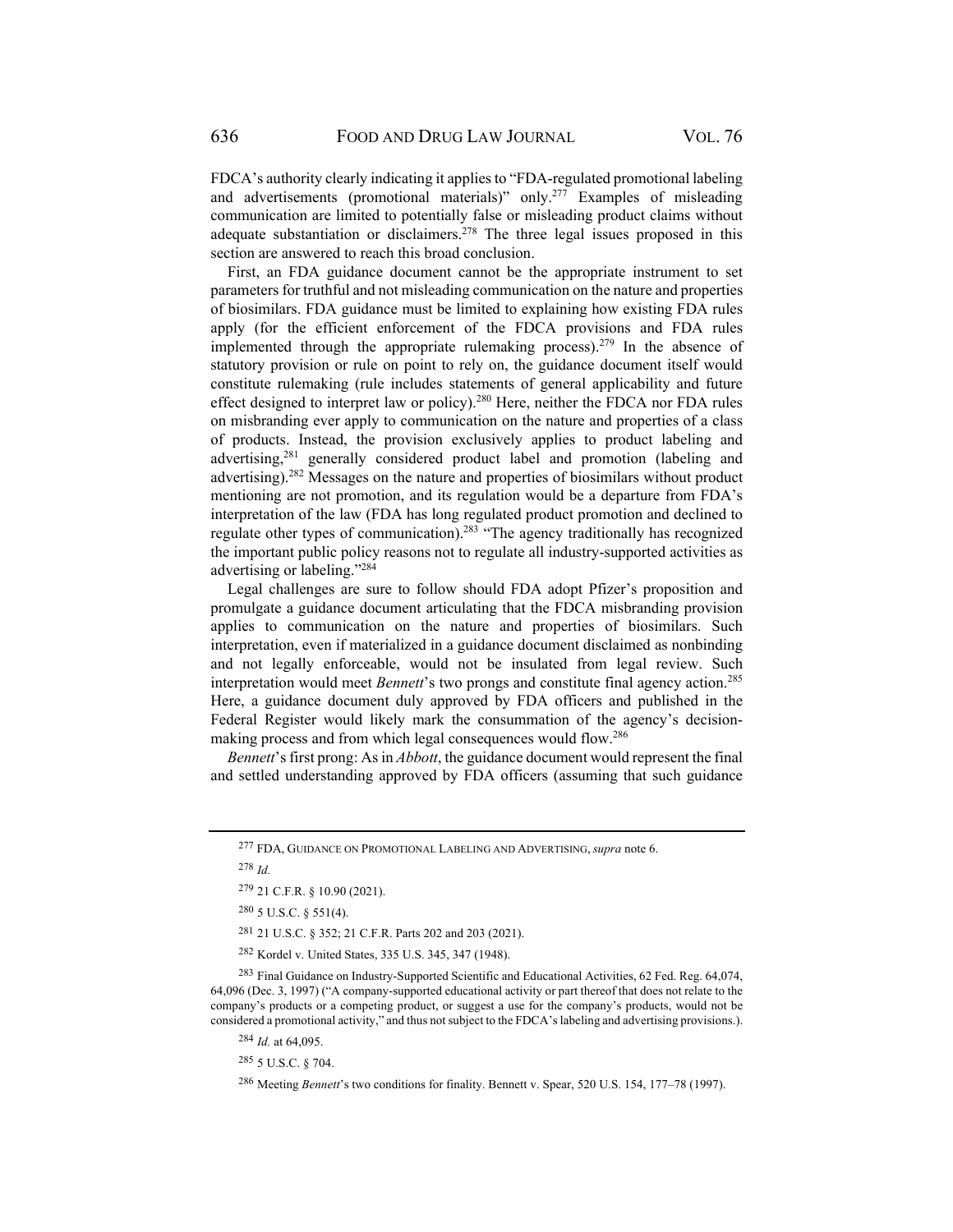FDCA's authority clearly indicating it applies to "FDA-regulated promotional labeling and advertisements (promotional materials)" only.[277] Examples of misleading communication are limited to potentially false or misleading product claims without adequate substantiation or disclaimers.[278] The three legal issues proposed in this section are answered to reach this broad conclusion.

First, an FDA guidance document cannot be the appropriate instrument to set parameters for truthful and not misleading communication on the nature and properties of biosimilars. FDA guidance must be limited to explaining how existing FDA rules apply (for the efficient enforcement of the FDCA provisions and FDA rules implemented through the appropriate rulemaking process).[279] In the absence of statutory provision or rule on point to rely on, the guidance document itself would constitute rulemaking (rule includes statements of general applicability and future effect designed to interpret law or policy).[280] Here, neither the FDCA nor FDA rules on misbranding ever apply to communication on the nature and properties of a class of products. Instead, the provision exclusively applies to product labeling and advertising,[281] generally considered product label and promotion (labeling and advertising).[282] Messages on the nature and properties of biosimilars without product mentioning are not promotion, and its regulation would be a departure from FDA's interpretation of the law (FDA has long regulated product promotion and declined to regulate other types of communication).[283] "The agency traditionally has recognized the important public policy reasons not to regulate all industry-supported activities as advertising or labeling."[284]

Legal challenges are sure to follow should FDA adopt Pfizer's proposition and promulgate a guidance document articulating that the FDCA misbranding provision applies to communication on the nature and properties of biosimilars. Such interpretation, even if materialized in a guidance document disclaimed as nonbinding and not legally enforceable, would not be insulated from legal review. Such interpretation would meet *Bennett*'s two prongs and constitute final agency action.[285] Here, a guidance document duly approved by FDA officers and published in the Federal Register would likely mark the consummation of the agency's decision-making process and from which legal consequences would flow.[286]

*Bennett*'s first prong: As in *Abbott*, the guidance document would represent the final and settled understanding approved by FDA officers (assuming that such guidance

---

[277] FDA, GUIDANCE ON PROMOTIONAL LABELING AND ADVERTISING, *supra* note 6.

[278] *Id.*

[279] 21 C.F.R. § 10.90 (2021).

[280] 5 U.S.C. § 551(4).

[281] 21 U.S.C. § 352; 21 C.F.R. Parts 202 and 203 (2021).

[282] Kordel v. United States, 335 U.S. 345, 347 (1948).

[283] Final Guidance on Industry-Supported Scientific and Educational Activities, 62 Fed. Reg. 64,074, 64,096 (Dec. 3, 1997) ("A company-supported educational activity or part thereof that does not relate to the company's products or a competing product, or suggest a use for the company's products, would not be considered a promotional activity," and thus not subject to the FDCA's labeling and advertising provisions.).

[284] *Id.* at 64,095.

[285] 5 U.S.C. § 704.

[286] Meeting *Bennett*'s two conditions for finality. Bennett v. Spear, 520 U.S. 154, 177–78 (1997).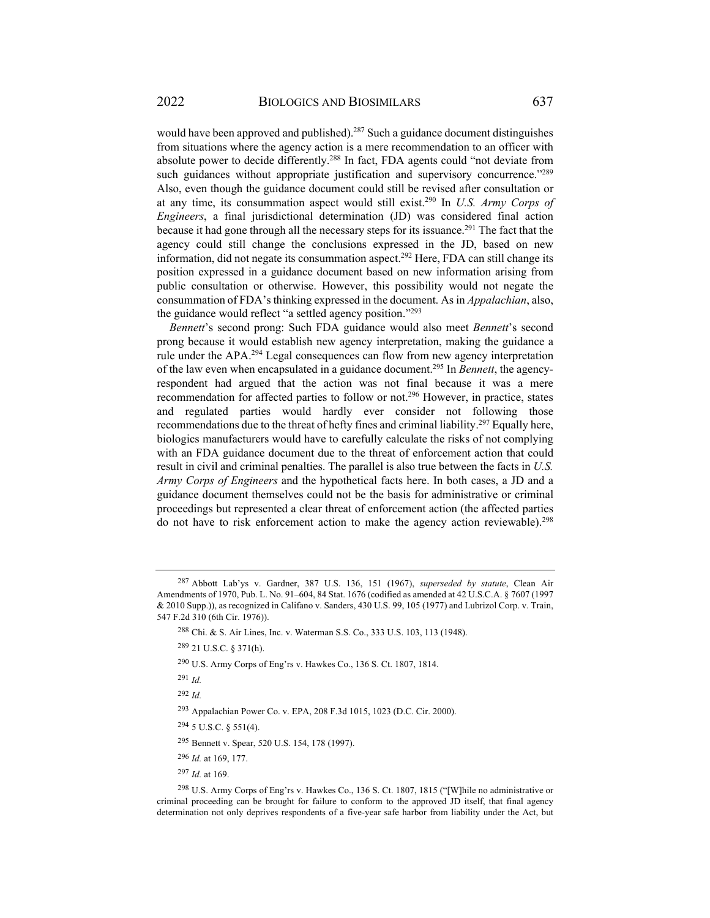would have been approved and published).[287] Such a guidance document distinguishes from situations where the agency action is a mere recommendation to an officer with absolute power to decide differently.[288] In fact, FDA agents could "not deviate from such guidances without appropriate justification and supervisory concurrence."[289] Also, even though the guidance document could still be revised after consultation or at any time, its consummation aspect would still exist.[290] In *U.S. Army Corps of Engineers*, a final jurisdictional determination (JD) was considered final action because it had gone through all the necessary steps for its issuance.[291] The fact that the agency could still change the conclusions expressed in the JD, based on new information, did not negate its consummation aspect.[292] Here, FDA can still change its position expressed in a guidance document based on new information arising from public consultation or otherwise. However, this possibility would not negate the consummation of FDA's thinking expressed in the document. As in *Appalachian*, also, the guidance would reflect "a settled agency position."[293]

*Bennett*'s second prong: Such FDA guidance would also meet *Bennett*'s second prong because it would establish new agency interpretation, making the guidance a rule under the APA.[294] Legal consequences can flow from new agency interpretation of the law even when encapsulated in a guidance document.[295] In *Bennett*, the agency-respondent had argued that the action was not final because it was a mere recommendation for affected parties to follow or not.[296] However, in practice, states and regulated parties would hardly ever consider not following those recommendations due to the threat of hefty fines and criminal liability.[297] Equally here, biologics manufacturers would have to carefully calculate the risks of not complying with an FDA guidance document due to the threat of enforcement action that could result in civil and criminal penalties. The parallel is also true between the facts in *U.S. Army Corps of Engineers* and the hypothetical facts here. In both cases, a JD and a guidance document themselves could not be the basis for administrative or criminal proceedings but represented a clear threat of enforcement action (the affected parties do not have to risk enforcement action to make the agency action reviewable).[298]

---

[287] Abbott Lab'ys v. Gardner, 387 U.S. 136, 151 (1967), *superseded by statute*, Clean Air Amendments of 1970, Pub. L. No. 91–604, 84 Stat. 1676 (codified as amended at 42 U.S.C.A. § 7607 (1997 & 2010 Supp.)), as recognized in Califano v. Sanders, 430 U.S. 99, 105 (1977) and Lubrizol Corp. v. Train, 547 F.2d 310 (6th Cir. 1976)).

[288] Chi. & S. Air Lines, Inc. v. Waterman S.S. Co., 333 U.S. 103, 113 (1948).

[289] 21 U.S.C. § 371(h).

[290] U.S. Army Corps of Eng'rs v. Hawkes Co., 136 S. Ct. 1807, 1814.

[291] *Id.*

[292] *Id.*

[293] Appalachian Power Co. v. EPA, 208 F.3d 1015, 1023 (D.C. Cir. 2000).

[294] 5 U.S.C. § 551(4).

[295] Bennett v. Spear, 520 U.S. 154, 178 (1997).

[296] *Id.* at 169, 177.

[297] *Id.* at 169.

[298] U.S. Army Corps of Eng'rs v. Hawkes Co., 136 S. Ct. 1807, 1815 ("[W]hile no administrative or criminal proceeding can be brought for failure to conform to the approved JD itself, that final agency determination not only deprives respondents of a five-year safe harbor from liability under the Act, but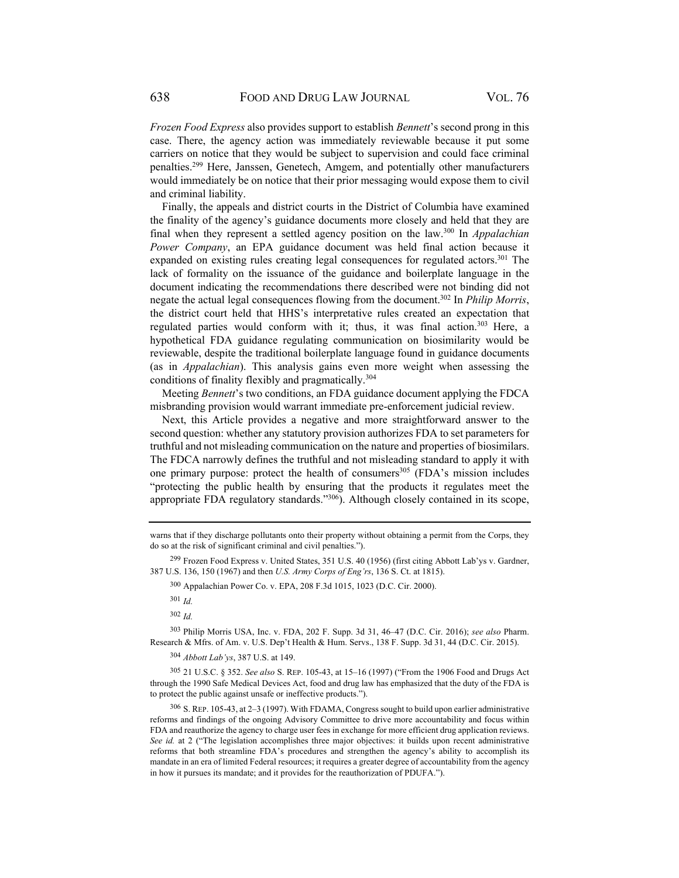*Frozen Food Express* also provides support to establish *Bennett*'s second prong in this case. There, the agency action was immediately reviewable because it put some carriers on notice that they would be subject to supervision and could face criminal penalties.[299] Here, Janssen, Genetech, Amgem, and potentially other manufacturers would immediately be on notice that their prior messaging would expose them to civil and criminal liability.

Finally, the appeals and district courts in the District of Columbia have examined the finality of the agency's guidance documents more closely and held that they are final when they represent a settled agency position on the law.[300] In *Appalachian Power Company*, an EPA guidance document was held final action because it expanded on existing rules creating legal consequences for regulated actors.[301] The lack of formality on the issuance of the guidance and boilerplate language in the document indicating the recommendations there described were not binding did not negate the actual legal consequences flowing from the document.[302] In *Philip Morris*, the district court held that HHS's interpretative rules created an expectation that regulated parties would conform with it; thus, it was final action.[303] Here, a hypothetical FDA guidance regulating communication on biosimilarity would be reviewable, despite the traditional boilerplate language found in guidance documents (as in *Appalachian*). This analysis gains even more weight when assessing the conditions of finality flexibly and pragmatically.[304]

Meeting *Bennett*'s two conditions, an FDA guidance document applying the FDCA misbranding provision would warrant immediate pre-enforcement judicial review.

Next, this Article provides a negative and more straightforward answer to the second question: whether any statutory provision authorizes FDA to set parameters for truthful and not misleading communication on the nature and properties of biosimilars. The FDCA narrowly defines the truthful and not misleading standard to apply it with one primary purpose: protect the health of consumers[305] (FDA's mission includes "protecting the public health by ensuring that the products it regulates meet the appropriate FDA regulatory standards."[306]). Although closely contained in its scope,

---

warns that if they discharge pollutants onto their property without obtaining a permit from the Corps, they do so at the risk of significant criminal and civil penalties.").

[299] Frozen Food Express v. United States, 351 U.S. 40 (1956) (first citing Abbott Lab'ys v. Gardner, 387 U.S. 136, 150 (1967) and then *U.S. Army Corps of Eng'rs*, 136 S. Ct. at 1815).

[300] Appalachian Power Co. v. EPA, 208 F.3d 1015, 1023 (D.C. Cir. 2000).

[301] *Id.*

[302] *Id.*

[303] Philip Morris USA, Inc. v. FDA, 202 F. Supp. 3d 31, 46–47 (D.C. Cir. 2016); *see also* Pharm. Research & Mfrs. of Am. v. U.S. Dep't Health & Hum. Servs., 138 F. Supp. 3d 31, 44 (D.C. Cir. 2015).

[304] *Abbott Lab'ys*, 387 U.S. at 149.

[305] 21 U.S.C. § 352. *See also* S. REP. 105-43, at 15–16 (1997) ("From the 1906 Food and Drugs Act through the 1990 Safe Medical Devices Act, food and drug law has emphasized that the duty of the FDA is to protect the public against unsafe or ineffective products.").

[306] S. REP. 105-43, at 2–3 (1997). With FDAMA, Congress sought to build upon earlier administrative reforms and findings of the ongoing Advisory Committee to drive more accountability and focus within FDA and reauthorize the agency to charge user fees in exchange for more efficient drug application reviews. *See id.* at 2 ("The legislation accomplishes three major objectives: it builds upon recent administrative reforms that both streamline FDA's procedures and strengthen the agency's ability to accomplish its mandate in an era of limited Federal resources; it requires a greater degree of accountability from the agency in how it pursues its mandate; and it provides for the reauthorization of PDUFA.").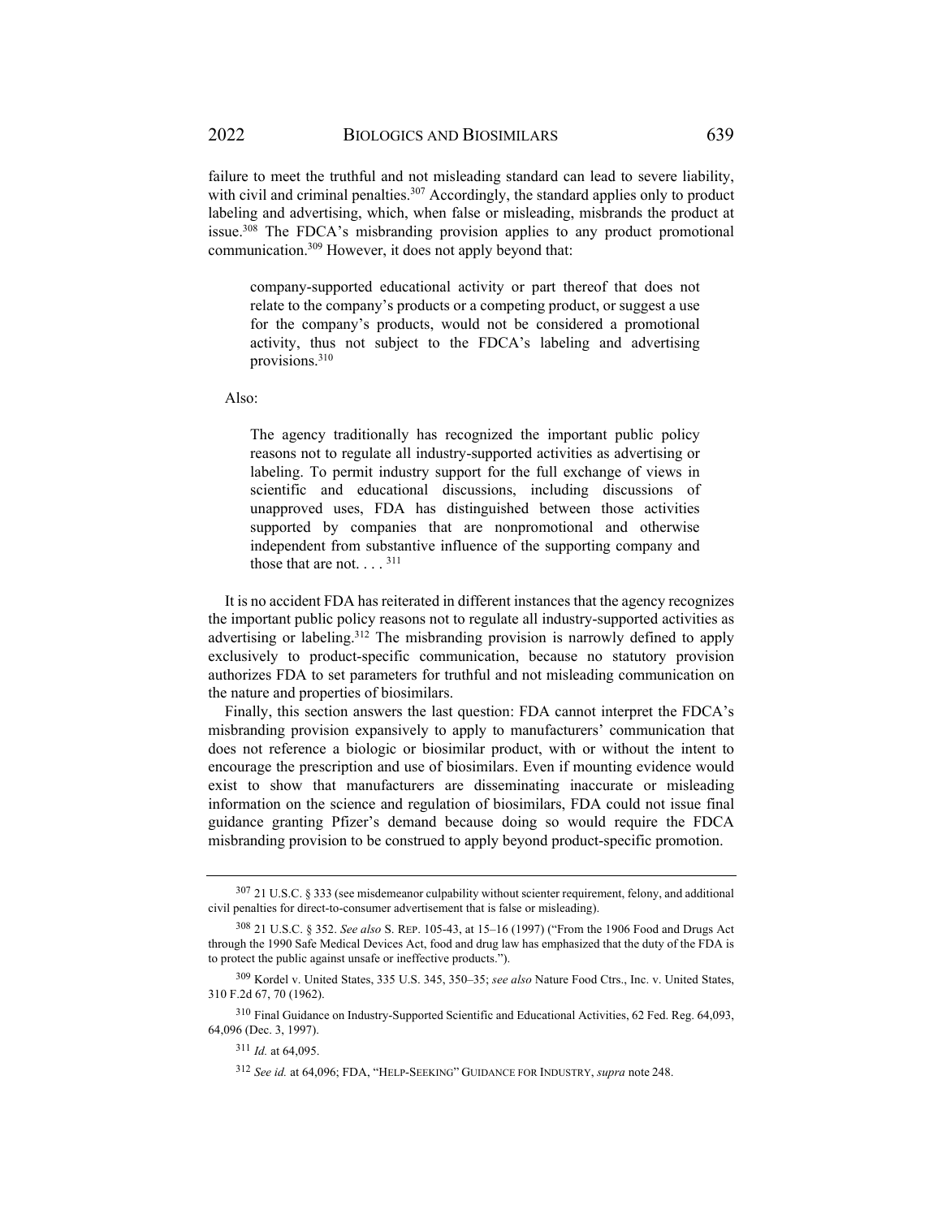failure to meet the truthful and not misleading standard can lead to severe liability, with civil and criminal penalties.[307] Accordingly, the standard applies only to product labeling and advertising, which, when false or misleading, misbrands the product at issue.[308] The FDCA's misbranding provision applies to any product promotional communication.[309] However, it does not apply beyond that:

> company-supported educational activity or part thereof that does not relate to the company's products or a competing product, or suggest a use for the company's products, would not be considered a promotional activity, thus not subject to the FDCA's labeling and advertising provisions.[310]

Also:

> The agency traditionally has recognized the important public policy reasons not to regulate all industry-supported activities as advertising or labeling. To permit industry support for the full exchange of views in scientific and educational discussions, including discussions of unapproved uses, FDA has distinguished between those activities supported by companies that are nonpromotional and otherwise independent from substantive influence of the supporting company and those that are not. . . . [311]

It is no accident FDA has reiterated in different instances that the agency recognizes the important public policy reasons not to regulate all industry-supported activities as advertising or labeling.[312] The misbranding provision is narrowly defined to apply exclusively to product-specific communication, because no statutory provision authorizes FDA to set parameters for truthful and not misleading communication on the nature and properties of biosimilars.

Finally, this section answers the last question: FDA cannot interpret the FDCA's misbranding provision expansively to apply to manufacturers' communication that does not reference a biologic or biosimilar product, with or without the intent to encourage the prescription and use of biosimilars. Even if mounting evidence would exist to show that manufacturers are disseminating inaccurate or misleading information on the science and regulation of biosimilars, FDA could not issue final guidance granting Pfizer's demand because doing so would require the FDCA misbranding provision to be construed to apply beyond product-specific promotion.

---

[307] 21 U.S.C. § 333 (see misdemeanor culpability without scienter requirement, felony, and additional civil penalties for direct-to-consumer advertisement that is false or misleading).

[308] 21 U.S.C. § 352. *See also* S. REP. 105-43, at 15–16 (1997) ("From the 1906 Food and Drugs Act through the 1990 Safe Medical Devices Act, food and drug law has emphasized that the duty of the FDA is to protect the public against unsafe or ineffective products.").

[309] Kordel v. United States, 335 U.S. 345, 350–35; *see also* Nature Food Ctrs., Inc. v. United States, 310 F.2d 67, 70 (1962).

[310] Final Guidance on Industry-Supported Scientific and Educational Activities, 62 Fed. Reg. 64,093, 64,096 (Dec. 3, 1997).

[311] *Id.* at 64,095.

[312] *See id.* at 64,096; FDA, "HELP-SEEKING" GUIDANCE FOR INDUSTRY, *supra* note 248.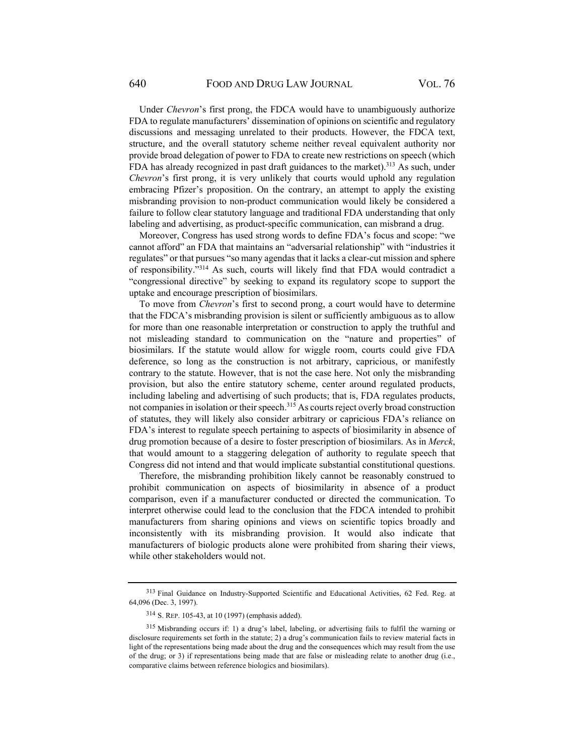Under *Chevron*'s first prong, the FDCA would have to unambiguously authorize FDA to regulate manufacturers' dissemination of opinions on scientific and regulatory discussions and messaging unrelated to their products. However, the FDCA text, structure, and the overall statutory scheme neither reveal equivalent authority nor provide broad delegation of power to FDA to create new restrictions on speech (which FDA has already recognized in past draft guidances to the market).[313] As such, under *Chevron*'s first prong, it is very unlikely that courts would uphold any regulation embracing Pfizer's proposition. On the contrary, an attempt to apply the existing misbranding provision to non-product communication would likely be considered a failure to follow clear statutory language and traditional FDA understanding that only labeling and advertising, as product-specific communication, can misbrand a drug.

Moreover, Congress has used strong words to define FDA's focus and scope: "we cannot afford" an FDA that maintains an "adversarial relationship" with "industries it regulates" or that pursues "so many agendas that it lacks a clear-cut mission and sphere of responsibility."[314] As such, courts will likely find that FDA would contradict a "congressional directive" by seeking to expand its regulatory scope to support the uptake and encourage prescription of biosimilars.

To move from *Chevron*'s first to second prong, a court would have to determine that the FDCA's misbranding provision is silent or sufficiently ambiguous as to allow for more than one reasonable interpretation or construction to apply the truthful and not misleading standard to communication on the "nature and properties" of biosimilars. If the statute would allow for wiggle room, courts could give FDA deference, so long as the construction is not arbitrary, capricious, or manifestly contrary to the statute. However, that is not the case here. Not only the misbranding provision, but also the entire statutory scheme, center around regulated products, including labeling and advertising of such products; that is, FDA regulates products, not companies in isolation or their speech.[315] As courts reject overly broad construction of statutes, they will likely also consider arbitrary or capricious FDA's reliance on FDA's interest to regulate speech pertaining to aspects of biosimilarity in absence of drug promotion because of a desire to foster prescription of biosimilars. As in *Merck*, that would amount to a staggering delegation of authority to regulate speech that Congress did not intend and that would implicate substantial constitutional questions.

Therefore, the misbranding prohibition likely cannot be reasonably construed to prohibit communication on aspects of biosimilarity in absence of a product comparison, even if a manufacturer conducted or directed the communication. To interpret otherwise could lead to the conclusion that the FDCA intended to prohibit manufacturers from sharing opinions and views on scientific topics broadly and inconsistently with its misbranding provision. It would also indicate that manufacturers of biologic products alone were prohibited from sharing their views, while other stakeholders would not.

---

[313] Final Guidance on Industry-Supported Scientific and Educational Activities, 62 Fed. Reg. at 64,096 (Dec. 3, 1997).

[314] S. REP. 105-43, at 10 (1997) (emphasis added).

[315] Misbranding occurs if: 1) a drug's label, labeling, or advertising fails to fulfil the warning or disclosure requirements set forth in the statute; 2) a drug's communication fails to review material facts in light of the representations being made about the drug and the consequences which may result from the use of the drug; or 3) if representations being made that are false or misleading relate to another drug (i.e., comparative claims between reference biologics and biosimilars).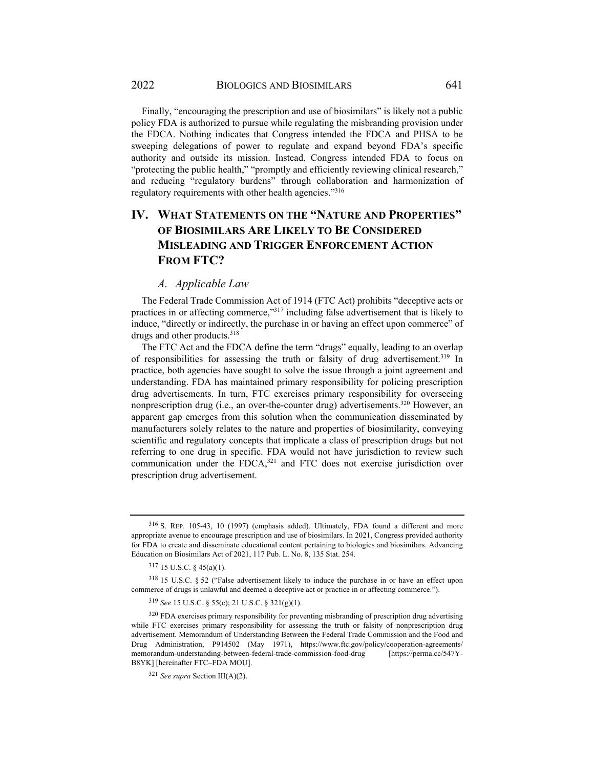Finally, "encouraging the prescription and use of biosimilars" is likely not a public policy FDA is authorized to pursue while regulating the misbranding provision under the FDCA. Nothing indicates that Congress intended the FDCA and PHSA to be sweeping delegations of power to regulate and expand beyond FDA's specific authority and outside its mission. Instead, Congress intended FDA to focus on "protecting the public health," "promptly and efficiently reviewing clinical research," and reducing "regulatory burdens" through collaboration and harmonization of regulatory requirements with other health agencies."[316]

## IV. What Statements on the "Nature and Properties" of Biosimilars Are Likely to Be Considered Misleading and Trigger Enforcement Action From FTC?

### *A. Applicable Law*

The Federal Trade Commission Act of 1914 (FTC Act) prohibits "deceptive acts or practices in or affecting commerce,"[317] including false advertisement that is likely to induce, "directly or indirectly, the purchase in or having an effect upon commerce" of drugs and other products.[318]

The FTC Act and the FDCA define the term "drugs" equally, leading to an overlap of responsibilities for assessing the truth or falsity of drug advertisement.[319] In practice, both agencies have sought to solve the issue through a joint agreement and understanding. FDA has maintained primary responsibility for policing prescription drug advertisements. In turn, FTC exercises primary responsibility for overseeing nonprescription drug (i.e., an over-the-counter drug) advertisements.[320] However, an apparent gap emerges from this solution when the communication disseminated by manufacturers solely relates to the nature and properties of biosimilarity, conveying scientific and regulatory concepts that implicate a class of prescription drugs but not referring to one drug in specific. FDA would not have jurisdiction to review such communication under the FDCA,[321] and FTC does not exercise jurisdiction over prescription drug advertisement.

---

[316] S. Rep. 105-43, 10 (1997) (emphasis added). Ultimately, FDA found a different and more appropriate avenue to encourage prescription and use of biosimilars. In 2021, Congress provided authority for FDA to create and disseminate educational content pertaining to biologics and biosimilars. Advancing Education on Biosimilars Act of 2021, 117 Pub. L. No. 8, 135 Stat. 254.

[317] 15 U.S.C. § 45(a)(1).

[318] 15 U.S.C. § 52 ("False advertisement likely to induce the purchase in or have an effect upon commerce of drugs is unlawful and deemed a deceptive act or practice in or affecting commerce.").

[319] *See* 15 U.S.C. § 55(c); 21 U.S.C. § 321(g)(1).

[320] FDA exercises primary responsibility for preventing misbranding of prescription drug advertising while FTC exercises primary responsibility for assessing the truth or falsity of nonprescription drug advertisement. Memorandum of Understanding Between the Federal Trade Commission and the Food and Drug Administration, P914502 (May 1971), https://www.ftc.gov/policy/cooperation-agreements/memorandum-understanding-between-federal-trade-commission-food-drug [https://perma.cc/547Y-B8YK] [hereinafter FTC–FDA MOU].

[321] *See supra* Section III(A)(2).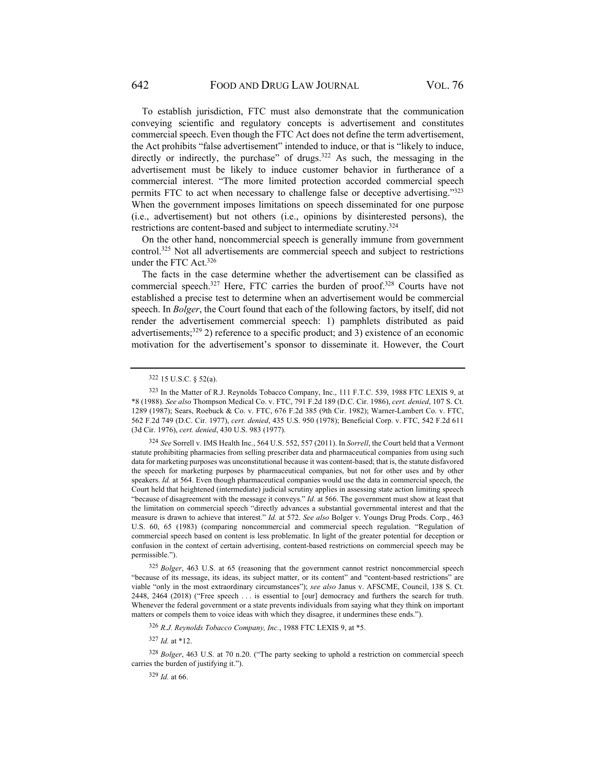To establish jurisdiction, FTC must also demonstrate that the communication conveying scientific and regulatory concepts is advertisement and constitutes commercial speech. Even though the FTC Act does not define the term advertisement, the Act prohibits "false advertisement" intended to induce, or that is "likely to induce, directly or indirectly, the purchase" of drugs.[322] As such, the messaging in the advertisement must be likely to induce customer behavior in furtherance of a commercial interest. "The more limited protection accorded commercial speech permits FTC to act when necessary to challenge false or deceptive advertising."[323] When the government imposes limitations on speech disseminated for one purpose (i.e., advertisement) but not others (i.e., opinions by disinterested persons), the restrictions are content-based and subject to intermediate scrutiny.[324]

On the other hand, noncommercial speech is generally immune from government control.[325] Not all advertisements are commercial speech and subject to restrictions under the FTC Act.[326]

The facts in the case determine whether the advertisement can be classified as commercial speech.[327] Here, FTC carries the burden of proof.[328] Courts have not established a precise test to determine when an advertisement would be commercial speech. In *Bolger*, the Court found that each of the following factors, by itself, did not render the advertisement commercial speech: 1) pamphlets distributed as paid advertisements;[329] 2) reference to a specific product; and 3) existence of an economic motivation for the advertisement's sponsor to disseminate it. However, the Court

---

[322] 15 U.S.C. § 52(a).

[323] In the Matter of R.J. Reynolds Tobacco Company, Inc., 111 F.T.C. 539, 1988 FTC LEXIS 9, at *8 (1988). *See also* Thompson Medical Co. v. FTC, 791 F.2d 189 (D.C. Cir. 1986), *cert. denied*, 107 S. Ct. 1289 (1987); Sears, Roebuck & Co. v. FTC, 676 F.2d 385 (9th Cir. 1982); Warner-Lambert Co. v. FTC, 562 F.2d 749 (D.C. Cir. 1977), *cert. denied*, 435 U.S. 950 (1978); Beneficial Corp. v. FTC, 542 F.2d 611 (3d Cir. 1976), *cert. denied*, 430 U.S. 983 (1977).

[324] *See* Sorrell v. IMS Health Inc., 564 U.S. 552, 557 (2011). In *Sorrell*, the Court held that a Vermont statute prohibiting pharmacies from selling prescriber data and pharmaceutical companies from using such data for marketing purposes was unconstitutional because it was content-based; that is, the statute disfavored the speech for marketing purposes by pharmaceutical companies, but not for other uses and by other speakers. *Id.* at 564. Even though pharmaceutical companies would use the data in commercial speech, the Court held that heightened (intermediate) judicial scrutiny applies in assessing state action limiting speech "because of disagreement with the message it conveys." *Id.* at 566. The government must show at least that the limitation on commercial speech "directly advances a substantial governmental interest and that the measure is drawn to achieve that interest." *Id.* at 572. *See also* Bolger v. Youngs Drug Prods. Corp., 463 U.S. 60, 65 (1983) (comparing noncommercial and commercial speech regulation. "Regulation of commercial speech based on content is less problematic. In light of the greater potential for deception or confusion in the context of certain advertising, content-based restrictions on commercial speech may be permissible.").

[325] *Bolger*, 463 U.S. at 65 (reasoning that the government cannot restrict noncommercial speech "because of its message, its ideas, its subject matter, or its content" and "content-based restrictions" are viable "only in the most extraordinary circumstances"); *see also* Janus v. AFSCME, Council, 138 S. Ct. 2448, 2464 (2018) ("Free speech . . . is essential to [our] democracy and furthers the search for truth. Whenever the federal government or a state prevents individuals from saying what they think on important matters or compels them to voice ideas with which they disagree, it undermines these ends.").

[326] *R.J. Reynolds Tobacco Company, Inc.*, 1988 FTC LEXIS 9, at *5.

[327] *Id.* at *12.

[328] *Bolger*, 463 U.S. at 70 n.20. ("The party seeking to uphold a restriction on commercial speech carries the burden of justifying it.").

[329] *Id.* at 66.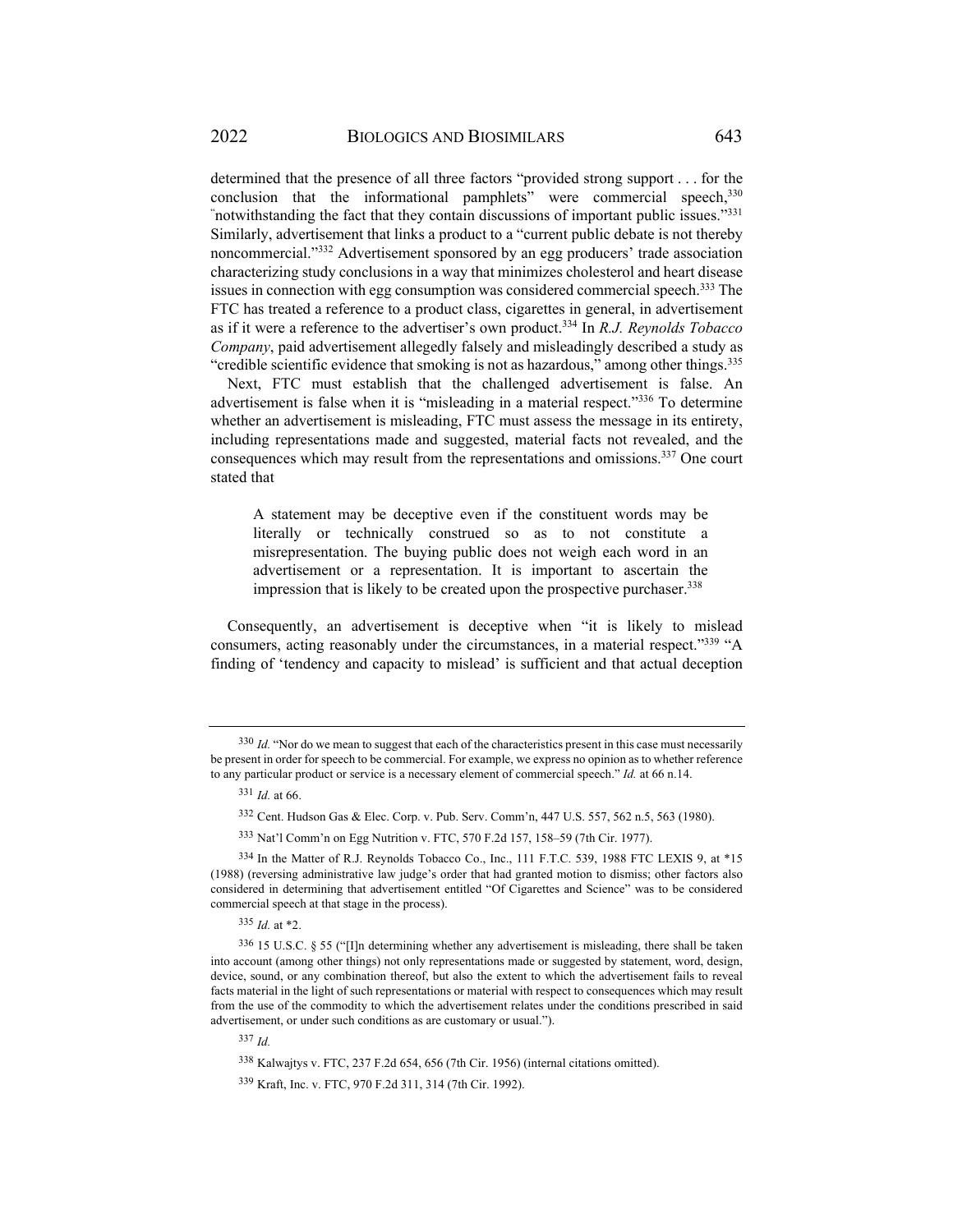determined that the presence of all three factors "provided strong support . . . for the conclusion that the informational pamphlets" were commercial speech,[330] "notwithstanding the fact that they contain discussions of important public issues."[331] Similarly, advertisement that links a product to a "current public debate is not thereby noncommercial."[332] Advertisement sponsored by an egg producers' trade association characterizing study conclusions in a way that minimizes cholesterol and heart disease issues in connection with egg consumption was considered commercial speech.[333] The FTC has treated a reference to a product class, cigarettes in general, in advertisement as if it were a reference to the advertiser's own product.[334] In *R.J. Reynolds Tobacco Company*, paid advertisement allegedly falsely and misleadingly described a study as "credible scientific evidence that smoking is not as hazardous," among other things.[335]

Next, FTC must establish that the challenged advertisement is false. An advertisement is false when it is "misleading in a material respect."[336] To determine whether an advertisement is misleading, FTC must assess the message in its entirety, including representations made and suggested, material facts not revealed, and the consequences which may result from the representations and omissions.[337] One court stated that

> A statement may be deceptive even if the constituent words may be literally or technically construed so as to not constitute a misrepresentation. The buying public does not weigh each word in an advertisement or a representation. It is important to ascertain the impression that is likely to be created upon the prospective purchaser.[338]

Consequently, an advertisement is deceptive when "it is likely to mislead consumers, acting reasonably under the circumstances, in a material respect."[339] "A finding of 'tendency and capacity to mislead' is sufficient and that actual deception

---

[330] *Id.* "Nor do we mean to suggest that each of the characteristics present in this case must necessarily be present in order for speech to be commercial. For example, we express no opinion as to whether reference to any particular product or service is a necessary element of commercial speech." *Id.* at 66 n.14.

[331] *Id.* at 66.

[332] Cent. Hudson Gas & Elec. Corp. v. Pub. Serv. Comm'n, 447 U.S. 557, 562 n.5, 563 (1980).

[333] Nat'l Comm'n on Egg Nutrition v. FTC, 570 F.2d 157, 158–59 (7th Cir. 1977).

[334] In the Matter of R.J. Reynolds Tobacco Co., Inc., 111 F.T.C. 539, 1988 FTC LEXIS 9, at *15 (1988) (reversing administrative law judge's order that had granted motion to dismiss; other factors also considered in determining that advertisement entitled "Of Cigarettes and Science" was to be considered commercial speech at that stage in the process).

[335] *Id.* at *2.

[336] 15 U.S.C. § 55 ("[I]n determining whether any advertisement is misleading, there shall be taken into account (among other things) not only representations made or suggested by statement, word, design, device, sound, or any combination thereof, but also the extent to which the advertisement fails to reveal facts material in the light of such representations or material with respect to consequences which may result from the use of the commodity to which the advertisement relates under the conditions prescribed in said advertisement, or under such conditions as are customary or usual.").

[337] *Id.*

[338] Kalwajtys v. FTC, 237 F.2d 654, 656 (7th Cir. 1956) (internal citations omitted).

[339] Kraft, Inc. v. FTC, 970 F.2d 311, 314 (7th Cir. 1992).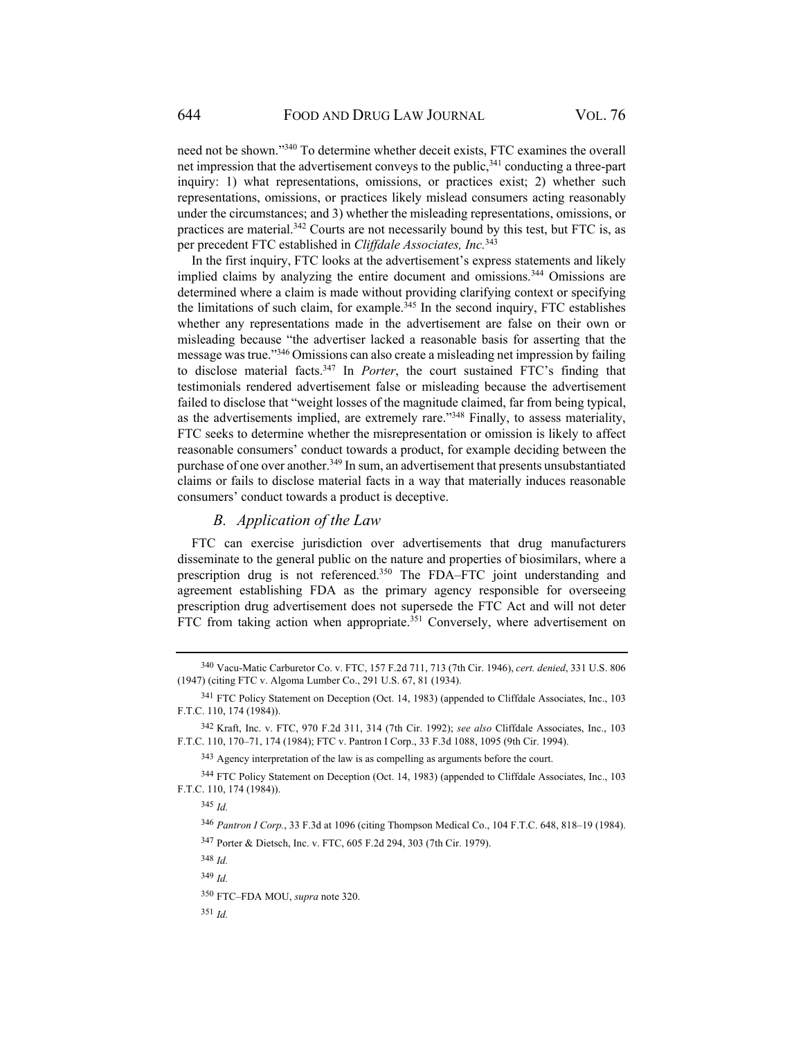need not be shown."[340] To determine whether deceit exists, FTC examines the overall net impression that the advertisement conveys to the public,[341] conducting a three-part inquiry: 1) what representations, omissions, or practices exist; 2) whether such representations, omissions, or practices likely mislead consumers acting reasonably under the circumstances; and 3) whether the misleading representations, omissions, or practices are material.[342] Courts are not necessarily bound by this test, but FTC is, as per precedent FTC established in *Cliffdale Associates, Inc.*[343]

In the first inquiry, FTC looks at the advertisement's express statements and likely implied claims by analyzing the entire document and omissions.[344] Omissions are determined where a claim is made without providing clarifying context or specifying the limitations of such claim, for example.[345] In the second inquiry, FTC establishes whether any representations made in the advertisement are false on their own or misleading because "the advertiser lacked a reasonable basis for asserting that the message was true."[346] Omissions can also create a misleading net impression by failing to disclose material facts.[347] In *Porter*, the court sustained FTC's finding that testimonials rendered advertisement false or misleading because the advertisement failed to disclose that "weight losses of the magnitude claimed, far from being typical, as the advertisements implied, are extremely rare."[348] Finally, to assess materiality, FTC seeks to determine whether the misrepresentation or omission is likely to affect reasonable consumers' conduct towards a product, for example deciding between the purchase of one over another.[349] In sum, an advertisement that presents unsubstantiated claims or fails to disclose material facts in a way that materially induces reasonable consumers' conduct towards a product is deceptive.

### *B. Application of the Law*

FTC can exercise jurisdiction over advertisements that drug manufacturers disseminate to the general public on the nature and properties of biosimilars, where a prescription drug is not referenced.[350] The FDA–FTC joint understanding and agreement establishing FDA as the primary agency responsible for overseeing prescription drug advertisement does not supersede the FTC Act and will not deter FTC from taking action when appropriate.[351] Conversely, where advertisement on

---

[340] Vacu-Matic Carburetor Co. v. FTC, 157 F.2d 711, 713 (7th Cir. 1946), *cert. denied*, 331 U.S. 806 (1947) (citing FTC v. Algoma Lumber Co., 291 U.S. 67, 81 (1934).

[341] FTC Policy Statement on Deception (Oct. 14, 1983) (appended to Cliffdale Associates, Inc., 103 F.T.C. 110, 174 (1984)).

[342] Kraft, Inc. v. FTC, 970 F.2d 311, 314 (7th Cir. 1992); *see also* Cliffdale Associates, Inc., 103 F.T.C. 110, 170–71, 174 (1984); FTC v. Pantron I Corp., 33 F.3d 1088, 1095 (9th Cir. 1994).

[343] Agency interpretation of the law is as compelling as arguments before the court.

[344] FTC Policy Statement on Deception (Oct. 14, 1983) (appended to Cliffdale Associates, Inc., 103 F.T.C. 110, 174 (1984)).

[345] *Id.*

[346] *Pantron I Corp.*, 33 F.3d at 1096 (citing Thompson Medical Co., 104 F.T.C. 648, 818–19 (1984).

[347] Porter & Dietsch, Inc. v. FTC, 605 F.2d 294, 303 (7th Cir. 1979).

[348] *Id.*

[349] *Id.*

[350] FTC–FDA MOU, *supra* note 320.

[351] *Id.*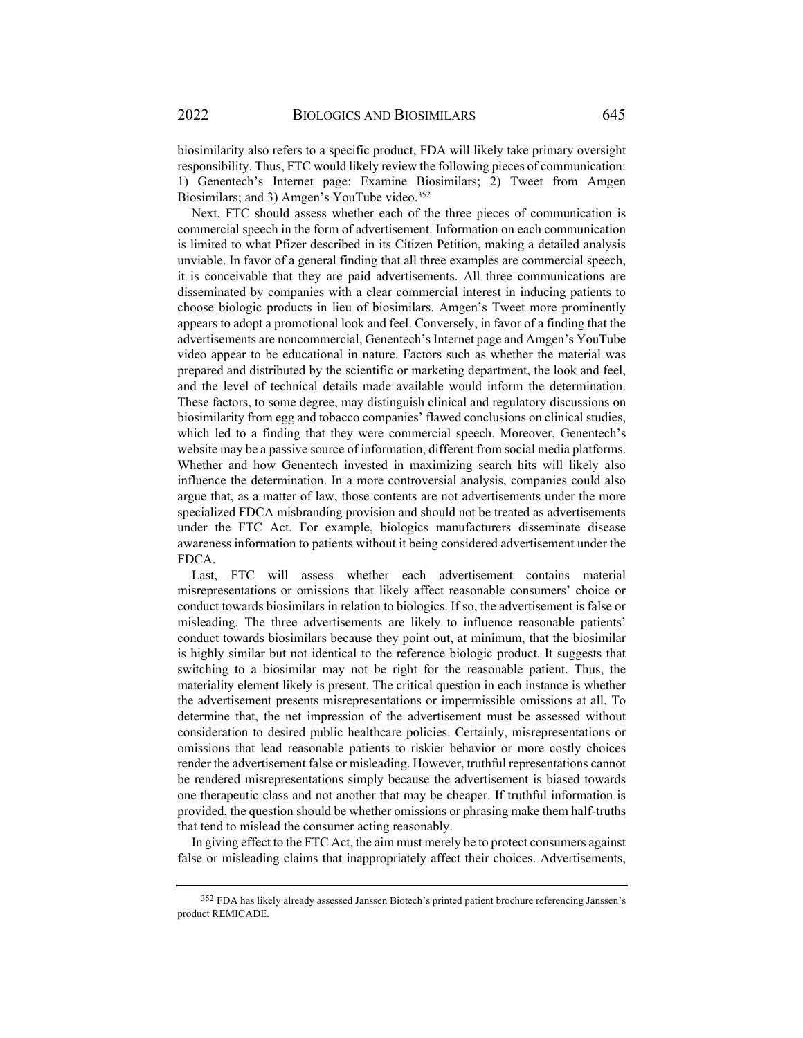biosimilarity also refers to a specific product, FDA will likely take primary oversight responsibility. Thus, FTC would likely review the following pieces of communication: 1) Genentech's Internet page: Examine Biosimilars; 2) Tweet from Amgen Biosimilars; and 3) Amgen's YouTube video.[352]

Next, FTC should assess whether each of the three pieces of communication is commercial speech in the form of advertisement. Information on each communication is limited to what Pfizer described in its Citizen Petition, making a detailed analysis unviable. In favor of a general finding that all three examples are commercial speech, it is conceivable that they are paid advertisements. All three communications are disseminated by companies with a clear commercial interest in inducing patients to choose biologic products in lieu of biosimilars. Amgen's Tweet more prominently appears to adopt a promotional look and feel. Conversely, in favor of a finding that the advertisements are noncommercial, Genentech's Internet page and Amgen's YouTube video appear to be educational in nature. Factors such as whether the material was prepared and distributed by the scientific or marketing department, the look and feel, and the level of technical details made available would inform the determination. These factors, to some degree, may distinguish clinical and regulatory discussions on biosimilarity from egg and tobacco companies' flawed conclusions on clinical studies, which led to a finding that they were commercial speech. Moreover, Genentech's website may be a passive source of information, different from social media platforms. Whether and how Genentech invested in maximizing search hits will likely also influence the determination. In a more controversial analysis, companies could also argue that, as a matter of law, those contents are not advertisements under the more specialized FDCA misbranding provision and should not be treated as advertisements under the FTC Act. For example, biologics manufacturers disseminate disease awareness information to patients without it being considered advertisement under the FDCA.

Last, FTC will assess whether each advertisement contains material misrepresentations or omissions that likely affect reasonable consumers' choice or conduct towards biosimilars in relation to biologics. If so, the advertisement is false or misleading. The three advertisements are likely to influence reasonable patients' conduct towards biosimilars because they point out, at minimum, that the biosimilar is highly similar but not identical to the reference biologic product. It suggests that switching to a biosimilar may not be right for the reasonable patient. Thus, the materiality element likely is present. The critical question in each instance is whether the advertisement presents misrepresentations or impermissible omissions at all. To determine that, the net impression of the advertisement must be assessed without consideration to desired public healthcare policies. Certainly, misrepresentations or omissions that lead reasonable patients to riskier behavior or more costly choices render the advertisement false or misleading. However, truthful representations cannot be rendered misrepresentations simply because the advertisement is biased towards one therapeutic class and not another that may be cheaper. If truthful information is provided, the question should be whether omissions or phrasing make them half-truths that tend to mislead the consumer acting reasonably.

In giving effect to the FTC Act, the aim must merely be to protect consumers against false or misleading claims that inappropriately affect their choices. Advertisements,

[352] FDA has likely already assessed Janssen Biotech's printed patient brochure referencing Janssen's product REMICADE.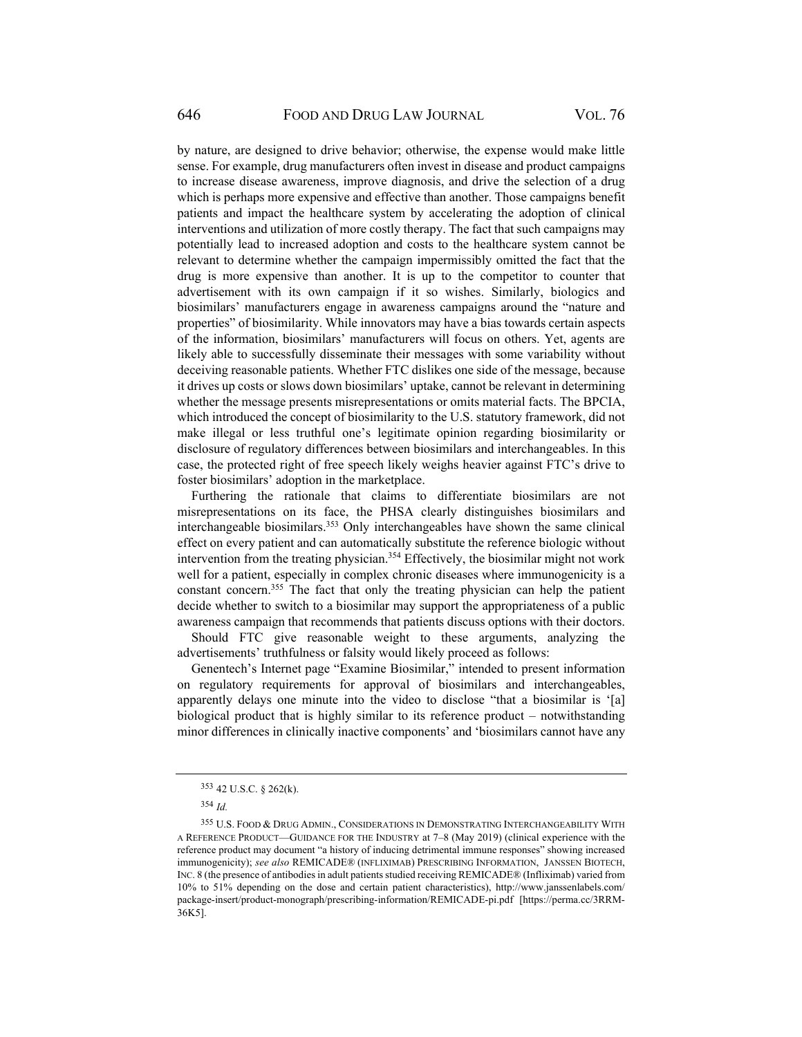by nature, are designed to drive behavior; otherwise, the expense would make little sense. For example, drug manufacturers often invest in disease and product campaigns to increase disease awareness, improve diagnosis, and drive the selection of a drug which is perhaps more expensive and effective than another. Those campaigns benefit patients and impact the healthcare system by accelerating the adoption of clinical interventions and utilization of more costly therapy. The fact that such campaigns may potentially lead to increased adoption and costs to the healthcare system cannot be relevant to determine whether the campaign impermissibly omitted the fact that the drug is more expensive than another. It is up to the competitor to counter that advertisement with its own campaign if it so wishes. Similarly, biologics and biosimilars' manufacturers engage in awareness campaigns around the "nature and properties" of biosimilarity. While innovators may have a bias towards certain aspects of the information, biosimilars' manufacturers will focus on others. Yet, agents are likely able to successfully disseminate their messages with some variability without deceiving reasonable patients. Whether FTC dislikes one side of the message, because it drives up costs or slows down biosimilars' uptake, cannot be relevant in determining whether the message presents misrepresentations or omits material facts. The BPCIA, which introduced the concept of biosimilarity to the U.S. statutory framework, did not make illegal or less truthful one's legitimate opinion regarding biosimilarity or disclosure of regulatory differences between biosimilars and interchangeables. In this case, the protected right of free speech likely weighs heavier against FTC's drive to foster biosimilars' adoption in the marketplace.

Furthering the rationale that claims to differentiate biosimilars are not misrepresentations on its face, the PHSA clearly distinguishes biosimilars and interchangeable biosimilars.[353] Only interchangeables have shown the same clinical effect on every patient and can automatically substitute the reference biologic without intervention from the treating physician.[354] Effectively, the biosimilar might not work well for a patient, especially in complex chronic diseases where immunogenicity is a constant concern.[355] The fact that only the treating physician can help the patient decide whether to switch to a biosimilar may support the appropriateness of a public awareness campaign that recommends that patients discuss options with their doctors.

Should FTC give reasonable weight to these arguments, analyzing the advertisements' truthfulness or falsity would likely proceed as follows:

Genentech's Internet page "Examine Biosimilar," intended to present information on regulatory requirements for approval of biosimilars and interchangeables, apparently delays one minute into the video to disclose "that a biosimilar is '[a] biological product that is highly similar to its reference product – notwithstanding minor differences in clinically inactive components' and 'biosimilars cannot have any

---

[353] 42 U.S.C. § 262(k).

[354] *Id.*

[355] U.S. FOOD & DRUG ADMIN., CONSIDERATIONS IN DEMONSTRATING INTERCHANGEABILITY WITH A REFERENCE PRODUCT—GUIDANCE FOR THE INDUSTRY at 7–8 (May 2019) (clinical experience with the reference product may document "a history of inducing detrimental immune responses" showing increased immunogenicity); *see also* REMICADE® (INFLIXIMAB) PRESCRIBING INFORMATION, JANSSEN BIOTECH, INC. 8 (the presence of antibodies in adult patients studied receiving REMICADE® (Infliximab) varied from 10% to 51% depending on the dose and certain patient characteristics), http://www.janssenlabels.com/package-insert/product-monograph/prescribing-information/REMICADE-pi.pdf [https://perma.cc/3RRM-36K5].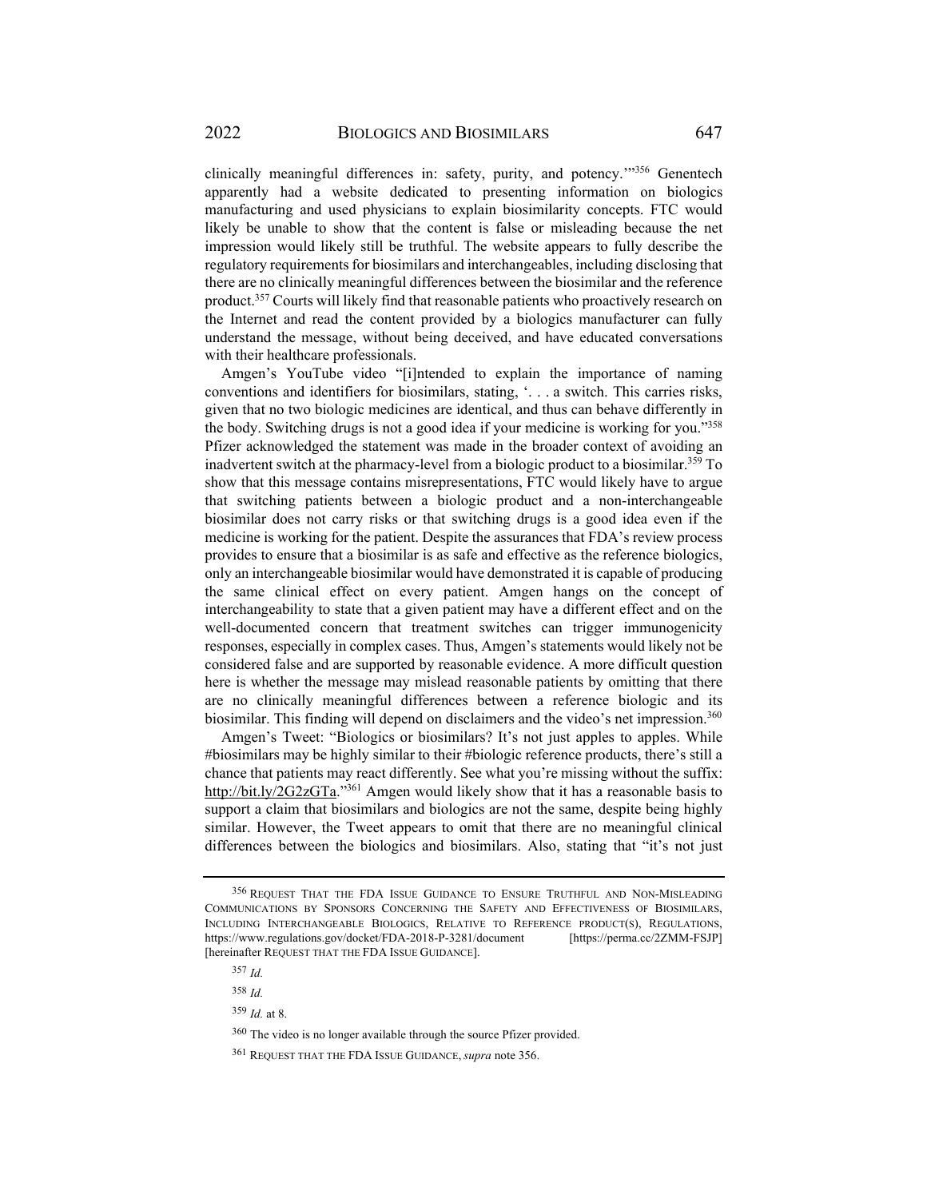clinically meaningful differences in: safety, purity, and potency.'"[356] Genentech apparently had a website dedicated to presenting information on biologics manufacturing and used physicians to explain biosimilarity concepts. FTC would likely be unable to show that the content is false or misleading because the net impression would likely still be truthful. The website appears to fully describe the regulatory requirements for biosimilars and interchangeables, including disclosing that there are no clinically meaningful differences between the biosimilar and the reference product.[357] Courts will likely find that reasonable patients who proactively research on the Internet and read the content provided by a biologics manufacturer can fully understand the message, without being deceived, and have educated conversations with their healthcare professionals.

Amgen's YouTube video "[i]ntended to explain the importance of naming conventions and identifiers for biosimilars, stating, '. . . a switch. This carries risks, given that no two biologic medicines are identical, and thus can behave differently in the body. Switching drugs is not a good idea if your medicine is working for you."[358] Pfizer acknowledged the statement was made in the broader context of avoiding an inadvertent switch at the pharmacy-level from a biologic product to a biosimilar.[359] To show that this message contains misrepresentations, FTC would likely have to argue that switching patients between a biologic product and a non-interchangeable biosimilar does not carry risks or that switching drugs is a good idea even if the medicine is working for the patient. Despite the assurances that FDA's review process provides to ensure that a biosimilar is as safe and effective as the reference biologics, only an interchangeable biosimilar would have demonstrated it is capable of producing the same clinical effect on every patient. Amgen hangs on the concept of interchangeability to state that a given patient may have a different effect and on the well-documented concern that treatment switches can trigger immunogenicity responses, especially in complex cases. Thus, Amgen's statements would likely not be considered false and are supported by reasonable evidence. A more difficult question here is whether the message may mislead reasonable patients by omitting that there are no clinically meaningful differences between a reference biologic and its biosimilar. This finding will depend on disclaimers and the video's net impression.[360]

Amgen's Tweet: "Biologics or biosimilars? It's not just apples to apples. While #biosimilars may be highly similar to their #biologic reference products, there's still a chance that patients may react differently. See what you're missing without the suffix: http://bit.ly/2G2zGTa."[361] Amgen would likely show that it has a reasonable basis to support a claim that biosimilars and biologics are not the same, despite being highly similar. However, the Tweet appears to omit that there are no meaningful clinical differences between the biologics and biosimilars. Also, stating that "it's not just

---

[356] REQUEST THAT THE FDA ISSUE GUIDANCE TO ENSURE TRUTHFUL AND NON-MISLEADING COMMUNICATIONS BY SPONSORS CONCERNING THE SAFETY AND EFFECTIVENESS OF BIOSIMILARS, INCLUDING INTERCHANGEABLE BIOLOGICS, RELATIVE TO REFERENCE PRODUCT(S), REGULATIONS, https://www.regulations.gov/docket/FDA-2018-P-3281/document [https://perma.cc/2ZMM-FSJP] [hereinafter REQUEST THAT THE FDA ISSUE GUIDANCE].

[357] *Id.*

[358] *Id.*

[359] *Id.* at 8.

[360] The video is no longer available through the source Pfizer provided.

[361] REQUEST THAT THE FDA ISSUE GUIDANCE, *supra* note 356.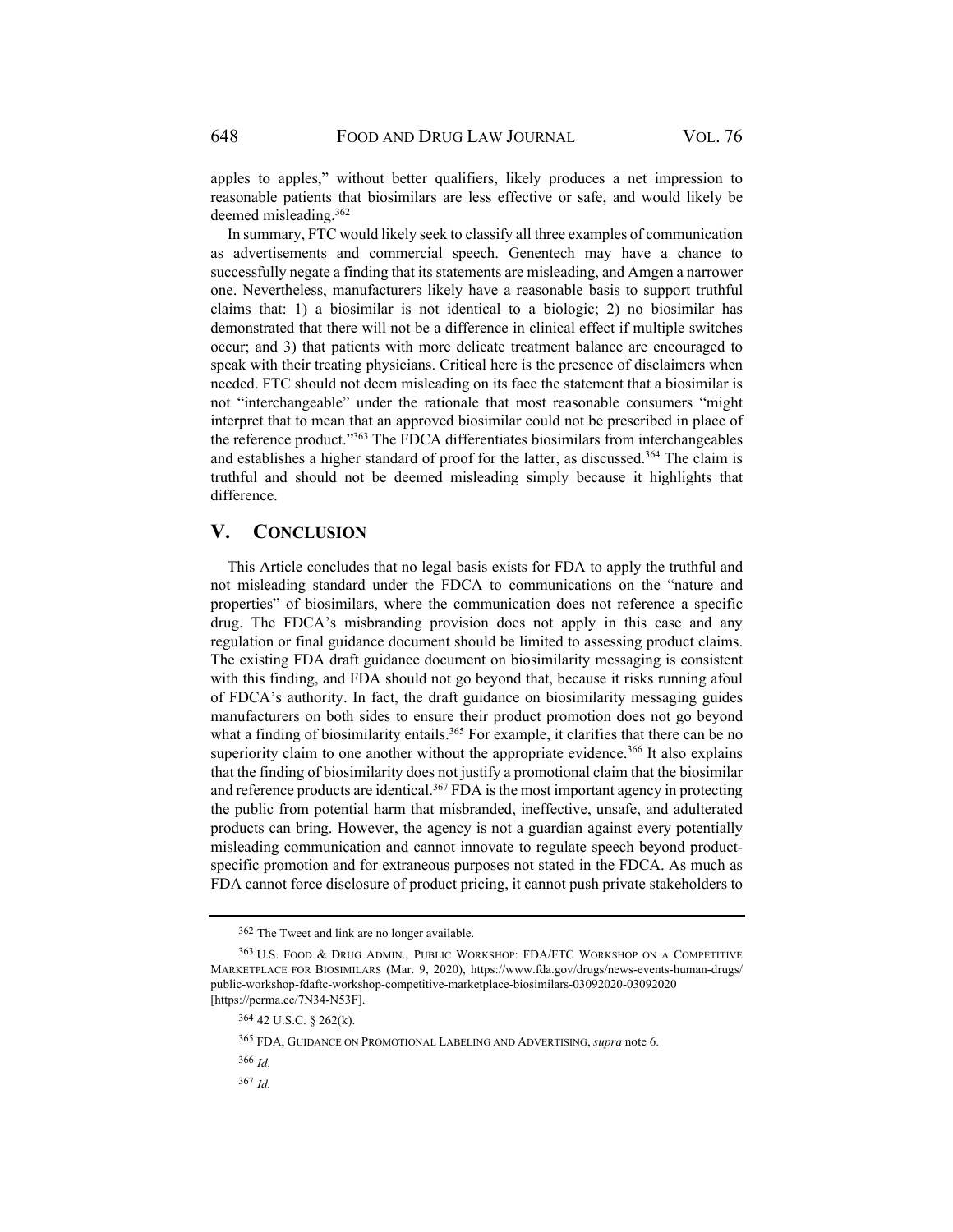apples to apples," without better qualifiers, likely produces a net impression to reasonable patients that biosimilars are less effective or safe, and would likely be deemed misleading.[362]

In summary, FTC would likely seek to classify all three examples of communication as advertisements and commercial speech. Genentech may have a chance to successfully negate a finding that its statements are misleading, and Amgen a narrower one. Nevertheless, manufacturers likely have a reasonable basis to support truthful claims that: 1) a biosimilar is not identical to a biologic; 2) no biosimilar has demonstrated that there will not be a difference in clinical effect if multiple switches occur; and 3) that patients with more delicate treatment balance are encouraged to speak with their treating physicians. Critical here is the presence of disclaimers when needed. FTC should not deem misleading on its face the statement that a biosimilar is not "interchangeable" under the rationale that most reasonable consumers "might interpret that to mean that an approved biosimilar could not be prescribed in place of the reference product."[363] The FDCA differentiates biosimilars from interchangeables and establishes a higher standard of proof for the latter, as discussed.[364] The claim is truthful and should not be deemed misleading simply because it highlights that difference.

## V. Conclusion

This Article concludes that no legal basis exists for FDA to apply the truthful and not misleading standard under the FDCA to communications on the "nature and properties" of biosimilars, where the communication does not reference a specific drug. The FDCA's misbranding provision does not apply in this case and any regulation or final guidance document should be limited to assessing product claims. The existing FDA draft guidance document on biosimilarity messaging is consistent with this finding, and FDA should not go beyond that, because it risks running afoul of FDCA's authority. In fact, the draft guidance on biosimilarity messaging guides manufacturers on both sides to ensure their product promotion does not go beyond what a finding of biosimilarity entails.[365] For example, it clarifies that there can be no superiority claim to one another without the appropriate evidence.[366] It also explains that the finding of biosimilarity does not justify a promotional claim that the biosimilar and reference products are identical.[367] FDA is the most important agency in protecting the public from potential harm that misbranded, ineffective, unsafe, and adulterated products can bring. However, the agency is not a guardian against every potentially misleading communication and cannot innovate to regulate speech beyond product-specific promotion and for extraneous purposes not stated in the FDCA. As much as FDA cannot force disclosure of product pricing, it cannot push private stakeholders to

---

[362] The Tweet and link are no longer available.

[363] U.S. Food & Drug Admin., Public Workshop: FDA/FTC Workshop on a Competitive Marketplace for Biosimilars (Mar. 9, 2020), https://www.fda.gov/drugs/news-events-human-drugs/public-workshop-fdaftc-workshop-competitive-marketplace-biosimilars-03092020-03092020 [https://perma.cc/7N34-N53F].

[364] 42 U.S.C. § 262(k).

[365] FDA, Guidance on Promotional Labeling and Advertising, *supra* note 6.

[366] *Id.*

[367] *Id.*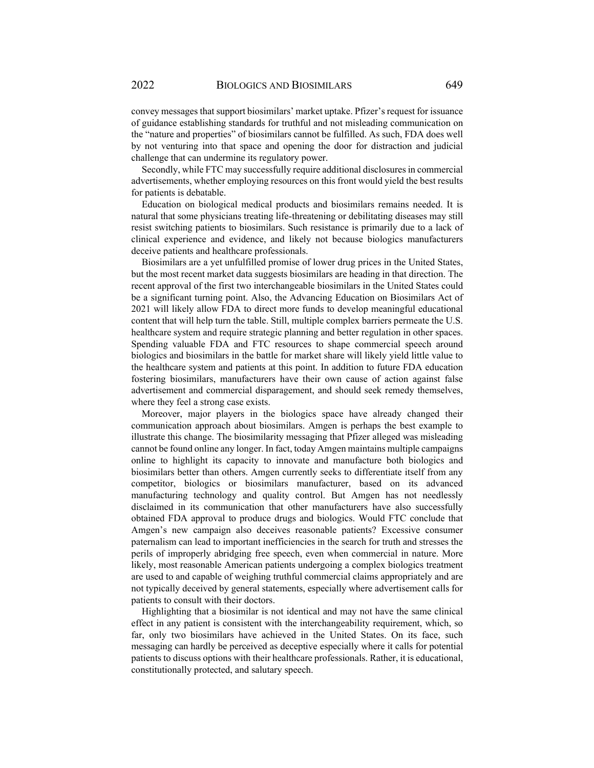convey messages that support biosimilars' market uptake. Pfizer's request for issuance of guidance establishing standards for truthful and not misleading communication on the "nature and properties" of biosimilars cannot be fulfilled. As such, FDA does well by not venturing into that space and opening the door for distraction and judicial challenge that can undermine its regulatory power.

Secondly, while FTC may successfully require additional disclosures in commercial advertisements, whether employing resources on this front would yield the best results for patients is debatable.

Education on biological medical products and biosimilars remains needed. It is natural that some physicians treating life-threatening or debilitating diseases may still resist switching patients to biosimilars. Such resistance is primarily due to a lack of clinical experience and evidence, and likely not because biologics manufacturers deceive patients and healthcare professionals.

Biosimilars are a yet unfulfilled promise of lower drug prices in the United States, but the most recent market data suggests biosimilars are heading in that direction. The recent approval of the first two interchangeable biosimilars in the United States could be a significant turning point. Also, the Advancing Education on Biosimilars Act of 2021 will likely allow FDA to direct more funds to develop meaningful educational content that will help turn the table. Still, multiple complex barriers permeate the U.S. healthcare system and require strategic planning and better regulation in other spaces. Spending valuable FDA and FTC resources to shape commercial speech around biologics and biosimilars in the battle for market share will likely yield little value to the healthcare system and patients at this point. In addition to future FDA education fostering biosimilars, manufacturers have their own cause of action against false advertisement and commercial disparagement, and should seek remedy themselves, where they feel a strong case exists.

Moreover, major players in the biologics space have already changed their communication approach about biosimilars. Amgen is perhaps the best example to illustrate this change. The biosimilarity messaging that Pfizer alleged was misleading cannot be found online any longer. In fact, today Amgen maintains multiple campaigns online to highlight its capacity to innovate and manufacture both biologics and biosimilars better than others. Amgen currently seeks to differentiate itself from any competitor, biologics or biosimilars manufacturer, based on its advanced manufacturing technology and quality control. But Amgen has not needlessly disclaimed in its communication that other manufacturers have also successfully obtained FDA approval to produce drugs and biologics. Would FTC conclude that Amgen's new campaign also deceives reasonable patients? Excessive consumer paternalism can lead to important inefficiencies in the search for truth and stresses the perils of improperly abridging free speech, even when commercial in nature. More likely, most reasonable American patients undergoing a complex biologics treatment are used to and capable of weighing truthful commercial claims appropriately and are not typically deceived by general statements, especially where advertisement calls for patients to consult with their doctors.

Highlighting that a biosimilar is not identical and may not have the same clinical effect in any patient is consistent with the interchangeability requirement, which, so far, only two biosimilars have achieved in the United States. On its face, such messaging can hardly be perceived as deceptive especially where it calls for potential patients to discuss options with their healthcare professionals. Rather, it is educational, constitutionally protected, and salutary speech.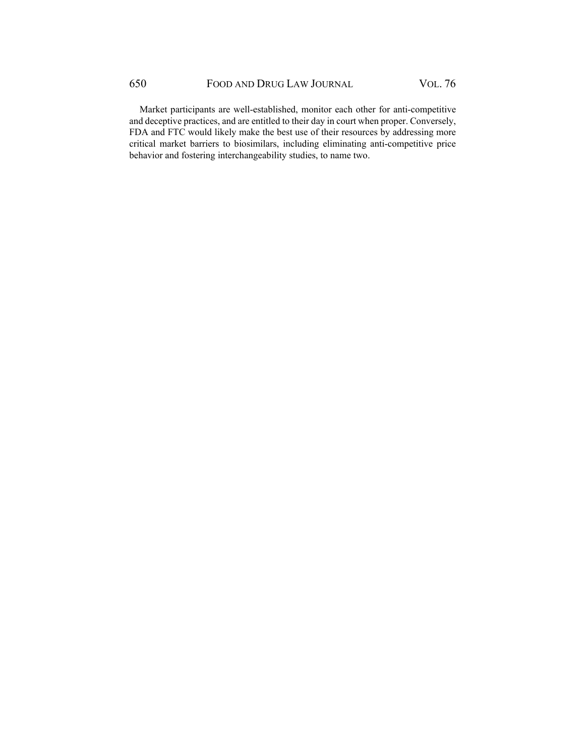Market participants are well-established, monitor each other for anti-competitive and deceptive practices, and are entitled to their day in court when proper. Conversely, FDA and FTC would likely make the best use of their resources by addressing more critical market barriers to biosimilars, including eliminating anti-competitive price behavior and fostering interchangeability studies, to name two.